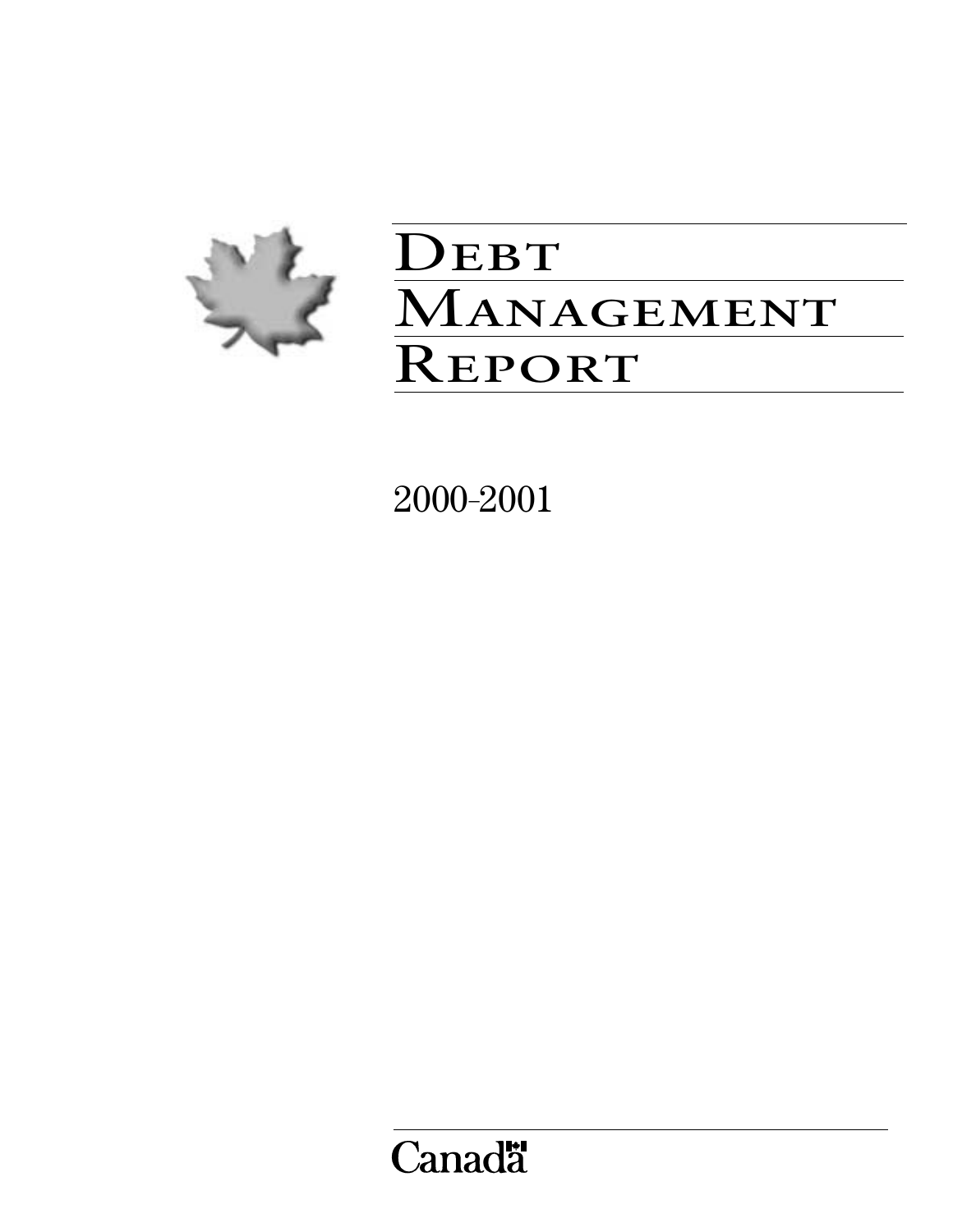# Debt Management Report

2000-2001

Canada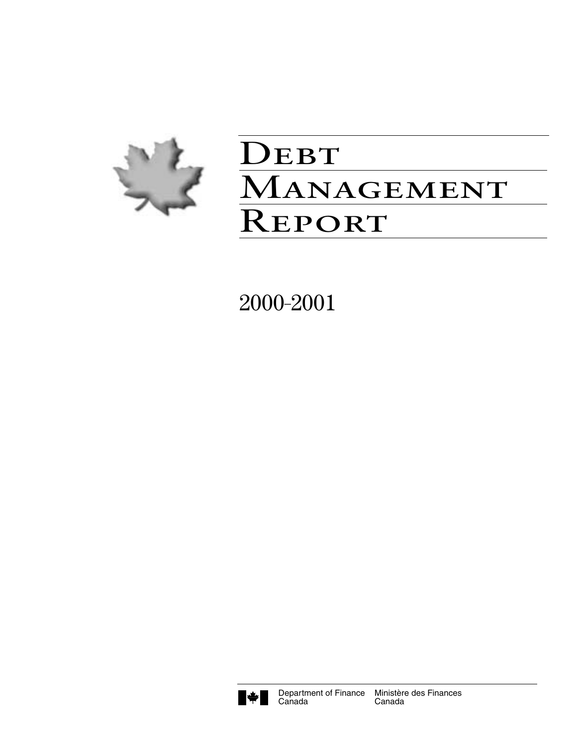# Debt Management Report

2000-2001

Department of Finance Canada    Ministère des Finances Canada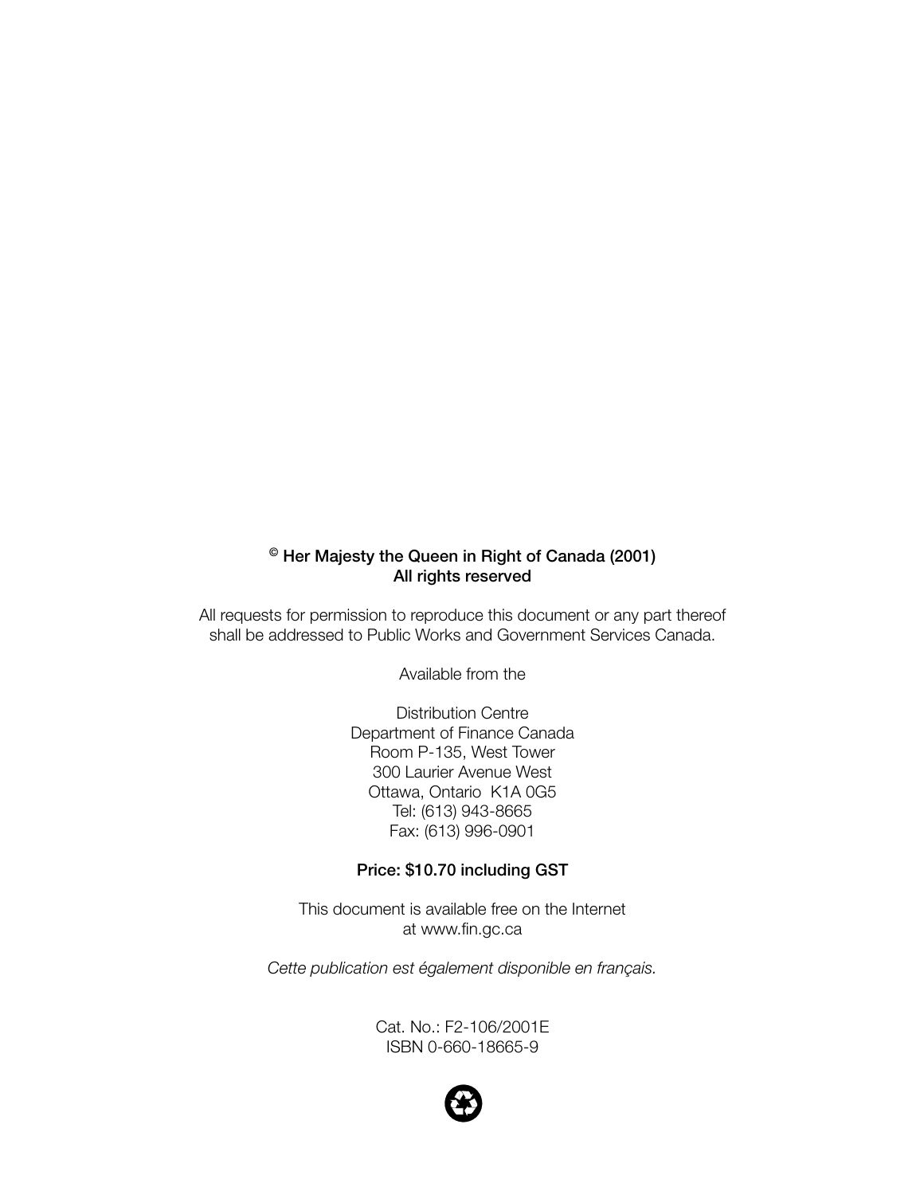**© Her Majesty the Queen in Right of Canada (2001)**
**All rights reserved**

All requests for permission to reproduce this document or any part thereof shall be addressed to Public Works and Government Services Canada.

Available from the

Distribution Centre
Department of Finance Canada
Room P-135, West Tower
300 Laurier Avenue West
Ottawa, Ontario K1A 0G5
Tel: (613) 943-8665
Fax: (613) 996-0901

**Price: $10.70 including GST**

This document is available free on the Internet at www.fin.gc.ca

*Cette publication est également disponible en français.*

Cat. No.: F2-106/2001E
ISBN 0-660-18665-9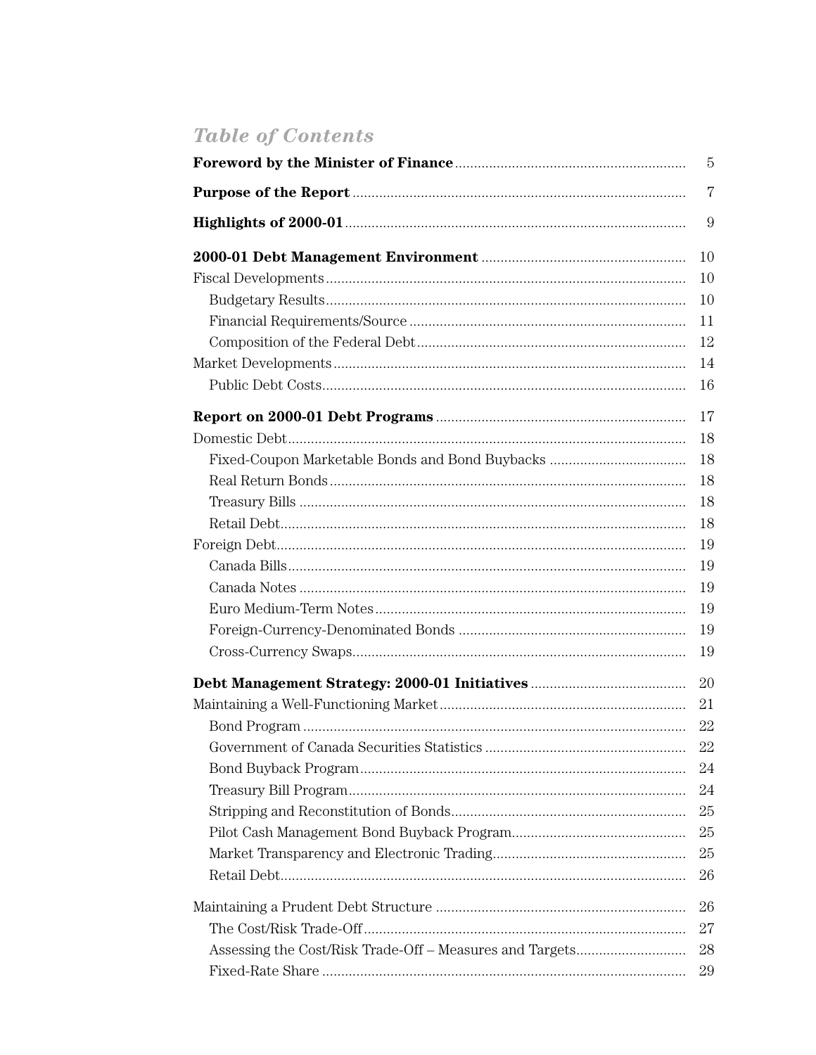# *Table of Contents*

| | |
|---|---|
| **Foreword by the Minister of Finance** | 5 |
| **Purpose of the Report** | 7 |
| **Highlights of 2000-01** | 9 |
| **2000-01 Debt Management Environment** | 10 |
| Fiscal Developments | 10 |
| Budgetary Results | 10 |
| Financial Requirements/Source | 11 |
| Composition of the Federal Debt | 12 |
| Market Developments | 14 |
| Public Debt Costs | 16 |
| **Report on 2000-01 Debt Programs** | 17 |
| Domestic Debt | 18 |
| Fixed-Coupon Marketable Bonds and Bond Buybacks | 18 |
| Real Return Bonds | 18 |
| Treasury Bills | 18 |
| Retail Debt | 18 |
| Foreign Debt | 19 |
| Canada Bills | 19 |
| Canada Notes | 19 |
| Euro Medium-Term Notes | 19 |
| Foreign-Currency-Denominated Bonds | 19 |
| Cross-Currency Swaps | 19 |
| **Debt Management Strategy: 2000-01 Initiatives** | 20 |
| Maintaining a Well-Functioning Market | 21 |
| Bond Program | 22 |
| Government of Canada Securities Statistics | 22 |
| Bond Buyback Program | 24 |
| Treasury Bill Program | 24 |
| Stripping and Reconstitution of Bonds | 25 |
| Pilot Cash Management Bond Buyback Program | 25 |
| Market Transparency and Electronic Trading | 25 |
| Retail Debt | 26 |
| Maintaining a Prudent Debt Structure | 26 |
| The Cost/Risk Trade-Off | 27 |
| Assessing the Cost/Risk Trade-Off – Measures and Targets | 28 |
| Fixed-Rate Share | 29 |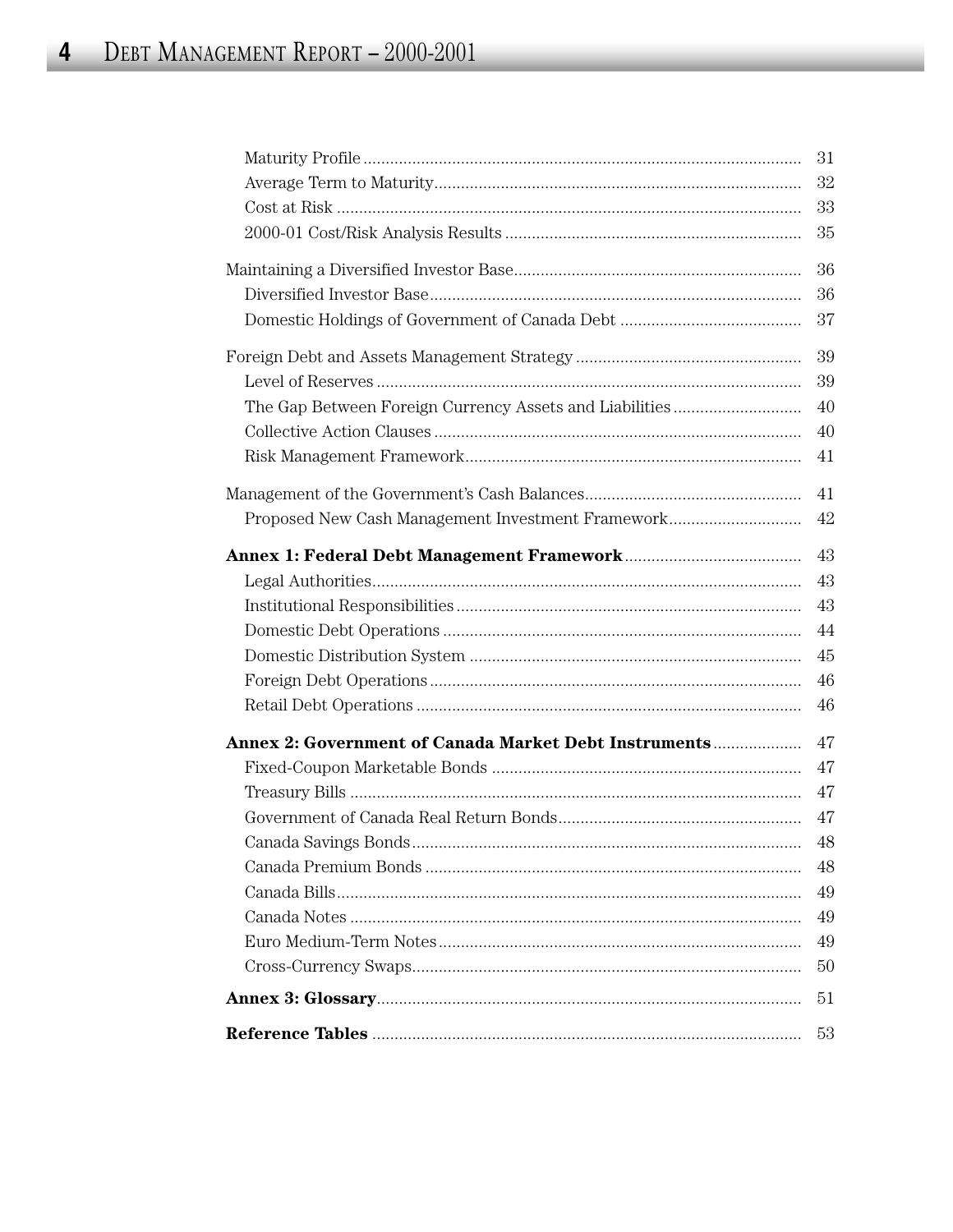Maturity Profile .......... 31
Average Term to Maturity .......... 32
Cost at Risk .......... 33
2000-01 Cost/Risk Analysis Results .......... 35

Maintaining a Diversified Investor Base .......... 36
Diversified Investor Base .......... 36
Domestic Holdings of Government of Canada Debt .......... 37

Foreign Debt and Assets Management Strategy .......... 39
Level of Reserves .......... 39
The Gap Between Foreign Currency Assets and Liabilities .......... 40
Collective Action Clauses .......... 40
Risk Management Framework .......... 41

Management of the Government's Cash Balances .......... 41
Proposed New Cash Management Investment Framework .......... 42

**Annex 1: Federal Debt Management Framework** .......... 43
Legal Authorities .......... 43
Institutional Responsibilities .......... 43
Domestic Debt Operations .......... 44
Domestic Distribution System .......... 45
Foreign Debt Operations .......... 46
Retail Debt Operations .......... 46

**Annex 2: Government of Canada Market Debt Instruments** .......... 47
Fixed-Coupon Marketable Bonds .......... 47
Treasury Bills .......... 47
Government of Canada Real Return Bonds .......... 47
Canada Savings Bonds .......... 48
Canada Premium Bonds .......... 48
Canada Bills .......... 49
Canada Notes .......... 49
Euro Medium-Term Notes .......... 49
Cross-Currency Swaps .......... 50

**Annex 3: Glossary** .......... 51

**Reference Tables** .......... 53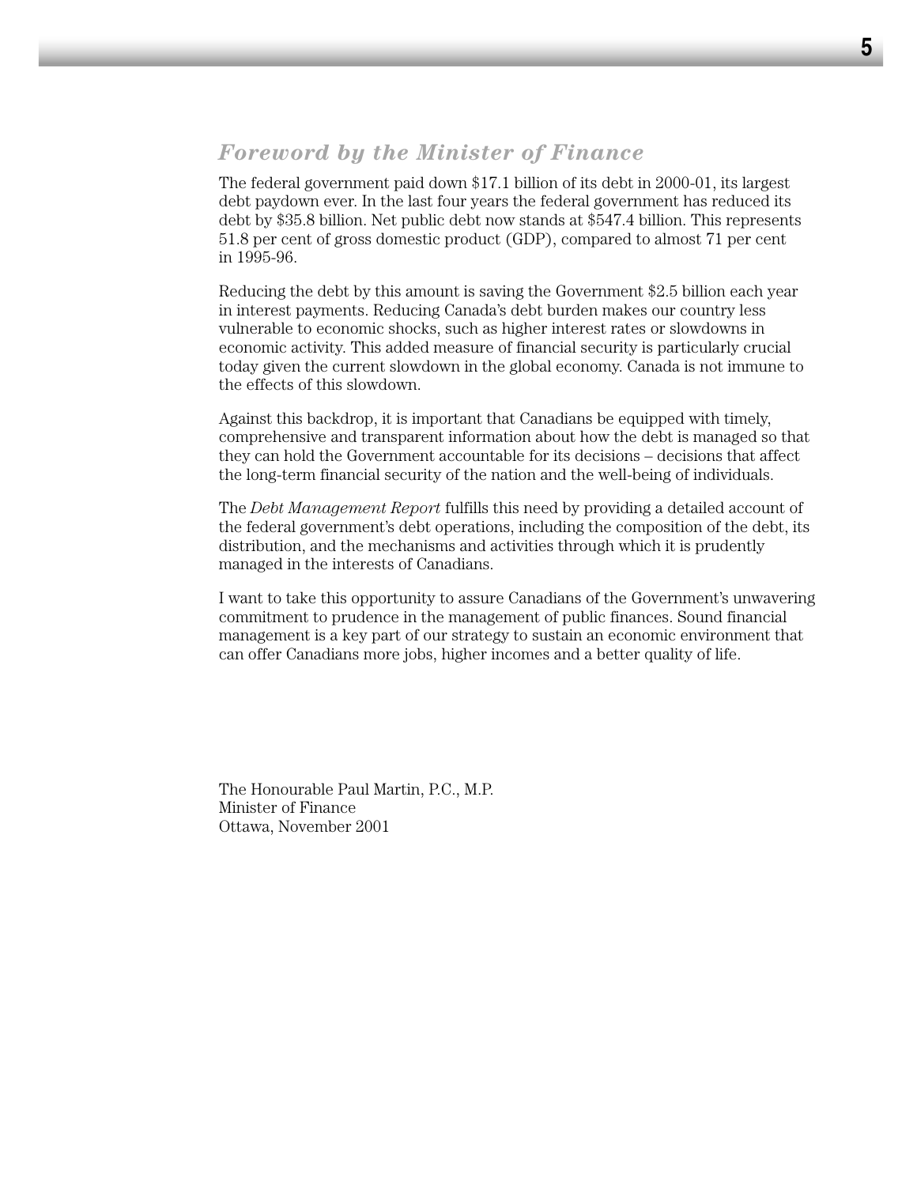## *Foreword by the Minister of Finance*

The federal government paid down $17.1 billion of its debt in 2000-01, its largest debt paydown ever. In the last four years the federal government has reduced its debt by $35.8 billion. Net public debt now stands at $547.4 billion. This represents 51.8 per cent of gross domestic product (GDP), compared to almost 71 per cent in 1995-96.

Reducing the debt by this amount is saving the Government $2.5 billion each year in interest payments. Reducing Canada's debt burden makes our country less vulnerable to economic shocks, such as higher interest rates or slowdowns in economic activity. This added measure of financial security is particularly crucial today given the current slowdown in the global economy. Canada is not immune to the effects of this slowdown.

Against this backdrop, it is important that Canadians be equipped with timely, comprehensive and transparent information about how the debt is managed so that they can hold the Government accountable for its decisions – decisions that affect the long-term financial security of the nation and the well-being of individuals.

The *Debt Management Report* fulfills this need by providing a detailed account of the federal government's debt operations, including the composition of the debt, its distribution, and the mechanisms and activities through which it is prudently managed in the interests of Canadians.

I want to take this opportunity to assure Canadians of the Government's unwavering commitment to prudence in the management of public finances. Sound financial management is a key part of our strategy to sustain an economic environment that can offer Canadians more jobs, higher incomes and a better quality of life.

The Honourable Paul Martin, P.C., M.P.
Minister of Finance
Ottawa, November 2001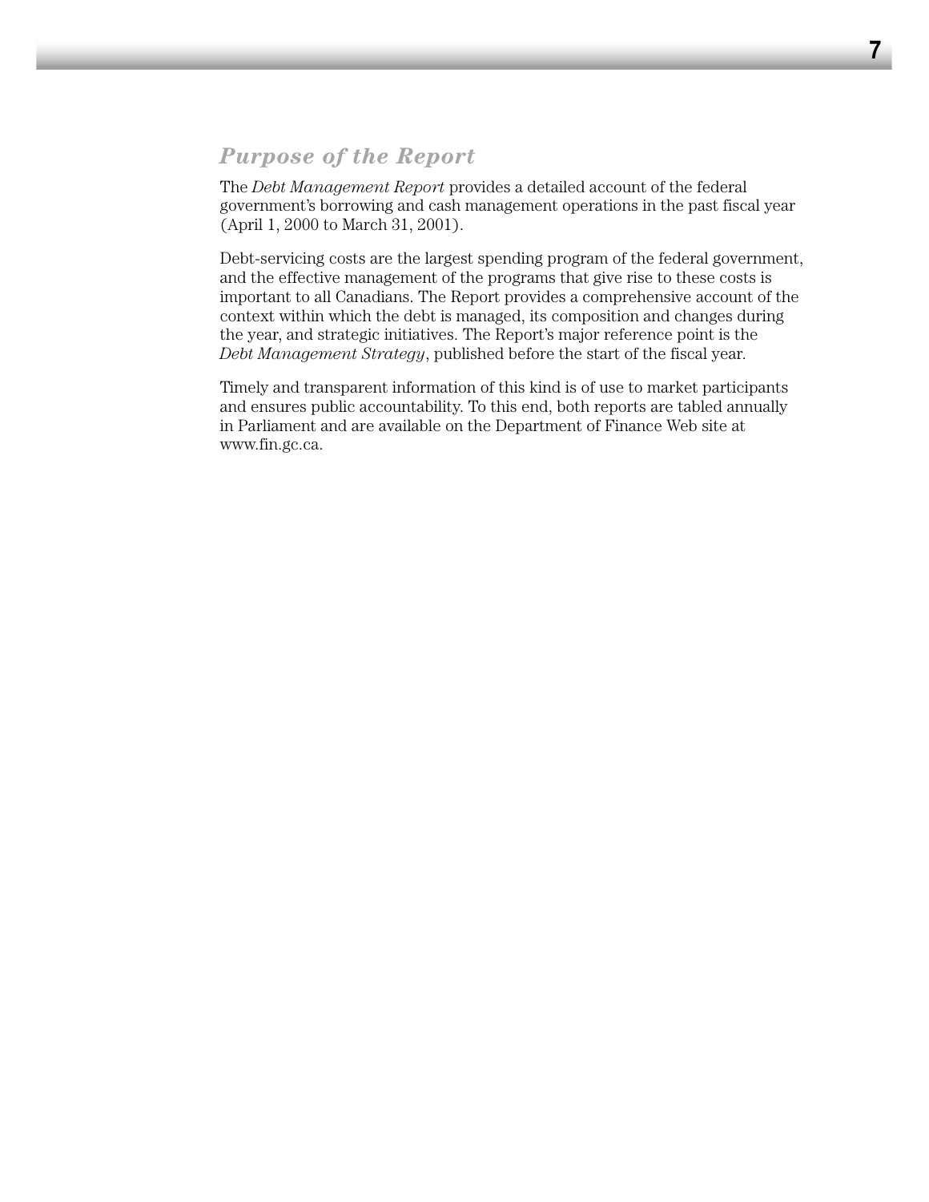## *Purpose of the Report*

The *Debt Management Report* provides a detailed account of the federal government's borrowing and cash management operations in the past fiscal year (April 1, 2000 to March 31, 2001).

Debt-servicing costs are the largest spending program of the federal government, and the effective management of the programs that give rise to these costs is important to all Canadians. The Report provides a comprehensive account of the context within which the debt is managed, its composition and changes during the year, and strategic initiatives. The Report's major reference point is the *Debt Management Strategy*, published before the start of the fiscal year.

Timely and transparent information of this kind is of use to market participants and ensures public accountability. To this end, both reports are tabled annually in Parliament and are available on the Department of Finance Web site at www.fin.gc.ca.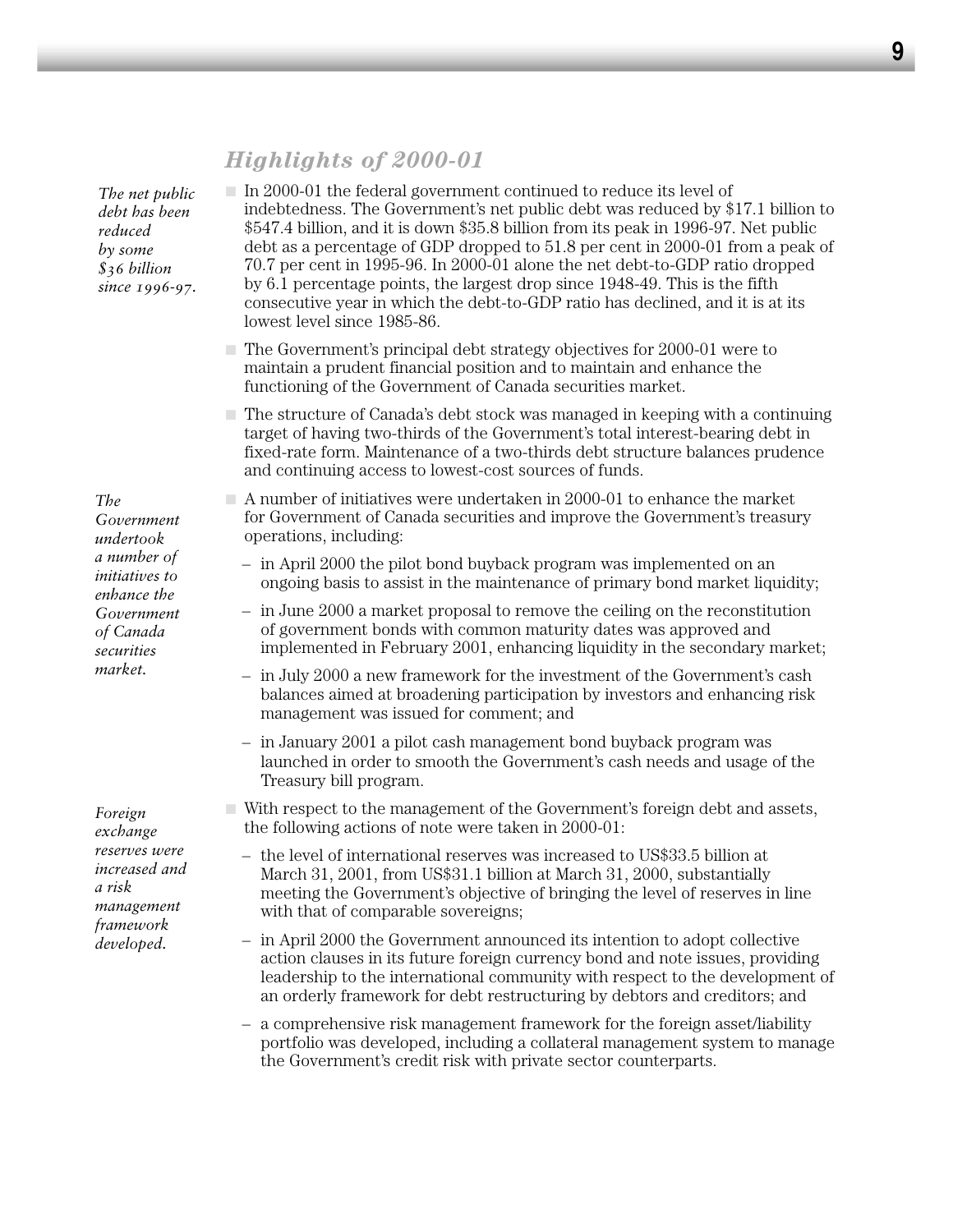## Highlights of 2000-01

*The net public debt has been reduced by some $36 billion since 1996-97.*

- In 2000-01 the federal government continued to reduce its level of indebtedness. The Government's net public debt was reduced by $17.1 billion to $547.4 billion, and it is down $35.8 billion from its peak in 1996-97. Net public debt as a percentage of GDP dropped to 51.8 per cent in 2000-01 from a peak of 70.7 per cent in 1995-96. In 2000-01 alone the net debt-to-GDP ratio dropped by 6.1 percentage points, the largest drop since 1948-49. This is the fifth consecutive year in which the debt-to-GDP ratio has declined, and it is at its lowest level since 1985-86.
- The Government's principal debt strategy objectives for 2000-01 were to maintain a prudent financial position and to maintain and enhance the functioning of the Government of Canada securities market.
- The structure of Canada's debt stock was managed in keeping with a continuing target of having two-thirds of the Government's total interest-bearing debt in fixed-rate form. Maintenance of a two-thirds debt structure balances prudence and continuing access to lowest-cost sources of funds.

*The Government undertook a number of initiatives to enhance the Government of Canada securities market.*

- A number of initiatives were undertaken in 2000-01 to enhance the market for Government of Canada securities and improve the Government's treasury operations, including:
  - in April 2000 the pilot bond buyback program was implemented on an ongoing basis to assist in the maintenance of primary bond market liquidity;
  - in June 2000 a market proposal to remove the ceiling on the reconstitution of government bonds with common maturity dates was approved and implemented in February 2001, enhancing liquidity in the secondary market;
  - in July 2000 a new framework for the investment of the Government's cash balances aimed at broadening participation by investors and enhancing risk management was issued for comment; and
  - in January 2001 a pilot cash management bond buyback program was launched in order to smooth the Government's cash needs and usage of the Treasury bill program.

*Foreign exchange reserves were increased and a risk management framework developed.*

- With respect to the management of the Government's foreign debt and assets, the following actions of note were taken in 2000-01:
  - the level of international reserves was increased to US$33.5 billion at March 31, 2001, from US$31.1 billion at March 31, 2000, substantially meeting the Government's objective of bringing the level of reserves in line with that of comparable sovereigns;
  - in April 2000 the Government announced its intention to adopt collective action clauses in its future foreign currency bond and note issues, providing leadership to the international community with respect to the development of an orderly framework for debt restructuring by debtors and creditors; and
  - a comprehensive risk management framework for the foreign asset/liability portfolio was developed, including a collateral management system to manage the Government's credit risk with private sector counterparts.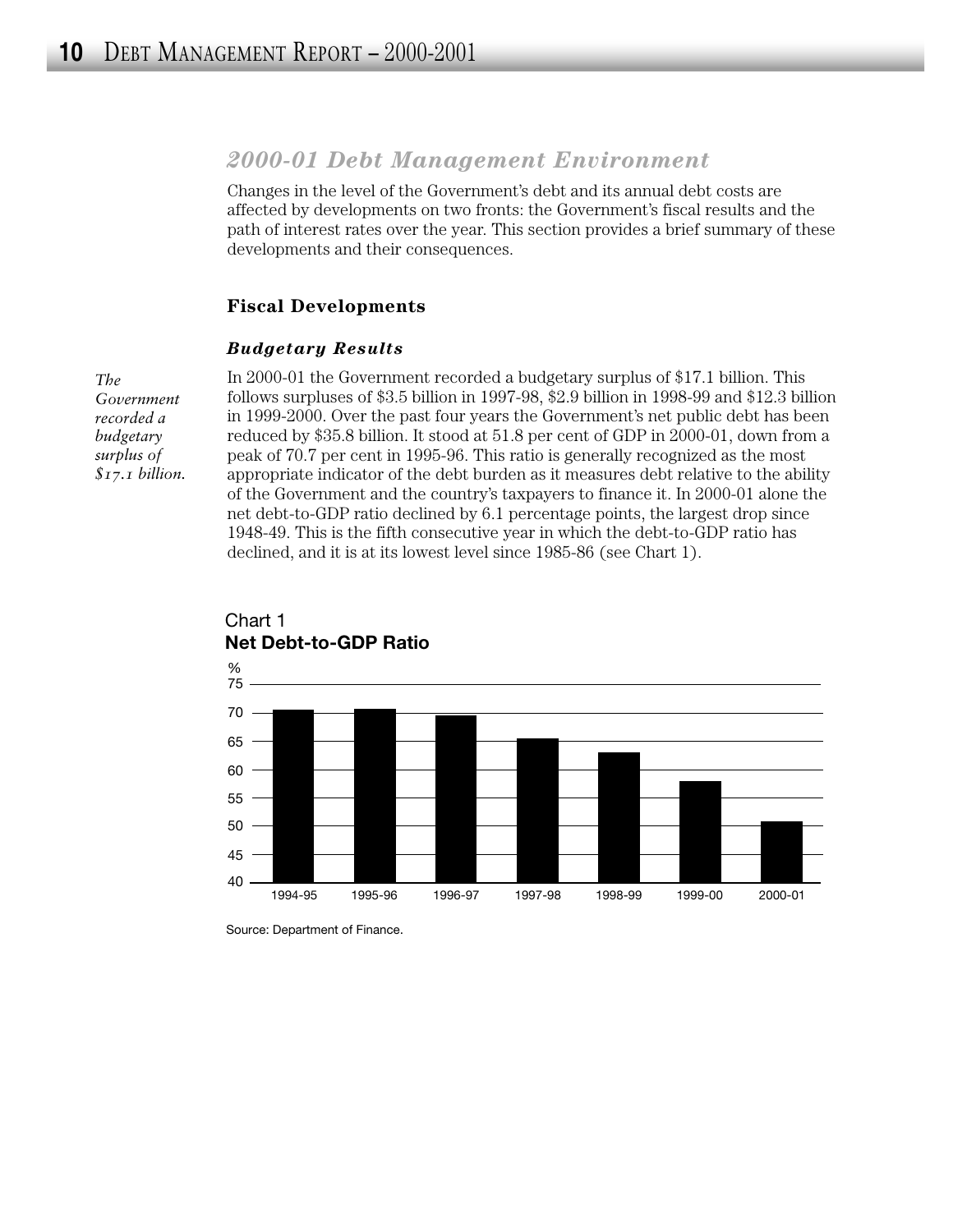## 2000-01 Debt Management Environment

Changes in the level of the Government's debt and its annual debt costs are affected by developments on two fronts: the Government's fiscal results and the path of interest rates over the year. This section provides a brief summary of these developments and their consequences.

### Fiscal Developments

#### *Budgetary Results*

*The Government recorded a budgetary surplus of $17.1 billion.*

In 2000-01 the Government recorded a budgetary surplus of $17.1 billion. This follows surpluses of $3.5 billion in 1997-98, $2.9 billion in 1998-99 and $12.3 billion in 1999-2000. Over the past four years the Government's net public debt has been reduced by $35.8 billion. It stood at 51.8 per cent of GDP in 2000-01, down from a peak of 70.7 per cent in 1995-96. This ratio is generally recognized as the most appropriate indicator of the debt burden as it measures debt relative to the ability of the Government and the country's taxpayers to finance it. In 2000-01 alone the net debt-to-GDP ratio declined by 6.1 percentage points, the largest drop since 1948-49. This is the fifth consecutive year in which the debt-to-GDP ratio has declined, and it is at its lowest level since 1985-86 (see Chart 1).

Chart 1
**Net Debt-to-GDP Ratio**

Source: Department of Finance.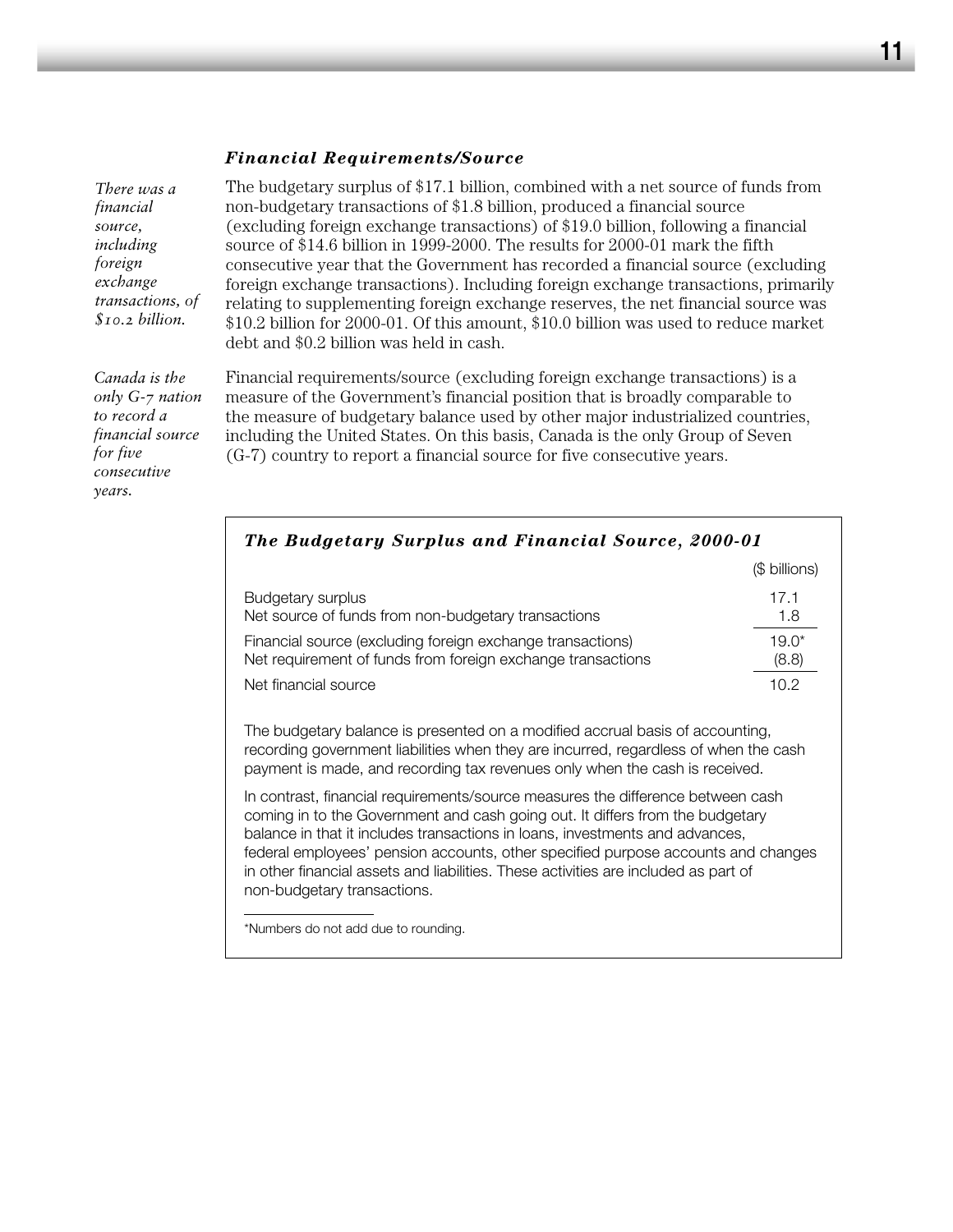### *Financial Requirements/Source*

*There was a financial source, including foreign exchange transactions, of $10.2 billion.*

The budgetary surplus of $17.1 billion, combined with a net source of funds from non-budgetary transactions of $1.8 billion, produced a financial source (excluding foreign exchange transactions) of $19.0 billion, following a financial source of $14.6 billion in 1999-2000. The results for 2000-01 mark the fifth consecutive year that the Government has recorded a financial source (excluding foreign exchange transactions). Including foreign exchange transactions, primarily relating to supplementing foreign exchange reserves, the net financial source was $10.2 billion for 2000-01. Of this amount, $10.0 billion was used to reduce market debt and $0.2 billion was held in cash.

*Canada is the only G-7 nation to record a financial source for five consecutive years.*

Financial requirements/source (excluding foreign exchange transactions) is a measure of the Government's financial position that is broadly comparable to the measure of budgetary balance used by other major industrialized countries, including the United States. On this basis, Canada is the only Group of Seven (G-7) country to report a financial source for five consecutive years.

#### *The Budgetary Surplus and Financial Source, 2000-01*

| | ($ billions) |
|---|---|
| Budgetary surplus | 17.1 |
| Net source of funds from non-budgetary transactions | 1.8 |
| Financial source (excluding foreign exchange transactions) | 19.0* |
| Net requirement of funds from foreign exchange transactions | (8.8) |
| Net financial source | 10.2 |

The budgetary balance is presented on a modified accrual basis of accounting, recording government liabilities when they are incurred, regardless of when the cash payment is made, and recording tax revenues only when the cash is received.

In contrast, financial requirements/source measures the difference between cash coming in to the Government and cash going out. It differs from the budgetary balance in that it includes transactions in loans, investments and advances, federal employees' pension accounts, other specified purpose accounts and changes in other financial assets and liabilities. These activities are included as part of non-budgetary transactions.

*Numbers do not add due to rounding.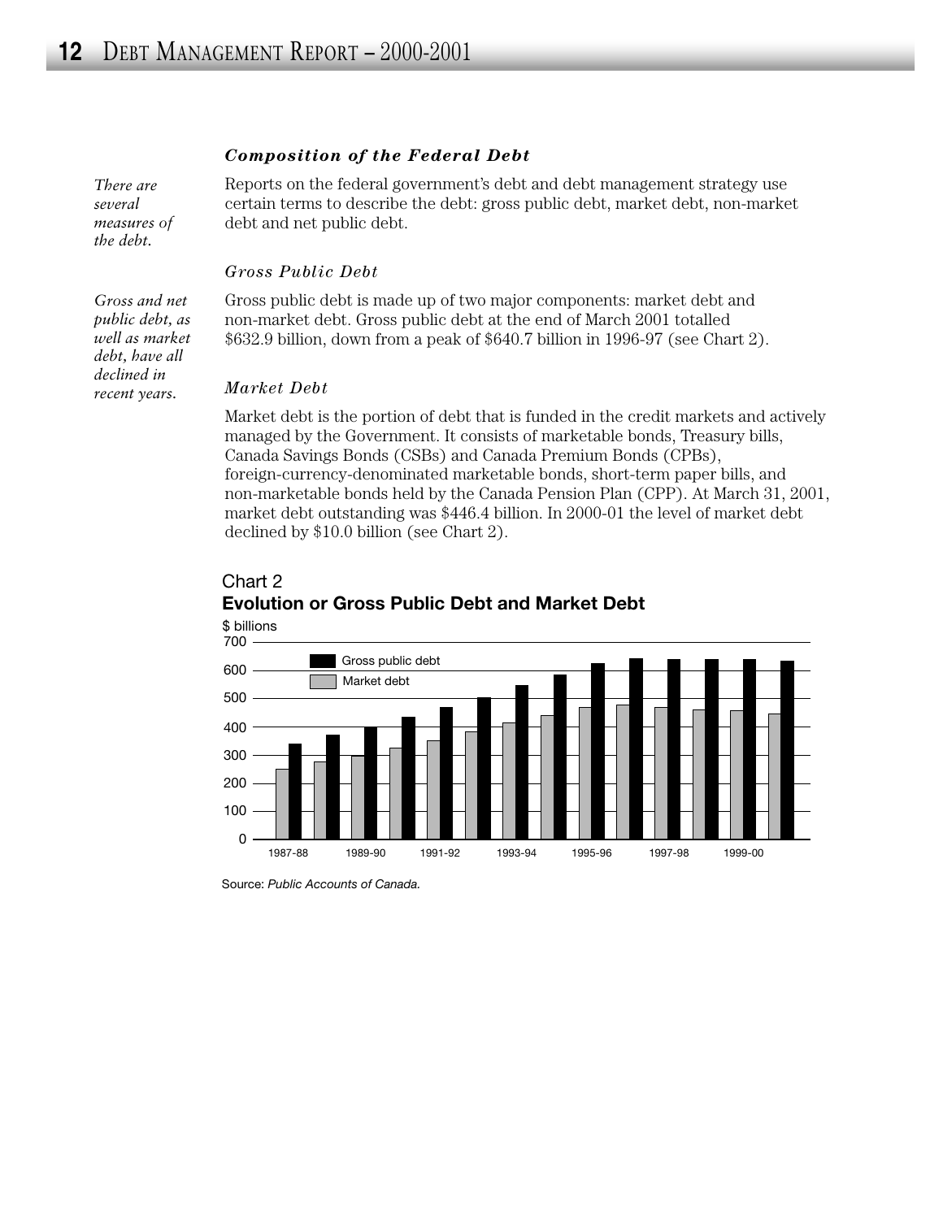### *Composition of the Federal Debt*

*There are several measures of the debt.*

Reports on the federal government's debt and debt management strategy use certain terms to describe the debt: gross public debt, market debt, non-market debt and net public debt.

### *Gross Public Debt*

*Gross and net public debt, as well as market debt, have all declined in recent years.*

Gross public debt is made up of two major components: market debt and non-market debt. Gross public debt at the end of March 2001 totalled $632.9 billion, down from a peak of $640.7 billion in 1996-97 (see Chart 2).

### *Market Debt*

Market debt is the portion of debt that is funded in the credit markets and actively managed by the Government. It consists of marketable bonds, Treasury bills, Canada Savings Bonds (CSBs) and Canada Premium Bonds (CPBs), foreign-currency-denominated marketable bonds, short-term paper bills, and non-marketable bonds held by the Canada Pension Plan (CPP). At March 31, 2001, market debt outstanding was $446.4 billion. In 2000-01 the level of market debt declined by $10.0 billion (see Chart 2).

Chart 2
**Evolution or Gross Public Debt and Market Debt**

$ billions

Legend: Gross public debt; Market debt

Y-axis: 0, 100, 200, 300, 400, 500, 600, 700

X-axis: 1987-88, 1989-90, 1991-92, 1993-94, 1995-96, 1997-98, 1999-00

Source: *Public Accounts of Canada.*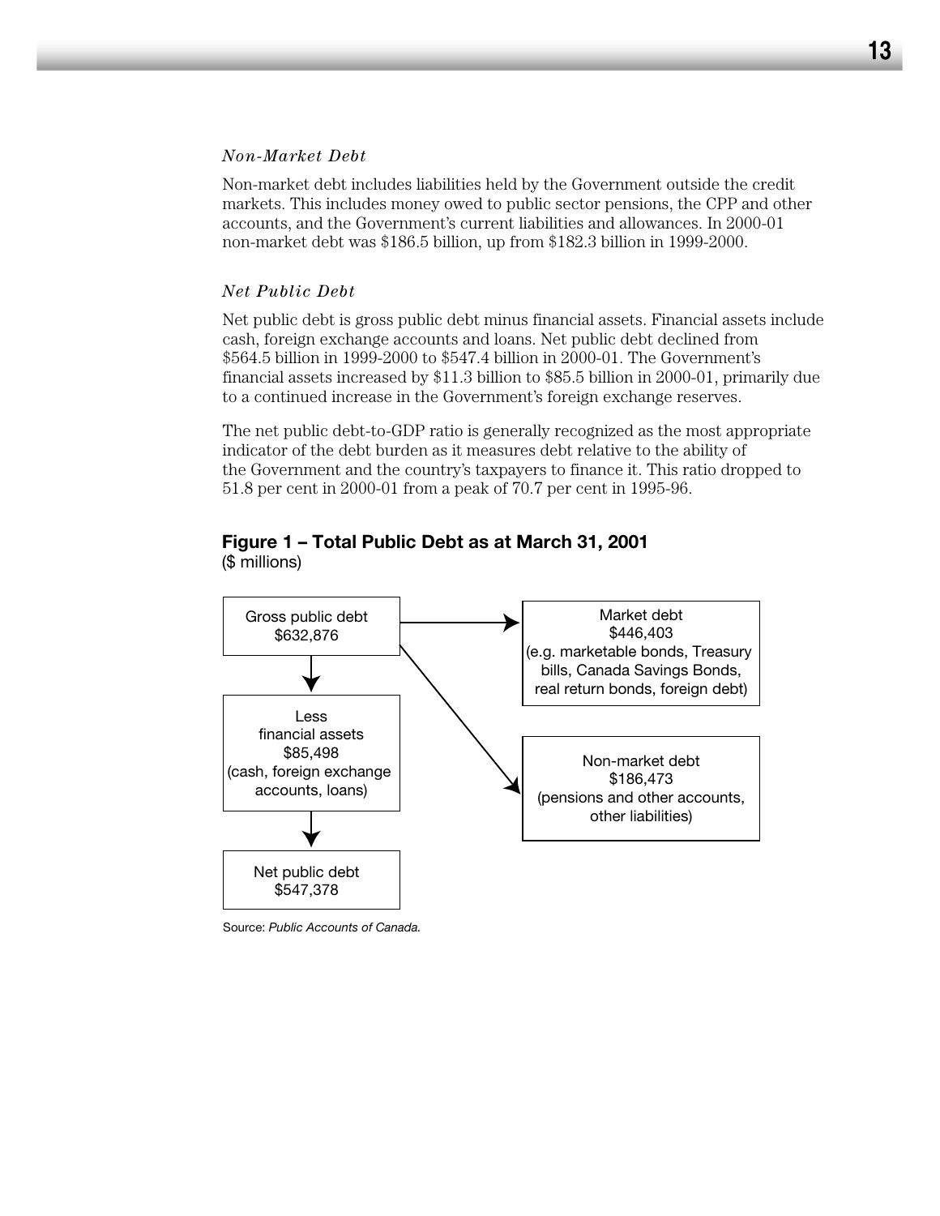*Non-Market Debt*

Non-market debt includes liabilities held by the Government outside the credit markets. This includes money owed to public sector pensions, the CPP and other accounts, and the Government's current liabilities and allowances. In 2000-01 non-market debt was $186.5 billion, up from $182.3 billion in 1999-2000.

*Net Public Debt*

Net public debt is gross public debt minus financial assets. Financial assets include cash, foreign exchange accounts and loans. Net public debt declined from $564.5 billion in 1999-2000 to $547.4 billion in 2000-01. The Government's financial assets increased by $11.3 billion to $85.5 billion in 2000-01, primarily due to a continued increase in the Government's foreign exchange reserves.

The net public debt-to-GDP ratio is generally recognized as the most appropriate indicator of the debt burden as it measures debt relative to the ability of the Government and the country's taxpayers to finance it. This ratio dropped to 51.8 per cent in 2000-01 from a peak of 70.7 per cent in 1995-96.

**Figure 1 – Total Public Debt as at March 31, 2001**
($ millions)

Gross public debt
$632,876

→ Market debt
$446,403
(e.g. marketable bonds, Treasury bills, Canada Savings Bonds, real return bonds, foreign debt)

→ Non-market debt
$186,473
(pensions and other accounts, other liabilities)

Less
financial assets
$85,498
(cash, foreign exchange accounts, loans)

Net public debt
$547,378

Source: *Public Accounts of Canada.*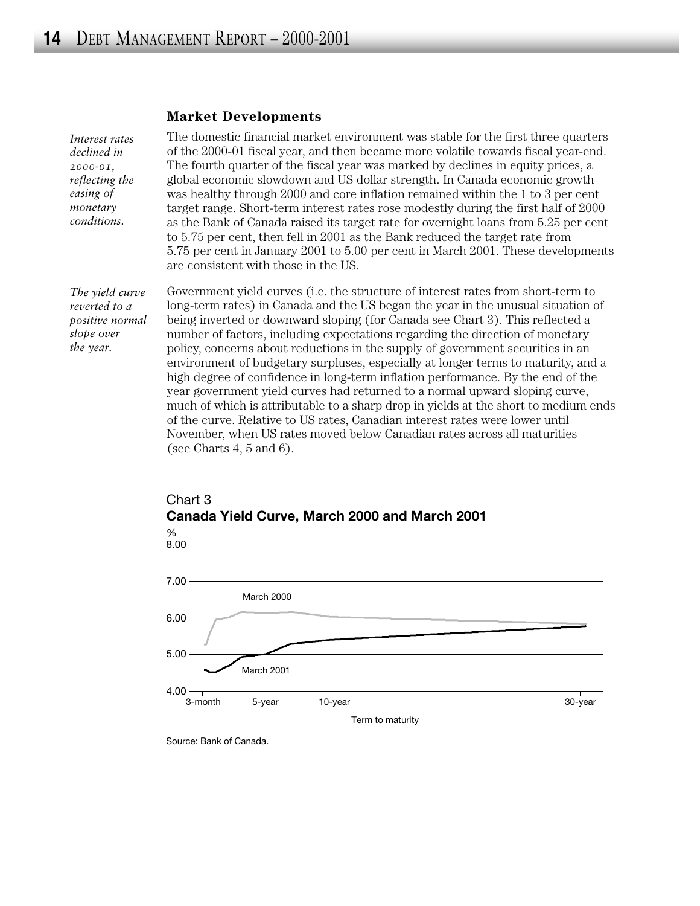### Market Developments

*Interest rates declined in 2000-01, reflecting the easing of monetary conditions.*

The domestic financial market environment was stable for the first three quarters of the 2000-01 fiscal year, and then became more volatile towards fiscal year-end. The fourth quarter of the fiscal year was marked by declines in equity prices, a global economic slowdown and US dollar strength. In Canada economic growth was healthy through 2000 and core inflation remained within the 1 to 3 per cent target range. Short-term interest rates rose modestly during the first half of 2000 as the Bank of Canada raised its target rate for overnight loans from 5.25 per cent to 5.75 per cent, then fell in 2001 as the Bank reduced the target rate from 5.75 per cent in January 2001 to 5.00 per cent in March 2001. These developments are consistent with those in the US.

*The yield curve reverted to a positive normal slope over the year.*

Government yield curves (i.e. the structure of interest rates from short-term to long-term rates) in Canada and the US began the year in the unusual situation of being inverted or downward sloping (for Canada see Chart 3). This reflected a number of factors, including expectations regarding the direction of monetary policy, concerns about reductions in the supply of government securities in an environment of budgetary surpluses, especially at longer terms to maturity, and a high degree of confidence in long-term inflation performance. By the end of the year government yield curves had returned to a normal upward sloping curve, much of which is attributable to a sharp drop in yields at the short to medium ends of the curve. Relative to US rates, Canadian interest rates were lower until November, when US rates moved below Canadian rates across all maturities (see Charts 4, 5 and 6).

Chart 3
**Canada Yield Curve, March 2000 and March 2001**

Source: Bank of Canada.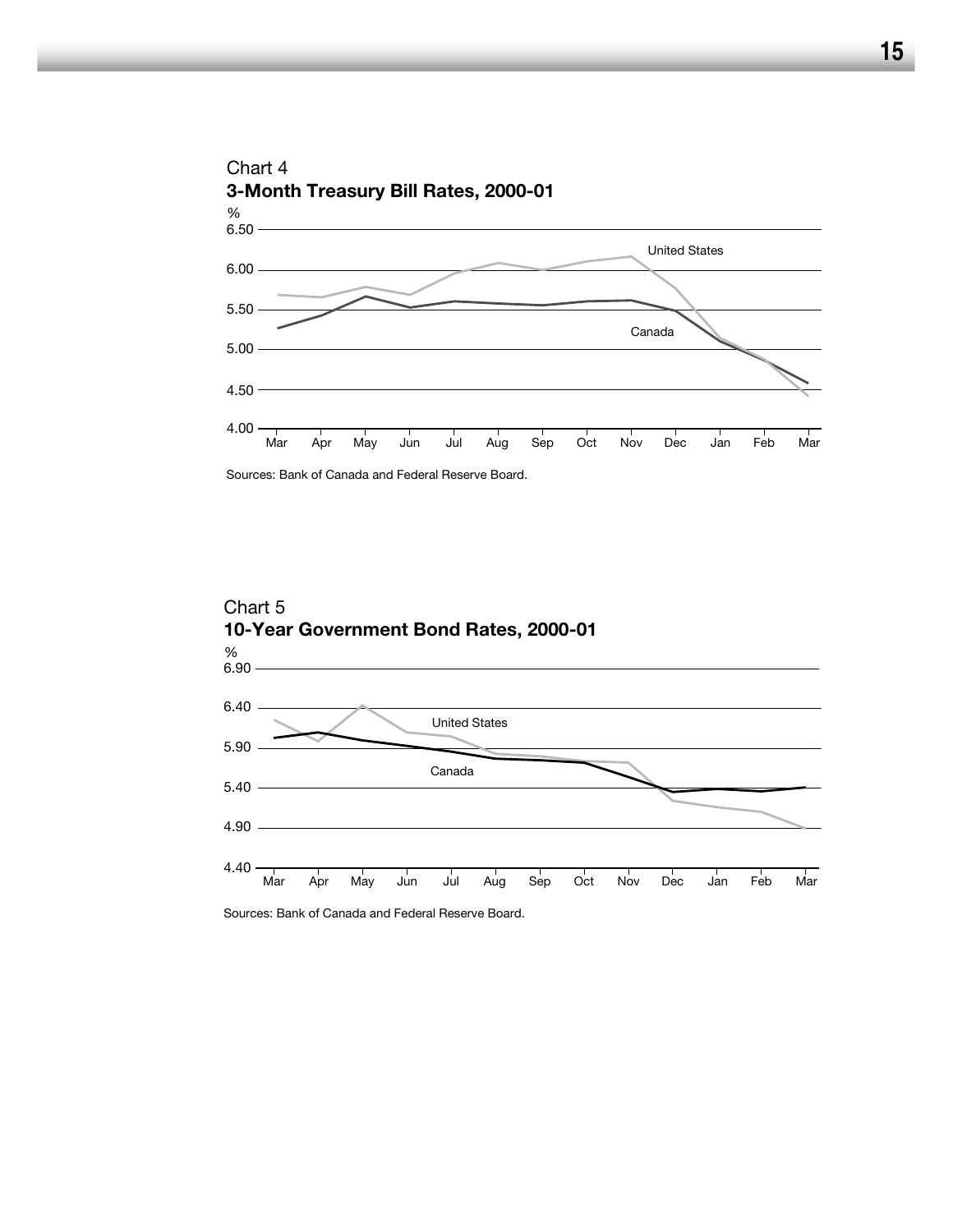Chart 4

**3-Month Treasury Bill Rates, 2000-01**

Sources: Bank of Canada and Federal Reserve Board.

Chart 5

**10-Year Government Bond Rates, 2000-01**

Sources: Bank of Canada and Federal Reserve Board.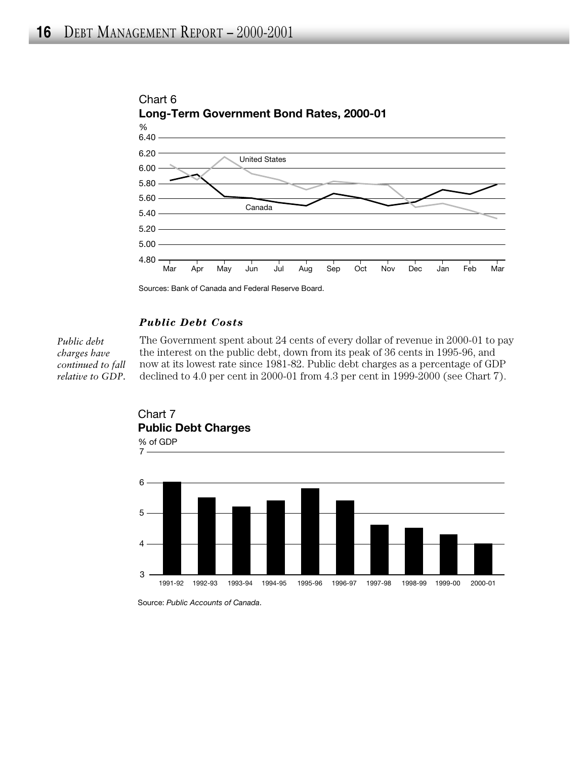Chart 6

**Long-Term Government Bond Rates, 2000-01**

Sources: Bank of Canada and Federal Reserve Board.

### *Public Debt Costs*

*Public debt charges have continued to fall relative to GDP.*

The Government spent about 24 cents of every dollar of revenue in 2000-01 to pay the interest on the public debt, down from its peak of 36 cents in 1995-96, and now at its lowest rate since 1981-82. Public debt charges as a percentage of GDP declined to 4.0 per cent in 2000-01 from 4.3 per cent in 1999-2000 (see Chart 7).

Chart 7

**Public Debt Charges**

Source: *Public Accounts of Canada*.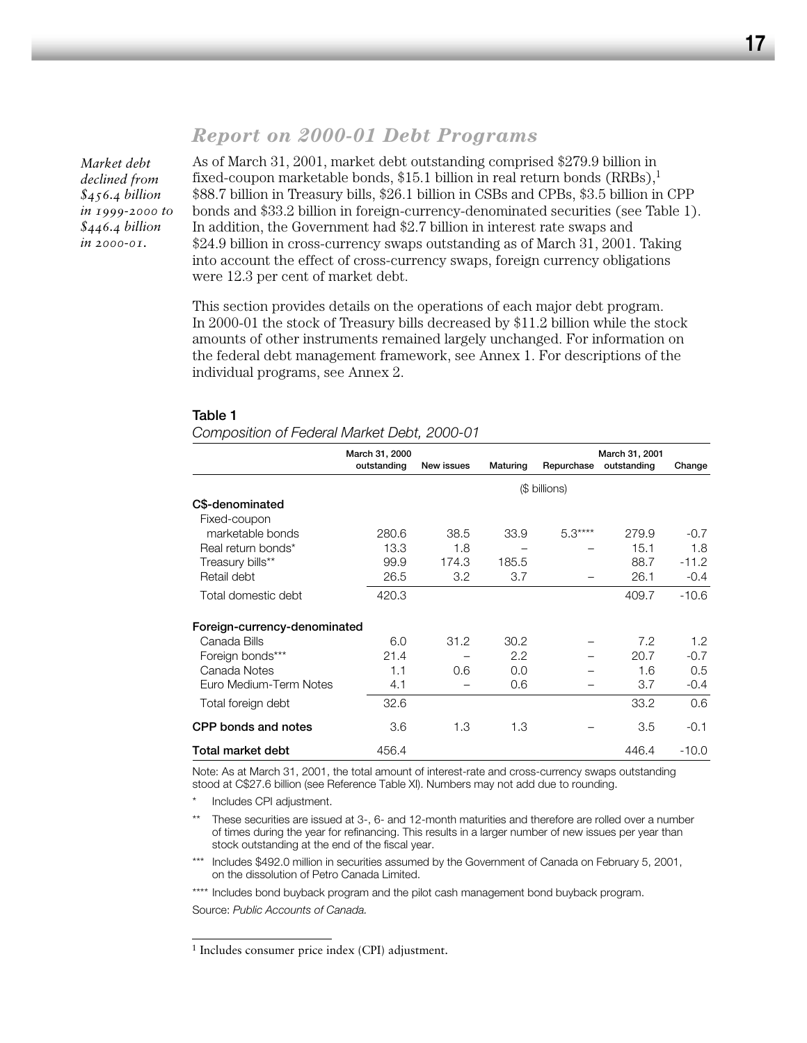## Report on 2000-01 Debt Programs

*Market debt declined from $456.4 billion in 1999-2000 to $446.4 billion in 2000-01.*

As of March 31, 2001, market debt outstanding comprised $279.9 billion in fixed-coupon marketable bonds, $15.1 billion in real return bonds (RRBs),[1] $88.7 billion in Treasury bills, $26.1 billion in CSBs and CPBs, $3.5 billion in CPP bonds and $33.2 billion in foreign-currency-denominated securities (see Table 1). In addition, the Government had $2.7 billion in interest rate swaps and $24.9 billion in cross-currency swaps outstanding as of March 31, 2001. Taking into account the effect of cross-currency swaps, foreign currency obligations were 12.3 per cent of market debt.

This section provides details on the operations of each major debt program. In 2000-01 the stock of Treasury bills decreased by $11.2 billion while the stock amounts of other instruments remained largely unchanged. For information on the federal debt management framework, see Annex 1. For descriptions of the individual programs, see Annex 2.

**Table 1**

*Composition of Federal Market Debt, 2000-01*

| | March 31, 2000 outstanding | New issues | Maturing | Repurchase | March 31, 2001 outstanding | Change |
|---|---|---|---|---|---|---|
| | | | ($ billions) | | | |
| **C$-denominated** | | | | | | |
| Fixed-coupon marketable bonds | 280.6 | 38.5 | 33.9 | 5.3**** | 279.9 | -0.7 |
| Real return bonds* | 13.3 | 1.8 | – | – | 15.1 | 1.8 |
| Treasury bills** | 99.9 | 174.3 | 185.5 | | 88.7 | -11.2 |
| Retail debt | 26.5 | 3.2 | 3.7 | – | 26.1 | -0.4 |
| Total domestic debt | 420.3 | | | | 409.7 | -10.6 |
| **Foreign-currency-denominated** | | | | | | |
| Canada Bills | 6.0 | 31.2 | 30.2 | – | 7.2 | 1.2 |
| Foreign bonds*** | 21.4 | – | 2.2 | – | 20.7 | -0.7 |
| Canada Notes | 1.1 | 0.6 | 0.0 | – | 1.6 | 0.5 |
| Euro Medium-Term Notes | 4.1 | – | 0.6 | – | 3.7 | -0.4 |
| Total foreign debt | 32.6 | | | | 33.2 | 0.6 |
| **CPP bonds and notes** | 3.6 | 1.3 | 1.3 | – | 3.5 | -0.1 |
| **Total market debt** | 456.4 | | | | 446.4 | -10.0 |

Note: As at March 31, 2001, the total amount of interest-rate and cross-currency swaps outstanding stood at C$27.6 billion (see Reference Table XI). Numbers may not add due to rounding.

\* Includes CPI adjustment.

** These securities are issued at 3-, 6- and 12-month maturities and therefore are rolled over a number of times during the year for refinancing. This results in a larger number of new issues per year than stock outstanding at the end of the fiscal year.

*** Includes $492.0 million in securities assumed by the Government of Canada on February 5, 2001, on the dissolution of Petro Canada Limited.

**** Includes bond buyback program and the pilot cash management bond buyback program.

Source: *Public Accounts of Canada.*

[1] Includes consumer price index (CPI) adjustment.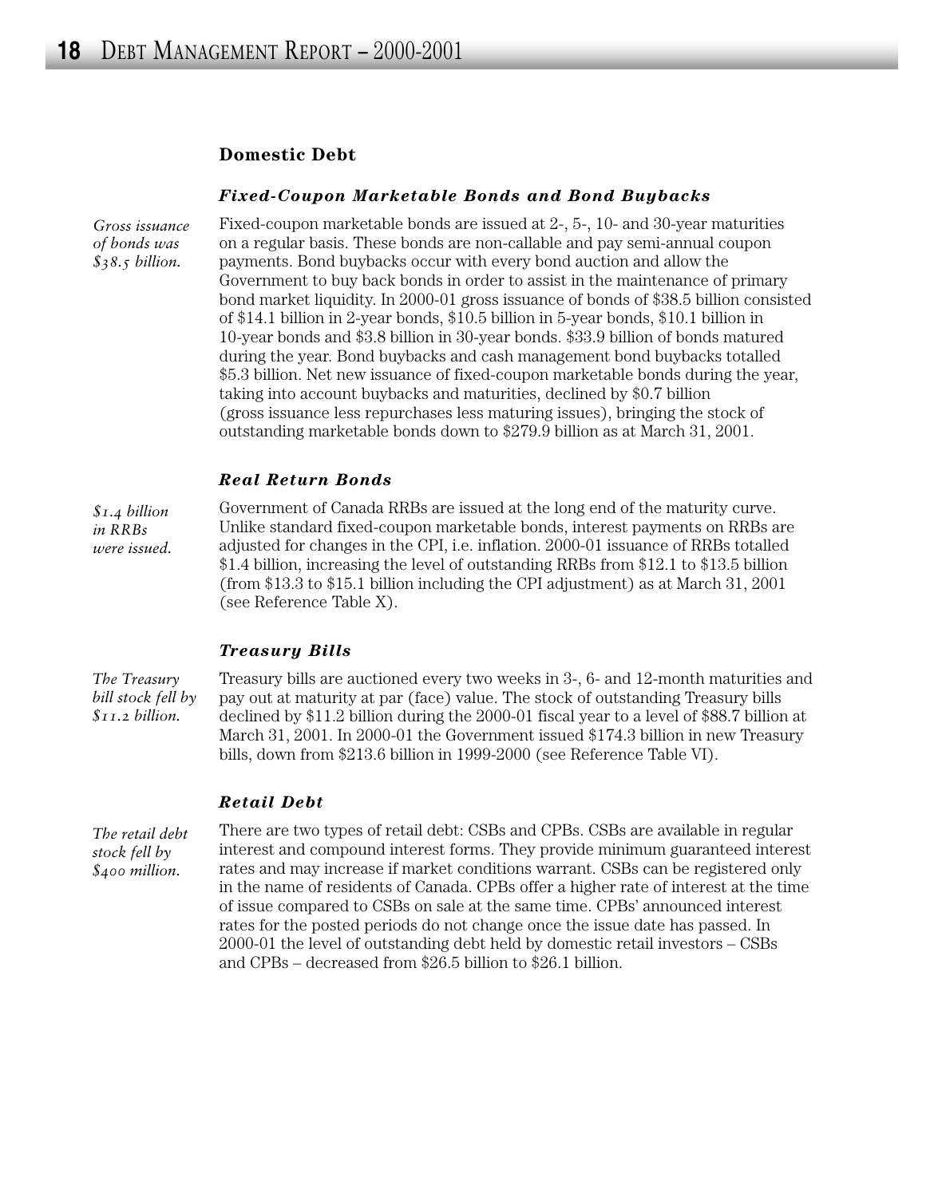## Domestic Debt

### *Fixed-Coupon Marketable Bonds and Bond Buybacks*

*Gross issuance of bonds was $38.5 billion.*

Fixed-coupon marketable bonds are issued at 2-, 5-, 10- and 30-year maturities on a regular basis. These bonds are non-callable and pay semi-annual coupon payments. Bond buybacks occur with every bond auction and allow the Government to buy back bonds in order to assist in the maintenance of primary bond market liquidity. In 2000-01 gross issuance of bonds of $38.5 billion consisted of $14.1 billion in 2-year bonds, $10.5 billion in 5-year bonds, $10.1 billion in 10-year bonds and $3.8 billion in 30-year bonds. $33.9 billion of bonds matured during the year. Bond buybacks and cash management bond buybacks totalled $5.3 billion. Net new issuance of fixed-coupon marketable bonds during the year, taking into account buybacks and maturities, declined by $0.7 billion (gross issuance less repurchases less maturing issues), bringing the stock of outstanding marketable bonds down to $279.9 billion as at March 31, 2001.

### *Real Return Bonds*

*$1.4 billion in RRBs were issued.*

Government of Canada RRBs are issued at the long end of the maturity curve. Unlike standard fixed-coupon marketable bonds, interest payments on RRBs are adjusted for changes in the CPI, i.e. inflation. 2000-01 issuance of RRBs totalled $1.4 billion, increasing the level of outstanding RRBs from $12.1 to $13.5 billion (from $13.3 to $15.1 billion including the CPI adjustment) as at March 31, 2001 (see Reference Table X).

### *Treasury Bills*

*The Treasury bill stock fell by $11.2 billion.*

Treasury bills are auctioned every two weeks in 3-, 6- and 12-month maturities and pay out at maturity at par (face) value. The stock of outstanding Treasury bills declined by $11.2 billion during the 2000-01 fiscal year to a level of $88.7 billion at March 31, 2001. In 2000-01 the Government issued $174.3 billion in new Treasury bills, down from $213.6 billion in 1999-2000 (see Reference Table VI).

### *Retail Debt*

*The retail debt stock fell by $400 million.*

There are two types of retail debt: CSBs and CPBs. CSBs are available in regular interest and compound interest forms. They provide minimum guaranteed interest rates and may increase if market conditions warrant. CSBs can be registered only in the name of residents of Canada. CPBs offer a higher rate of interest at the time of issue compared to CSBs on sale at the same time. CPBs' announced interest rates for the posted periods do not change once the issue date has passed. In 2000-01 the level of outstanding debt held by domestic retail investors – CSBs and CPBs – decreased from $26.5 billion to $26.1 billion.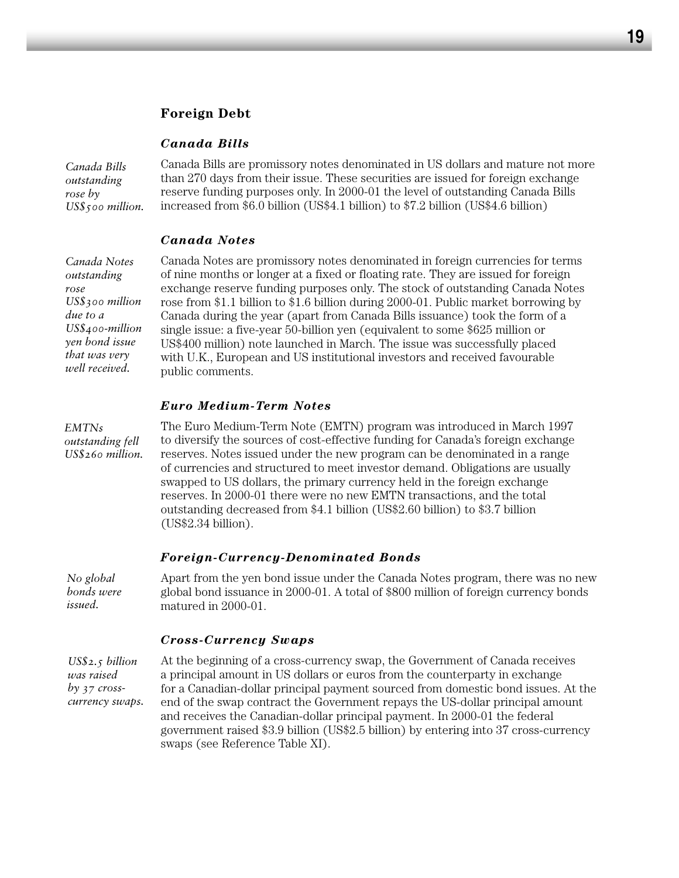## Foreign Debt

### *Canada Bills*

*Canada Bills outstanding rose by US$500 million.*

Canada Bills are promissory notes denominated in US dollars and mature not more than 270 days from their issue. These securities are issued for foreign exchange reserve funding purposes only. In 2000-01 the level of outstanding Canada Bills increased from $6.0 billion (US$4.1 billion) to $7.2 billion (US$4.6 billion)

### *Canada Notes*

*Canada Notes outstanding rose US$300 million due to a US$400-million yen bond issue that was very well received.*

Canada Notes are promissory notes denominated in foreign currencies for terms of nine months or longer at a fixed or floating rate. They are issued for foreign exchange reserve funding purposes only. The stock of outstanding Canada Notes rose from $1.1 billion to $1.6 billion during 2000-01. Public market borrowing by Canada during the year (apart from Canada Bills issuance) took the form of a single issue: a five-year 50-billion yen (equivalent to some $625 million or US$400 million) note launched in March. The issue was successfully placed with U.K., European and US institutional investors and received favourable public comments.

### *Euro Medium-Term Notes*

*EMTNs outstanding fell US$260 million.*

The Euro Medium-Term Note (EMTN) program was introduced in March 1997 to diversify the sources of cost-effective funding for Canada's foreign exchange reserves. Notes issued under the new program can be denominated in a range of currencies and structured to meet investor demand. Obligations are usually swapped to US dollars, the primary currency held in the foreign exchange reserves. In 2000-01 there were no new EMTN transactions, and the total outstanding decreased from $4.1 billion (US$2.60 billion) to $3.7 billion (US$2.34 billion).

### *Foreign-Currency-Denominated Bonds*

*No global bonds were issued.*

Apart from the yen bond issue under the Canada Notes program, there was no new global bond issuance in 2000-01. A total of $800 million of foreign currency bonds matured in 2000-01.

### *Cross-Currency Swaps*

*US$2.5 billion was raised by 37 cross-currency swaps.*

At the beginning of a cross-currency swap, the Government of Canada receives a principal amount in US dollars or euros from the counterparty in exchange for a Canadian-dollar principal payment sourced from domestic bond issues. At the end of the swap contract the Government repays the US-dollar principal amount and receives the Canadian-dollar principal payment. In 2000-01 the federal government raised $3.9 billion (US$2.5 billion) by entering into 37 cross-currency swaps (see Reference Table XI).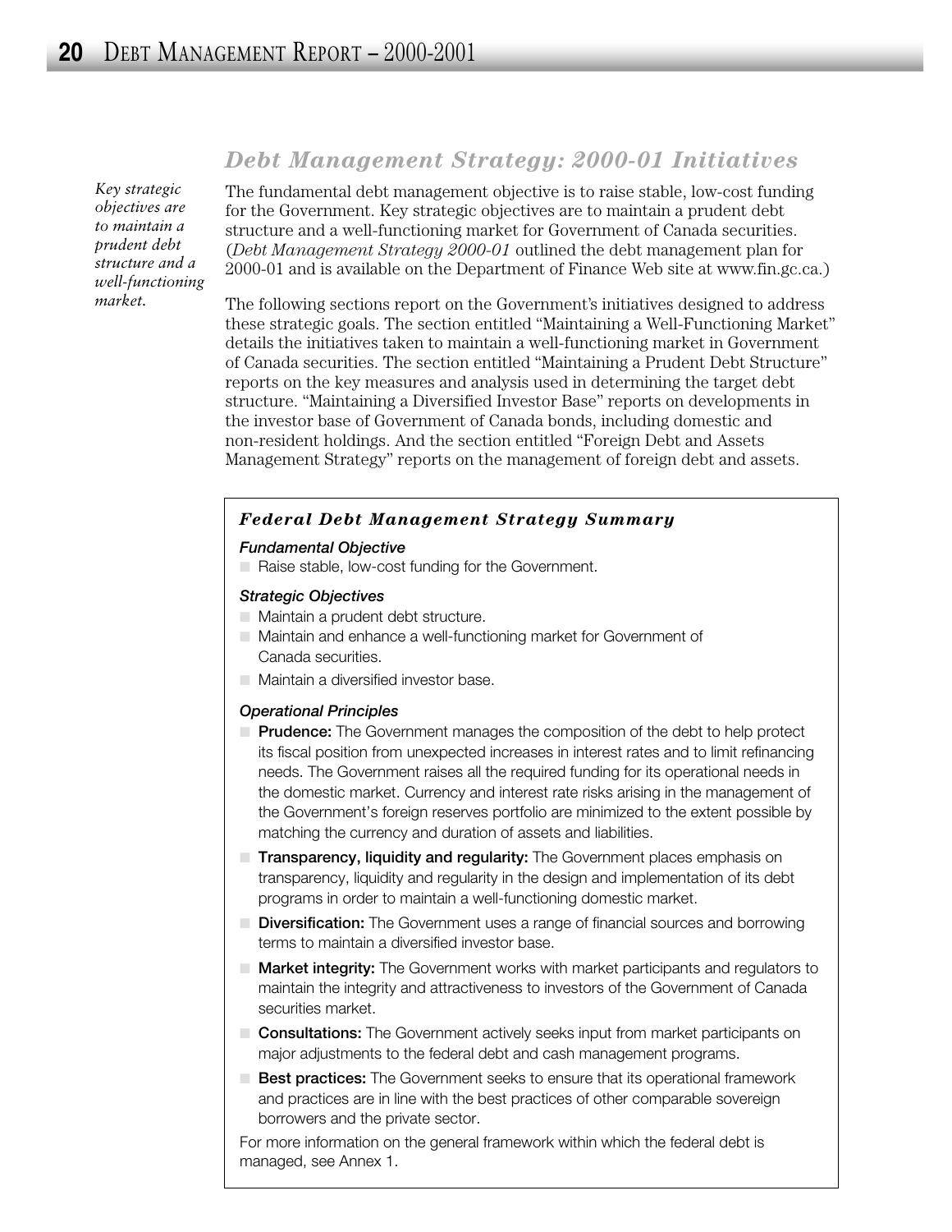## *Debt Management Strategy: 2000-01 Initiatives*

*Key strategic objectives are to maintain a prudent debt structure and a well-functioning market.*

The fundamental debt management objective is to raise stable, low-cost funding for the Government. Key strategic objectives are to maintain a prudent debt structure and a well-functioning market for Government of Canada securities. (*Debt Management Strategy 2000-01* outlined the debt management plan for 2000-01 and is available on the Department of Finance Web site at www.fin.gc.ca.)

The following sections report on the Government's initiatives designed to address these strategic goals. The section entitled "Maintaining a Well-Functioning Market" details the initiatives taken to maintain a well-functioning market in Government of Canada securities. The section entitled "Maintaining a Prudent Debt Structure" reports on the key measures and analysis used in determining the target debt structure. "Maintaining a Diversified Investor Base" reports on developments in the investor base of Government of Canada bonds, including domestic and non-resident holdings. And the section entitled "Foreign Debt and Assets Management Strategy" reports on the management of foreign debt and assets.

### *Federal Debt Management Strategy Summary*

#### *Fundamental Objective*

- Raise stable, low-cost funding for the Government.

#### *Strategic Objectives*

- Maintain a prudent debt structure.
- Maintain and enhance a well-functioning market for Government of Canada securities.
- Maintain a diversified investor base.

#### *Operational Principles*

- **Prudence:** The Government manages the composition of the debt to help protect its fiscal position from unexpected increases in interest rates and to limit refinancing needs. The Government raises all the required funding for its operational needs in the domestic market. Currency and interest rate risks arising in the management of the Government's foreign reserves portfolio are minimized to the extent possible by matching the currency and duration of assets and liabilities.
- **Transparency, liquidity and regularity:** The Government places emphasis on transparency, liquidity and regularity in the design and implementation of its debt programs in order to maintain a well-functioning domestic market.
- **Diversification:** The Government uses a range of financial sources and borrowing terms to maintain a diversified investor base.
- **Market integrity:** The Government works with market participants and regulators to maintain the integrity and attractiveness to investors of the Government of Canada securities market.
- **Consultations:** The Government actively seeks input from market participants on major adjustments to the federal debt and cash management programs.
- **Best practices:** The Government seeks to ensure that its operational framework and practices are in line with the best practices of other comparable sovereign borrowers and the private sector.

For more information on the general framework within which the federal debt is managed, see Annex 1.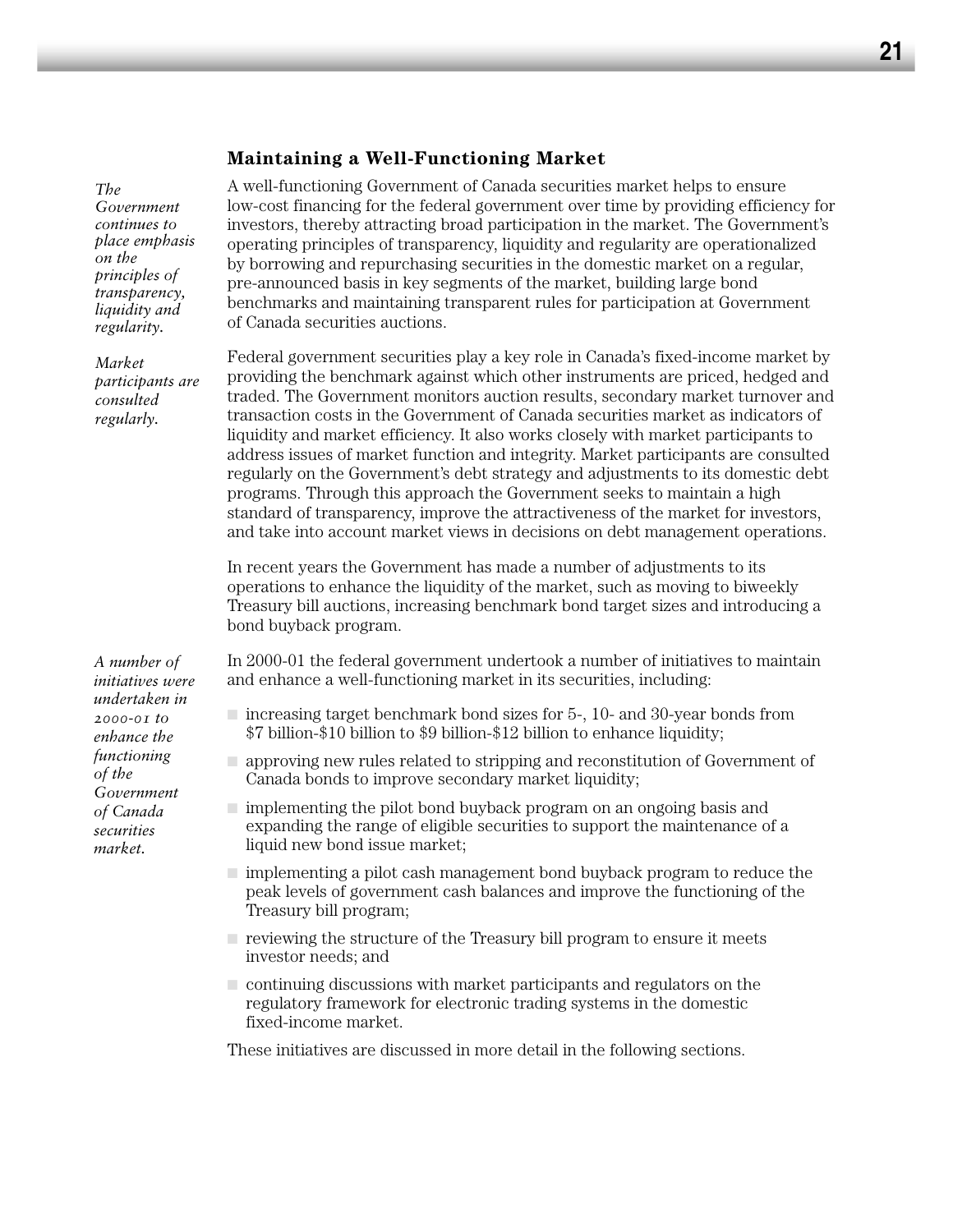### Maintaining a Well-Functioning Market

*The Government continues to place emphasis on the principles of transparency, liquidity and regularity.*

A well-functioning Government of Canada securities market helps to ensure low-cost financing for the federal government over time by providing efficiency for investors, thereby attracting broad participation in the market. The Government's operating principles of transparency, liquidity and regularity are operationalized by borrowing and repurchasing securities in the domestic market on a regular, pre-announced basis in key segments of the market, building large bond benchmarks and maintaining transparent rules for participation at Government of Canada securities auctions.

*Market participants are consulted regularly.*

Federal government securities play a key role in Canada's fixed-income market by providing the benchmark against which other instruments are priced, hedged and traded. The Government monitors auction results, secondary market turnover and transaction costs in the Government of Canada securities market as indicators of liquidity and market efficiency. It also works closely with market participants to address issues of market function and integrity. Market participants are consulted regularly on the Government's debt strategy and adjustments to its domestic debt programs. Through this approach the Government seeks to maintain a high standard of transparency, improve the attractiveness of the market for investors, and take into account market views in decisions on debt management operations.

In recent years the Government has made a number of adjustments to its operations to enhance the liquidity of the market, such as moving to biweekly Treasury bill auctions, increasing benchmark bond target sizes and introducing a bond buyback program.

*A number of initiatives were undertaken in 2000-01 to enhance the functioning of the Government of Canada securities market.*

In 2000-01 the federal government undertook a number of initiatives to maintain and enhance a well-functioning market in its securities, including:

- increasing target benchmark bond sizes for 5-, 10- and 30-year bonds from $7 billion-$10 billion to $9 billion-$12 billion to enhance liquidity;
- approving new rules related to stripping and reconstitution of Government of Canada bonds to improve secondary market liquidity;
- implementing the pilot bond buyback program on an ongoing basis and expanding the range of eligible securities to support the maintenance of a liquid new bond issue market;
- implementing a pilot cash management bond buyback program to reduce the peak levels of government cash balances and improve the functioning of the Treasury bill program;
- reviewing the structure of the Treasury bill program to ensure it meets investor needs; and
- continuing discussions with market participants and regulators on the regulatory framework for electronic trading systems in the domestic fixed-income market.

These initiatives are discussed in more detail in the following sections.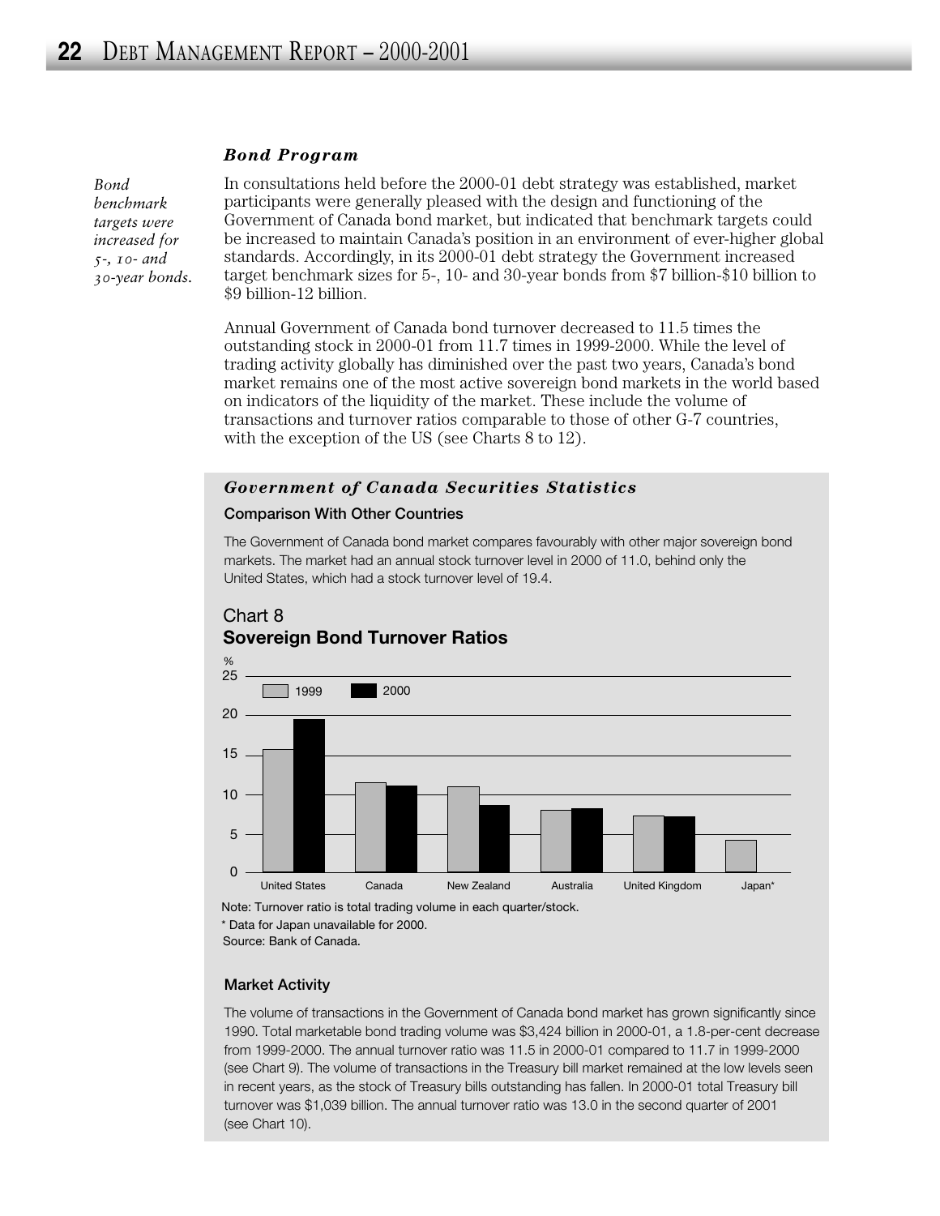### *Bond Program*

*Bond benchmark targets were increased for 5-, 10- and 30-year bonds.*

In consultations held before the 2000-01 debt strategy was established, market participants were generally pleased with the design and functioning of the Government of Canada bond market, but indicated that benchmark targets could be increased to maintain Canada's position in an environment of ever-higher global standards. Accordingly, in its 2000-01 debt strategy the Government increased target benchmark sizes for 5-, 10- and 30-year bonds from $7 billion-$10 billion to $9 billion-12 billion.

Annual Government of Canada bond turnover decreased to 11.5 times the outstanding stock in 2000-01 from 11.7 times in 1999-2000. While the level of trading activity globally has diminished over the past two years, Canada's bond market remains one of the most active sovereign bond markets in the world based on indicators of the liquidity of the market. These include the volume of transactions and turnover ratios comparable to those of other G-7 countries, with the exception of the US (see Charts 8 to 12).

### *Government of Canada Securities Statistics*

#### Comparison With Other Countries

The Government of Canada bond market compares favourably with other major sovereign bond markets. The market had an annual stock turnover level in 2000 of 11.0, behind only the United States, which had a stock turnover level of 19.4.

Chart 8
**Sovereign Bond Turnover Ratios**

Note: Turnover ratio is total trading volume in each quarter/stock.
\* Data for Japan unavailable for 2000.
Source: Bank of Canada.

#### Market Activity

The volume of transactions in the Government of Canada bond market has grown significantly since 1990. Total marketable bond trading volume was $3,424 billion in 2000-01, a 1.8-per-cent decrease from 1999-2000. The annual turnover ratio was 11.5 in 2000-01 compared to 11.7 in 1999-2000 (see Chart 9). The volume of transactions in the Treasury bill market remained at the low levels seen in recent years, as the stock of Treasury bills outstanding has fallen. In 2000-01 total Treasury bill turnover was $1,039 billion. The annual turnover ratio was 13.0 in the second quarter of 2001 (see Chart 10).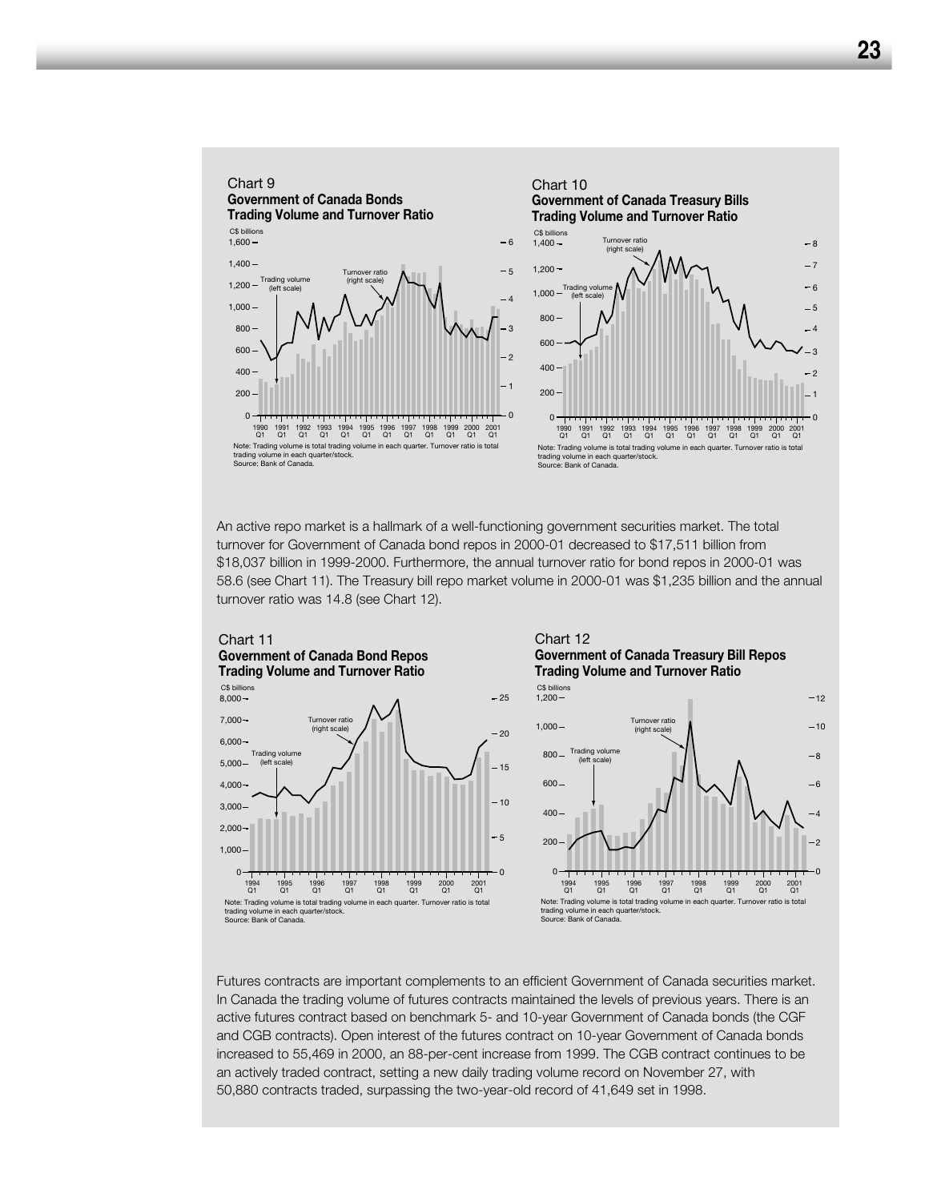Chart 9
**Government of Canada Bonds**
**Trading Volume and Turnover Ratio**

Note: Trading volume is total trading volume in each quarter. Turnover ratio is total trading volume in each quarter/stock.
Source: Bank of Canada.

Chart 10
**Government of Canada Treasury Bills**
**Trading Volume and Turnover Ratio**

Note: Trading volume is total trading volume in each quarter. Turnover ratio is total trading volume in each quarter/stock.
Source: Bank of Canada.

An active repo market is a hallmark of a well-functioning government securities market. The total turnover for Government of Canada bond repos in 2000-01 decreased to $17,511 billion from $18,037 billion in 1999-2000. Furthermore, the annual turnover ratio for bond repos in 2000-01 was 58.6 (see Chart 11). The Treasury bill repo market volume in 2000-01 was $1,235 billion and the annual turnover ratio was 14.8 (see Chart 12).

Chart 11
**Government of Canada Bond Repos**
**Trading Volume and Turnover Ratio**

Note: Trading volume is total trading volume in each quarter. Turnover ratio is total trading volume in each quarter/stock.
Source: Bank of Canada.

Chart 12
**Government of Canada Treasury Bill Repos**
**Trading Volume and Turnover Ratio**

Note: Trading volume is total trading volume in each quarter. Turnover ratio is total trading volume in each quarter/stock.
Source: Bank of Canada.

Futures contracts are important complements to an efficient Government of Canada securities market. In Canada the trading volume of futures contracts maintained the levels of previous years. There is an active futures contract based on benchmark 5- and 10-year Government of Canada bonds (the CGF and CGB contracts). Open interest of the futures contract on 10-year Government of Canada bonds increased to 55,469 in 2000, an 88-per-cent increase from 1999. The CGB contract continues to be an actively traded contract, setting a new daily trading volume record on November 27, with 50,880 contracts traded, surpassing the two-year-old record of 41,649 set in 1998.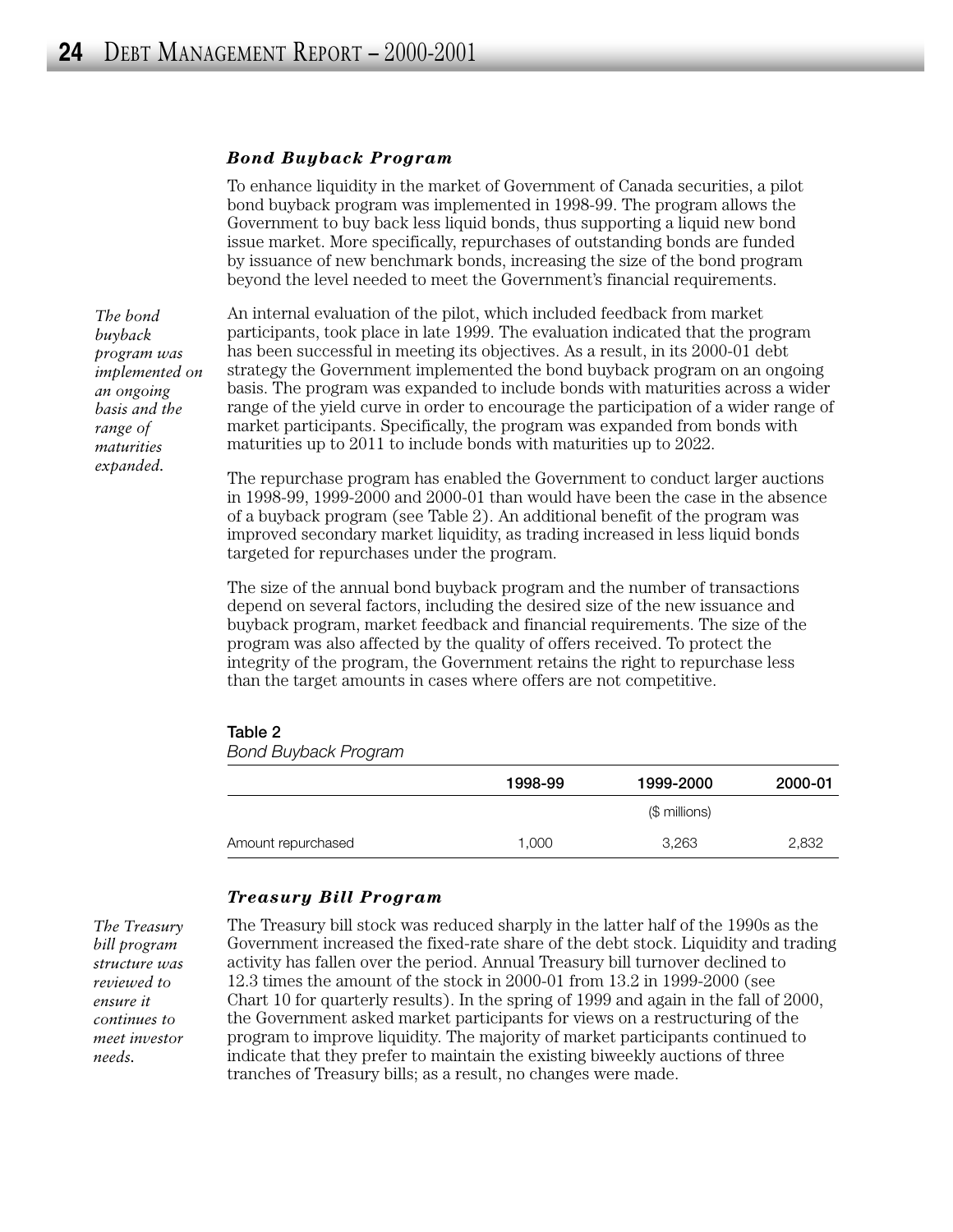### *Bond Buyback Program*

To enhance liquidity in the market of Government of Canada securities, a pilot bond buyback program was implemented in 1998-99. The program allows the Government to buy back less liquid bonds, thus supporting a liquid new bond issue market. More specifically, repurchases of outstanding bonds are funded by issuance of new benchmark bonds, increasing the size of the bond program beyond the level needed to meet the Government's financial requirements.

*The bond buyback program was implemented on an ongoing basis and the range of maturities expanded.*

An internal evaluation of the pilot, which included feedback from market participants, took place in late 1999. The evaluation indicated that the program has been successful in meeting its objectives. As a result, in its 2000-01 debt strategy the Government implemented the bond buyback program on an ongoing basis. The program was expanded to include bonds with maturities across a wider range of the yield curve in order to encourage the participation of a wider range of market participants. Specifically, the program was expanded from bonds with maturities up to 2011 to include bonds with maturities up to 2022.

The repurchase program has enabled the Government to conduct larger auctions in 1998-99, 1999-2000 and 2000-01 than would have been the case in the absence of a buyback program (see Table 2). An additional benefit of the program was improved secondary market liquidity, as trading increased in less liquid bonds targeted for repurchases under the program.

The size of the annual bond buyback program and the number of transactions depend on several factors, including the desired size of the new issuance and buyback program, market feedback and financial requirements. The size of the program was also affected by the quality of offers received. To protect the integrity of the program, the Government retains the right to repurchase less than the target amounts in cases where offers are not competitive.

**Table 2**
*Bond Buyback Program*

| | 1998-99 | 1999-2000 | 2000-01 |
|---|---|---|---|
| | | ($ millions) | |
| Amount repurchased | 1,000 | 3,263 | 2,832 |

### *Treasury Bill Program*

*The Treasury bill program structure was reviewed to ensure it continues to meet investor needs.*

The Treasury bill stock was reduced sharply in the latter half of the 1990s as the Government increased the fixed-rate share of the debt stock. Liquidity and trading activity has fallen over the period. Annual Treasury bill turnover declined to 12.3 times the amount of the stock in 2000-01 from 13.2 in 1999-2000 (see Chart 10 for quarterly results). In the spring of 1999 and again in the fall of 2000, the Government asked market participants for views on a restructuring of the program to improve liquidity. The majority of market participants continued to indicate that they prefer to maintain the existing biweekly auctions of three tranches of Treasury bills; as a result, no changes were made.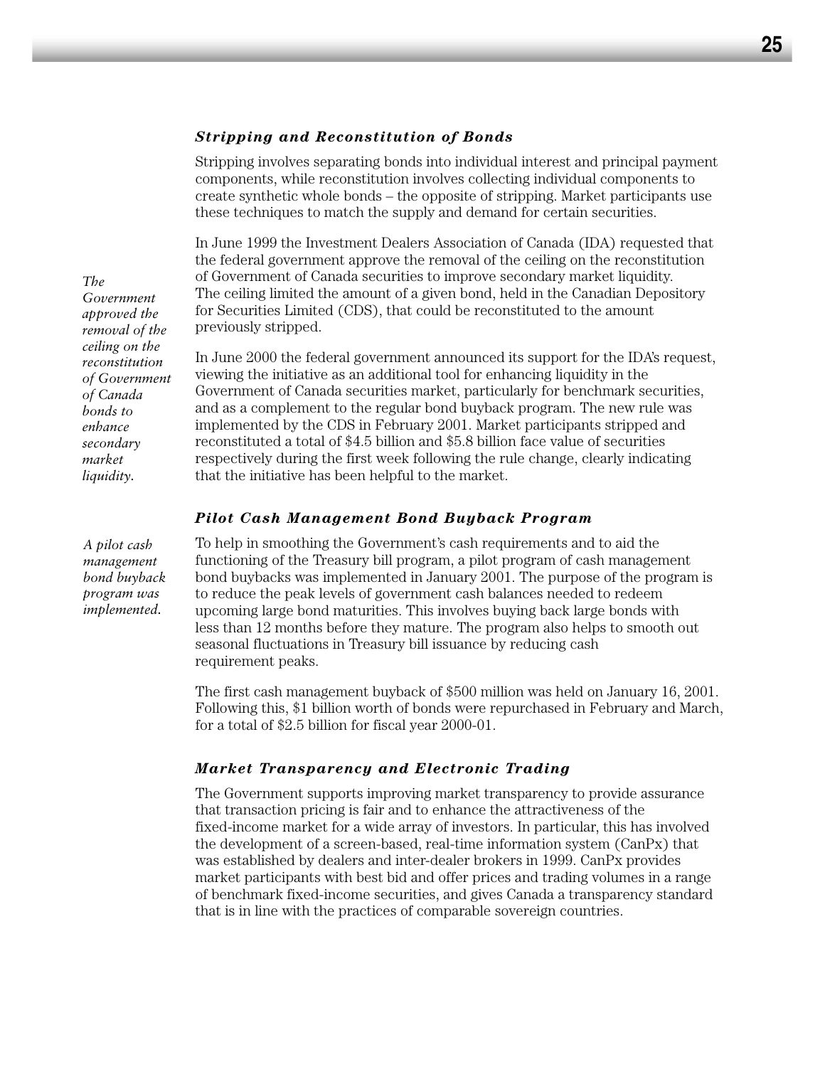### *Stripping and Reconstitution of Bonds*

Stripping involves separating bonds into individual interest and principal payment components, while reconstitution involves collecting individual components to create synthetic whole bonds – the opposite of stripping. Market participants use these techniques to match the supply and demand for certain securities.

*The Government approved the removal of the ceiling on the reconstitution of Government of Canada bonds to enhance secondary market liquidity.*

In June 1999 the Investment Dealers Association of Canada (IDA) requested that the federal government approve the removal of the ceiling on the reconstitution of Government of Canada securities to improve secondary market liquidity. The ceiling limited the amount of a given bond, held in the Canadian Depository for Securities Limited (CDS), that could be reconstituted to the amount previously stripped.

In June 2000 the federal government announced its support for the IDA's request, viewing the initiative as an additional tool for enhancing liquidity in the Government of Canada securities market, particularly for benchmark securities, and as a complement to the regular bond buyback program. The new rule was implemented by the CDS in February 2001. Market participants stripped and reconstituted a total of $4.5 billion and $5.8 billion face value of securities respectively during the first week following the rule change, clearly indicating that the initiative has been helpful to the market.

### *Pilot Cash Management Bond Buyback Program*

*A pilot cash management bond buyback program was implemented.*

To help in smoothing the Government's cash requirements and to aid the functioning of the Treasury bill program, a pilot program of cash management bond buybacks was implemented in January 2001. The purpose of the program is to reduce the peak levels of government cash balances needed to redeem upcoming large bond maturities. This involves buying back large bonds with less than 12 months before they mature. The program also helps to smooth out seasonal fluctuations in Treasury bill issuance by reducing cash requirement peaks.

The first cash management buyback of $500 million was held on January 16, 2001. Following this, $1 billion worth of bonds were repurchased in February and March, for a total of $2.5 billion for fiscal year 2000-01.

### *Market Transparency and Electronic Trading*

The Government supports improving market transparency to provide assurance that transaction pricing is fair and to enhance the attractiveness of the fixed-income market for a wide array of investors. In particular, this has involved the development of a screen-based, real-time information system (CanPx) that was established by dealers and inter-dealer brokers in 1999. CanPx provides market participants with best bid and offer prices and trading volumes in a range of benchmark fixed-income securities, and gives Canada a transparency standard that is in line with the practices of comparable sovereign countries.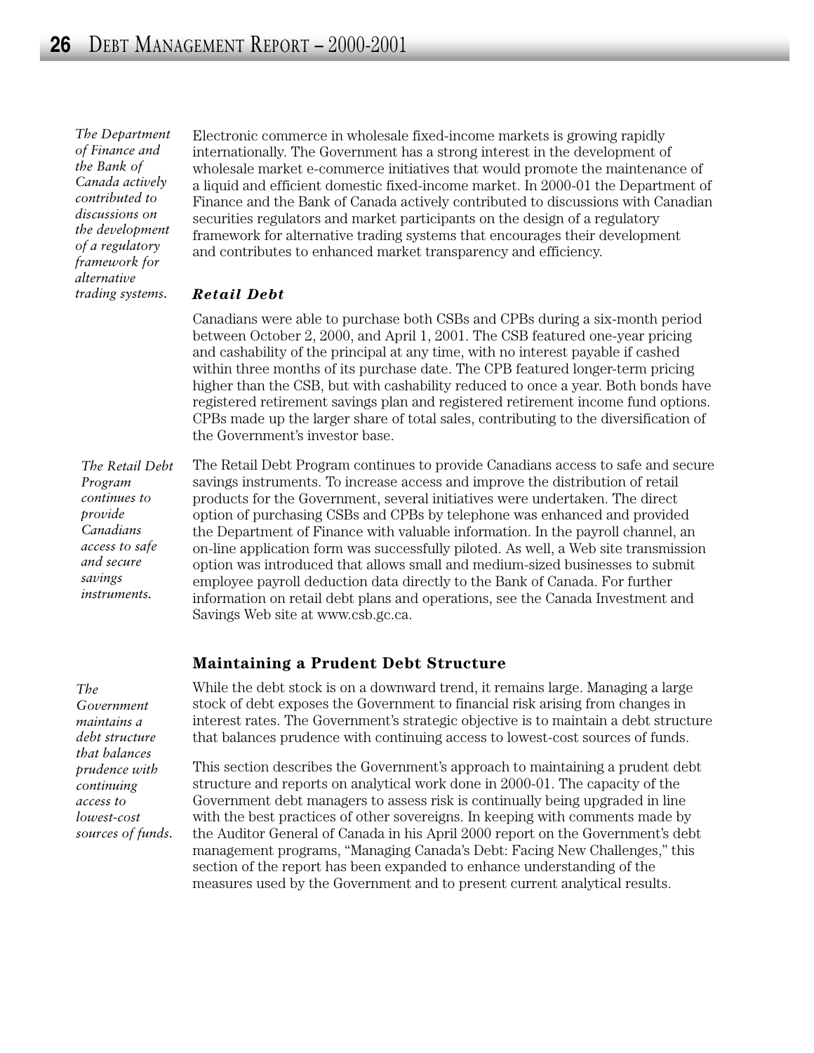*The Department of Finance and the Bank of Canada actively contributed to discussions on the development of a regulatory framework for alternative trading systems.*

Electronic commerce in wholesale fixed-income markets is growing rapidly internationally. The Government has a strong interest in the development of wholesale market e-commerce initiatives that would promote the maintenance of a liquid and efficient domestic fixed-income market. In 2000-01 the Department of Finance and the Bank of Canada actively contributed to discussions with Canadian securities regulators and market participants on the design of a regulatory framework for alternative trading systems that encourages their development and contributes to enhanced market transparency and efficiency.

### *Retail Debt*

Canadians were able to purchase both CSBs and CPBs during a six-month period between October 2, 2000, and April 1, 2001. The CSB featured one-year pricing and cashability of the principal at any time, with no interest payable if cashed within three months of its purchase date. The CPB featured longer-term pricing higher than the CSB, but with cashability reduced to once a year. Both bonds have registered retirement savings plan and registered retirement income fund options. CPBs made up the larger share of total sales, contributing to the diversification of the Government's investor base.

*The Retail Debt Program continues to provide Canadians access to safe and secure savings instruments.*

The Retail Debt Program continues to provide Canadians access to safe and secure savings instruments. To increase access and improve the distribution of retail products for the Government, several initiatives were undertaken. The direct option of purchasing CSBs and CPBs by telephone was enhanced and provided the Department of Finance with valuable information. In the payroll channel, an on-line application form was successfully piloted. As well, a Web site transmission option was introduced that allows small and medium-sized businesses to submit employee payroll deduction data directly to the Bank of Canada. For further information on retail debt plans and operations, see the Canada Investment and Savings Web site at www.csb.gc.ca.

## Maintaining a Prudent Debt Structure

*The Government maintains a debt structure that balances prudence with continuing access to lowest-cost sources of funds.*

While the debt stock is on a downward trend, it remains large. Managing a large stock of debt exposes the Government to financial risk arising from changes in interest rates. The Government's strategic objective is to maintain a debt structure that balances prudence with continuing access to lowest-cost sources of funds.

This section describes the Government's approach to maintaining a prudent debt structure and reports on analytical work done in 2000-01. The capacity of the Government debt managers to assess risk is continually being upgraded in line with the best practices of other sovereigns. In keeping with comments made by the Auditor General of Canada in his April 2000 report on the Government's debt management programs, "Managing Canada's Debt: Facing New Challenges," this section of the report has been expanded to enhance understanding of the measures used by the Government and to present current analytical results.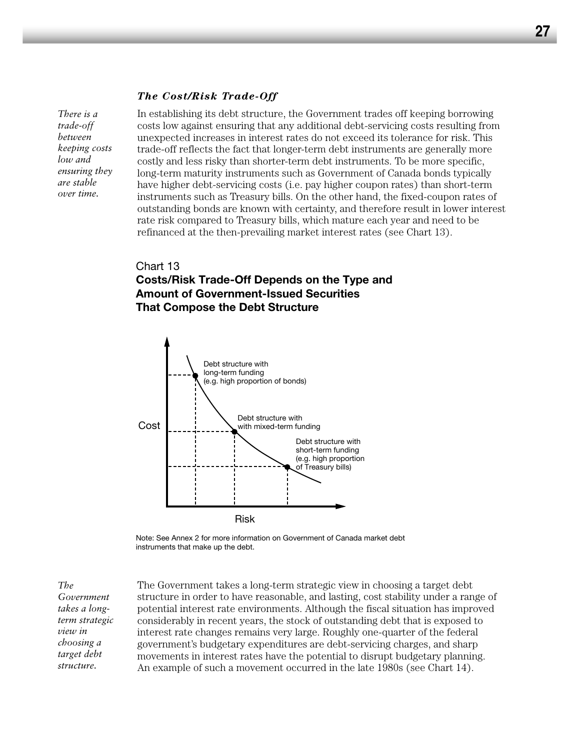### *The Cost/Risk Trade-Off*

*There is a trade-off between keeping costs low and ensuring they are stable over time.*

In establishing its debt structure, the Government trades off keeping borrowing costs low against ensuring that any additional debt-servicing costs resulting from unexpected increases in interest rates do not exceed its tolerance for risk. This trade-off reflects the fact that longer-term debt instruments are generally more costly and less risky than shorter-term debt instruments. To be more specific, long-term maturity instruments such as Government of Canada bonds typically have higher debt-servicing costs (i.e. pay higher coupon rates) than short-term instruments such as Treasury bills. On the other hand, the fixed-coupon rates of outstanding bonds are known with certainty, and therefore result in lower interest rate risk compared to Treasury bills, which mature each year and need to be refinanced at the then-prevailing market interest rates (see Chart 13).

Chart 13
**Costs/Risk Trade-Off Depends on the Type and Amount of Government-Issued Securities That Compose the Debt Structure**

Cost

Debt structure with long-term funding (e.g. high proportion of bonds)

Debt structure with with mixed-term funding

Debt structure with short-term funding (e.g. high proportion of Treasury bills)

Risk

Note: See Annex 2 for more information on Government of Canada market debt instruments that make up the debt.

*The Government takes a long-term strategic view in choosing a target debt structure.*

The Government takes a long-term strategic view in choosing a target debt structure in order to have reasonable, and lasting, cost stability under a range of potential interest rate environments. Although the fiscal situation has improved considerably in recent years, the stock of outstanding debt that is exposed to interest rate changes remains very large. Roughly one-quarter of the federal government's budgetary expenditures are debt-servicing charges, and sharp movements in interest rates have the potential to disrupt budgetary planning. An example of such a movement occurred in the late 1980s (see Chart 14).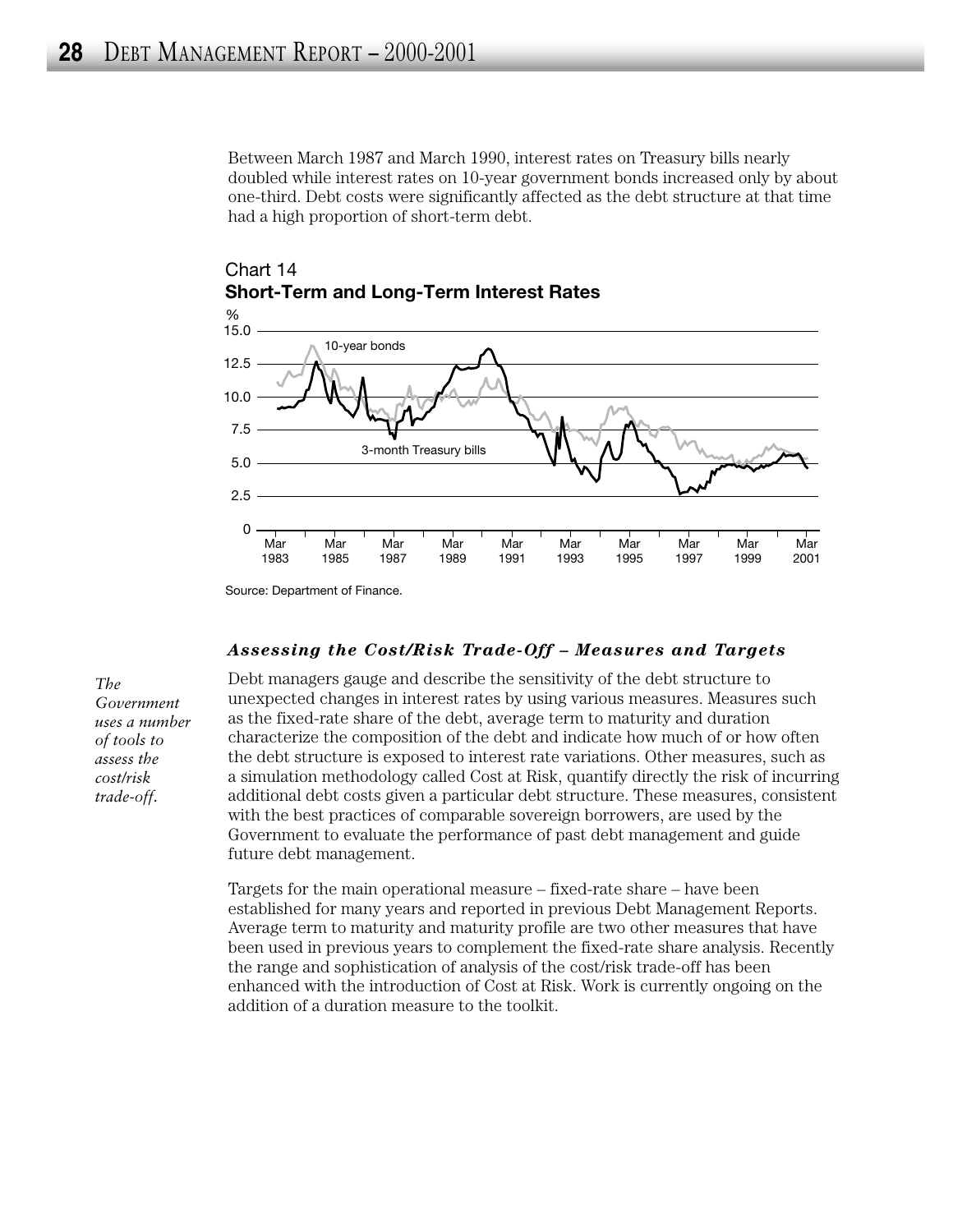Between March 1987 and March 1990, interest rates on Treasury bills nearly doubled while interest rates on 10-year government bonds increased only by about one-third. Debt costs were significantly affected as the debt structure at that time had a high proportion of short-term debt.

Chart 14
**Short-Term and Long-Term Interest Rates**

Source: Department of Finance.

### *Assessing the Cost/Risk Trade-Off – Measures and Targets*

*The Government uses a number of tools to assess the cost/risk trade-off.*

Debt managers gauge and describe the sensitivity of the debt structure to unexpected changes in interest rates by using various measures. Measures such as the fixed-rate share of the debt, average term to maturity and duration characterize the composition of the debt and indicate how much of or how often the debt structure is exposed to interest rate variations. Other measures, such as a simulation methodology called Cost at Risk, quantify directly the risk of incurring additional debt costs given a particular debt structure. These measures, consistent with the best practices of comparable sovereign borrowers, are used by the Government to evaluate the performance of past debt management and guide future debt management.

Targets for the main operational measure – fixed-rate share – have been established for many years and reported in previous Debt Management Reports. Average term to maturity and maturity profile are two other measures that have been used in previous years to complement the fixed-rate share analysis. Recently the range and sophistication of analysis of the cost/risk trade-off has been enhanced with the introduction of Cost at Risk. Work is currently ongoing on the addition of a duration measure to the toolkit.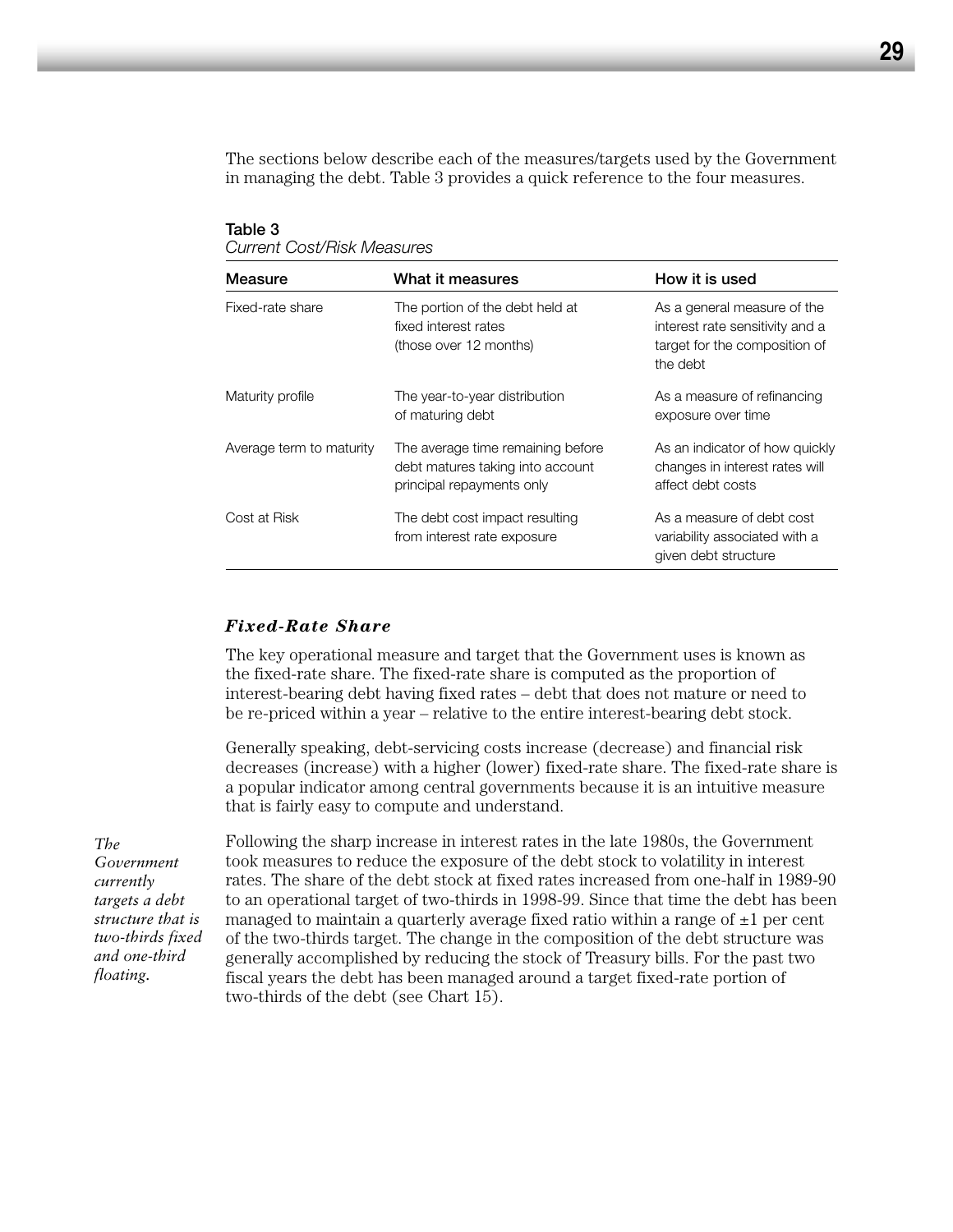The sections below describe each of the measures/targets used by the Government in managing the debt. Table 3 provides a quick reference to the four measures.

**Table 3**
*Current Cost/Risk Measures*

| Measure | What it measures | How it is used |
|---|---|---|
| Fixed-rate share | The portion of the debt held at fixed interest rates (those over 12 months) | As a general measure of the interest rate sensitivity and a target for the composition of the debt |
| Maturity profile | The year-to-year distribution of maturing debt | As a measure of refinancing exposure over time |
| Average term to maturity | The average time remaining before debt matures taking into account principal repayments only | As an indicator of how quickly changes in interest rates will affect debt costs |
| Cost at Risk | The debt cost impact resulting from interest rate exposure | As a measure of debt cost variability associated with a given debt structure |

### *Fixed-Rate Share*

The key operational measure and target that the Government uses is known as the fixed-rate share. The fixed-rate share is computed as the proportion of interest-bearing debt having fixed rates – debt that does not mature or need to be re-priced within a year – relative to the entire interest-bearing debt stock.

Generally speaking, debt-servicing costs increase (decrease) and financial risk decreases (increase) with a higher (lower) fixed-rate share. The fixed-rate share is a popular indicator among central governments because it is an intuitive measure that is fairly easy to compute and understand.

*The Government currently targets a debt structure that is two-thirds fixed and one-third floating.*

Following the sharp increase in interest rates in the late 1980s, the Government took measures to reduce the exposure of the debt stock to volatility in interest rates. The share of the debt stock at fixed rates increased from one-half in 1989-90 to an operational target of two-thirds in 1998-99. Since that time the debt has been managed to maintain a quarterly average fixed ratio within a range of ±1 per cent of the two-thirds target. The change in the composition of the debt structure was generally accomplished by reducing the stock of Treasury bills. For the past two fiscal years the debt has been managed around a target fixed-rate portion of two-thirds of the debt (see Chart 15).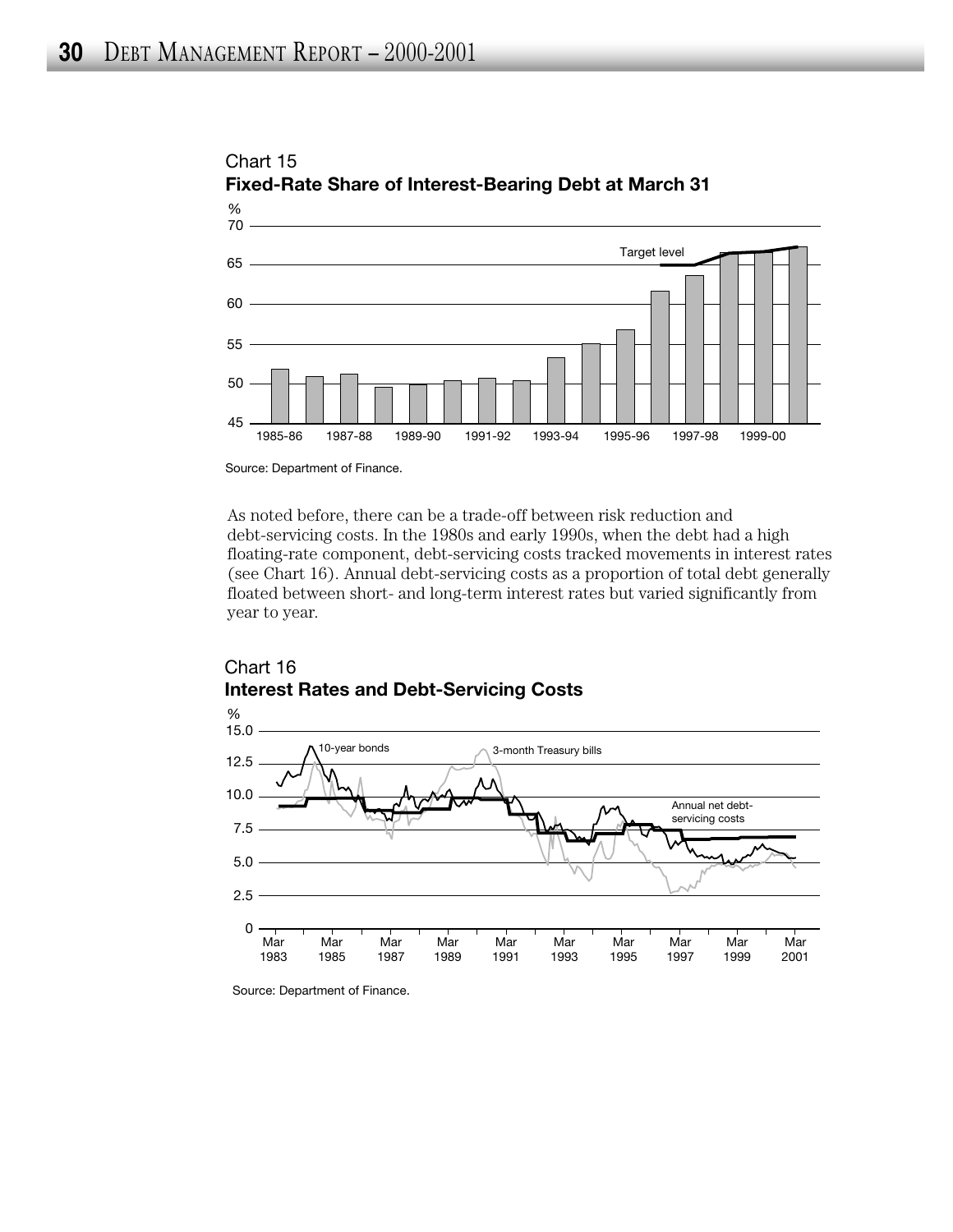Chart 15
**Fixed-Rate Share of Interest-Bearing Debt at March 31**

Source: Department of Finance.

As noted before, there can be a trade-off between risk reduction and debt-servicing costs. In the 1980s and early 1990s, when the debt had a high floating-rate component, debt-servicing costs tracked movements in interest rates (see Chart 16). Annual debt-servicing costs as a proportion of total debt generally floated between short- and long-term interest rates but varied significantly from year to year.

Chart 16
**Interest Rates and Debt-Servicing Costs**

Source: Department of Finance.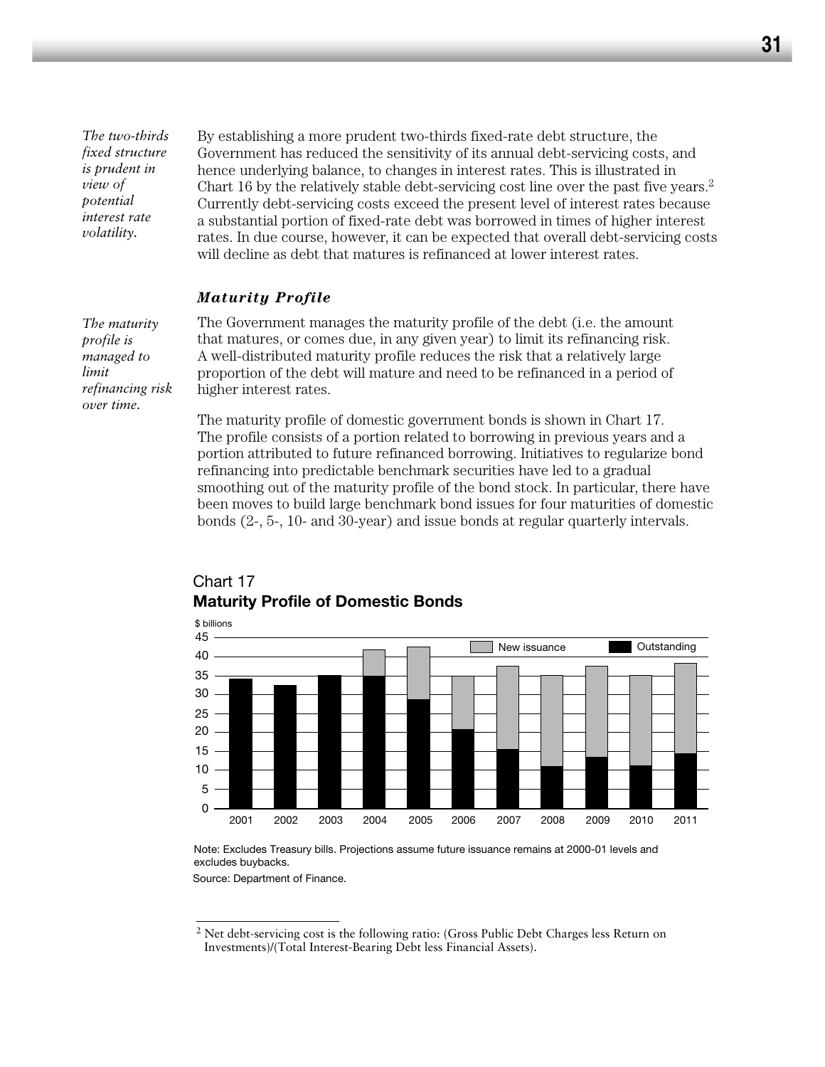*The two-thirds fixed structure is prudent in view of potential interest rate volatility.*

By establishing a more prudent two-thirds fixed-rate debt structure, the Government has reduced the sensitivity of its annual debt-servicing costs, and hence underlying balance, to changes in interest rates. This is illustrated in Chart 16 by the relatively stable debt-servicing cost line over the past five years.[2] Currently debt-servicing costs exceed the present level of interest rates because a substantial portion of fixed-rate debt was borrowed in times of higher interest rates. In due course, however, it can be expected that overall debt-servicing costs will decline as debt that matures is refinanced at lower interest rates.

### *Maturity Profile*

*The maturity profile is managed to limit refinancing risk over time.*

The Government manages the maturity profile of the debt (i.e. the amount that matures, or comes due, in any given year) to limit its refinancing risk. A well-distributed maturity profile reduces the risk that a relatively large proportion of the debt will mature and need to be refinanced in a period of higher interest rates.

The maturity profile of domestic government bonds is shown in Chart 17. The profile consists of a portion related to borrowing in previous years and a portion attributed to future refinanced borrowing. Initiatives to regularize bond refinancing into predictable benchmark securities have led to a gradual smoothing out of the maturity profile of the bond stock. In particular, there have been moves to build large benchmark bond issues for four maturities of domestic bonds (2-, 5-, 10- and 30-year) and issue bonds at regular quarterly intervals.

Chart 17
**Maturity Profile of Domestic Bonds**

Note: Excludes Treasury bills. Projections assume future issuance remains at 2000-01 levels and excludes buybacks.

Source: Department of Finance.

[2] Net debt-servicing cost is the following ratio: (Gross Public Debt Charges less Return on Investments)/(Total Interest-Bearing Debt less Financial Assets).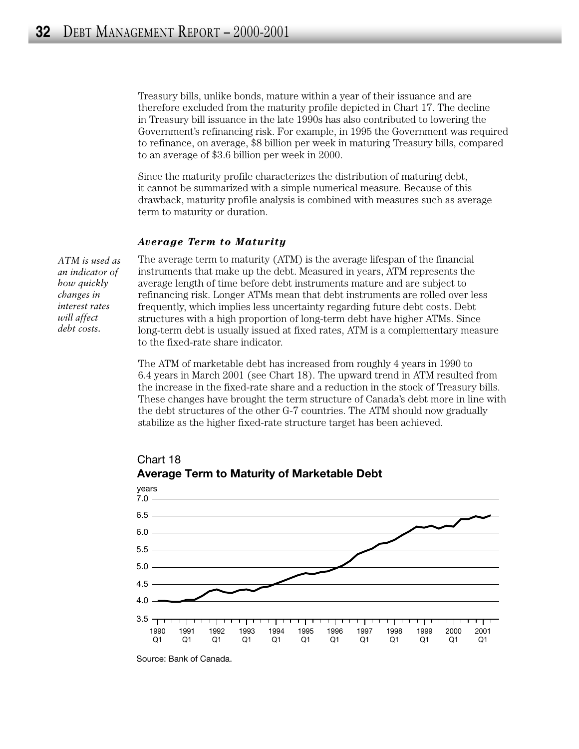Treasury bills, unlike bonds, mature within a year of their issuance and are therefore excluded from the maturity profile depicted in Chart 17. The decline in Treasury bill issuance in the late 1990s has also contributed to lowering the Government's refinancing risk. For example, in 1995 the Government was required to refinance, on average, $8 billion per week in maturing Treasury bills, compared to an average of $3.6 billion per week in 2000.

Since the maturity profile characterizes the distribution of maturing debt, it cannot be summarized with a simple numerical measure. Because of this drawback, maturity profile analysis is combined with measures such as average term to maturity or duration.

### *Average Term to Maturity*

*ATM is used as an indicator of how quickly changes in interest rates will affect debt costs.*

The average term to maturity (ATM) is the average lifespan of the financial instruments that make up the debt. Measured in years, ATM represents the average length of time before debt instruments mature and are subject to refinancing risk. Longer ATMs mean that debt instruments are rolled over less frequently, which implies less uncertainty regarding future debt costs. Debt structures with a high proportion of long-term debt have higher ATMs. Since long-term debt is usually issued at fixed rates, ATM is a complementary measure to the fixed-rate share indicator.

The ATM of marketable debt has increased from roughly 4 years in 1990 to 6.4 years in March 2001 (see Chart 18). The upward trend in ATM resulted from the increase in the fixed-rate share and a reduction in the stock of Treasury bills. These changes have brought the term structure of Canada's debt more in line with the debt structures of the other G-7 countries. The ATM should now gradually stabilize as the higher fixed-rate structure target has been achieved.

Chart 18
**Average Term to Maturity of Marketable Debt**

Source: Bank of Canada.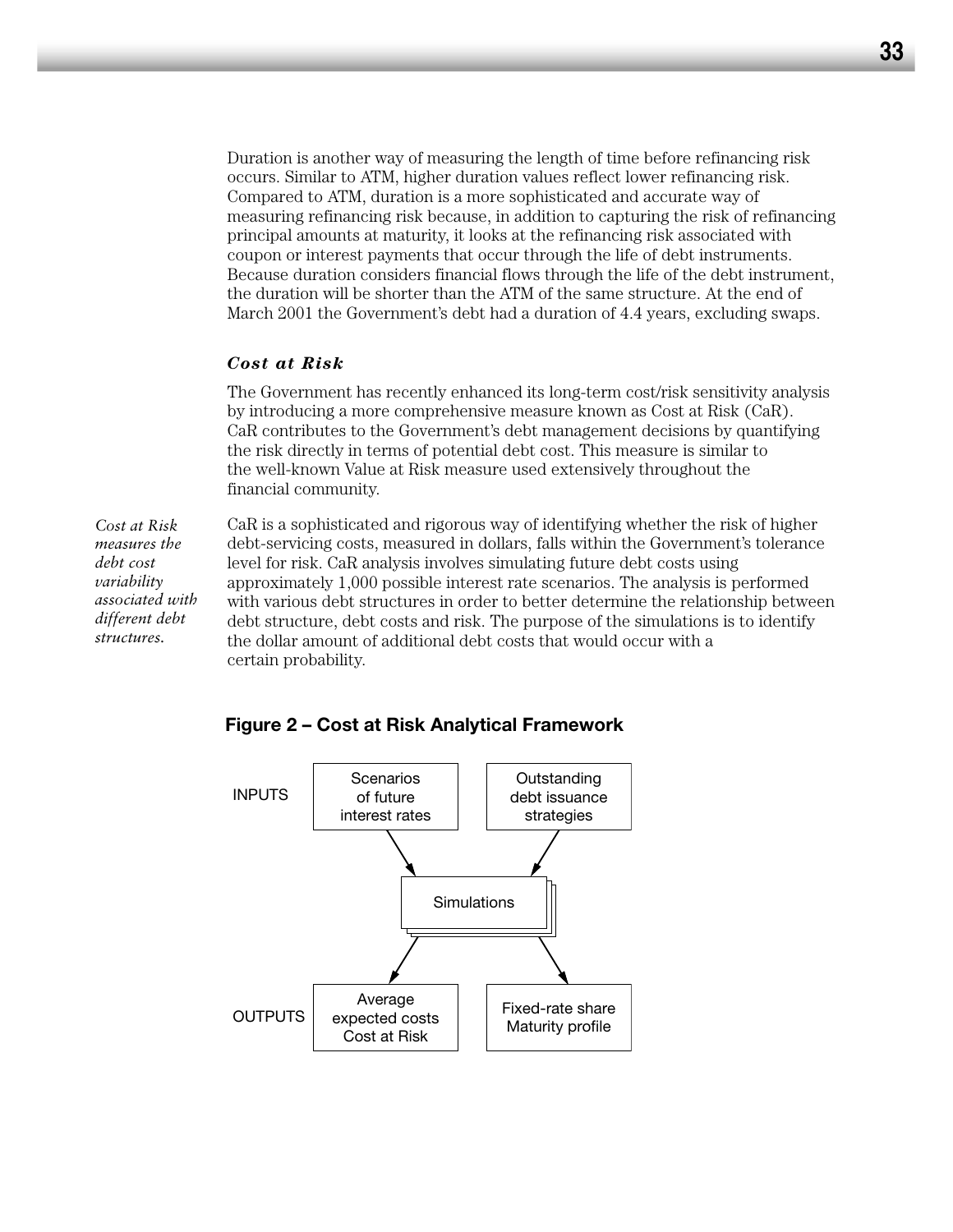Duration is another way of measuring the length of time before refinancing risk occurs. Similar to ATM, higher duration values reflect lower refinancing risk. Compared to ATM, duration is a more sophisticated and accurate way of measuring refinancing risk because, in addition to capturing the risk of refinancing principal amounts at maturity, it looks at the refinancing risk associated with coupon or interest payments that occur through the life of debt instruments. Because duration considers financial flows through the life of the debt instrument, the duration will be shorter than the ATM of the same structure. At the end of March 2001 the Government's debt had a duration of 4.4 years, excluding swaps.

### *Cost at Risk*

The Government has recently enhanced its long-term cost/risk sensitivity analysis by introducing a more comprehensive measure known as Cost at Risk (CaR). CaR contributes to the Government's debt management decisions by quantifying the risk directly in terms of potential debt cost. This measure is similar to the well-known Value at Risk measure used extensively throughout the financial community.

*Cost at Risk measures the debt cost variability associated with different debt structures.*

CaR is a sophisticated and rigorous way of identifying whether the risk of higher debt-servicing costs, measured in dollars, falls within the Government's tolerance level for risk. CaR analysis involves simulating future debt costs using approximately 1,000 possible interest rate scenarios. The analysis is performed with various debt structures in order to better determine the relationship between debt structure, debt costs and risk. The purpose of the simulations is to identify the dollar amount of additional debt costs that would occur with a certain probability.

**Figure 2 – Cost at Risk Analytical Framework**

INPUTS: Scenarios of future interest rates; Outstanding debt issuance strategies

Simulations

OUTPUTS: Average expected costs, Cost at Risk; Fixed-rate share, Maturity profile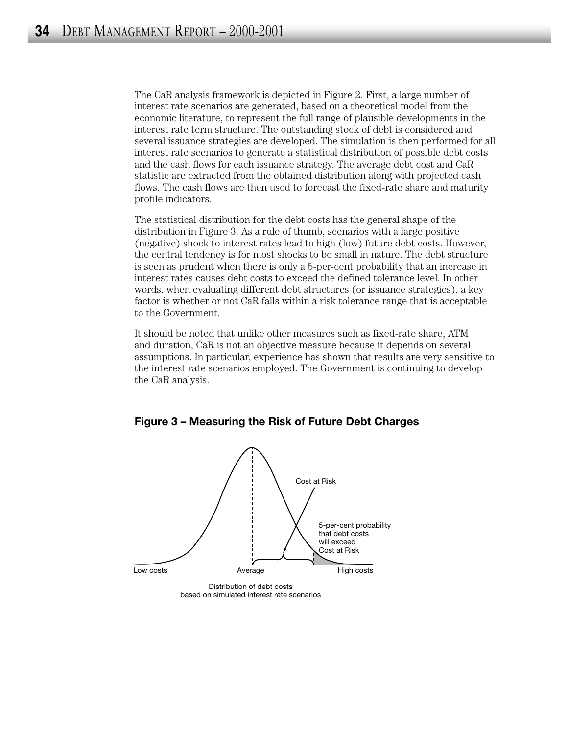The CaR analysis framework is depicted in Figure 2. First, a large number of interest rate scenarios are generated, based on a theoretical model from the economic literature, to represent the full range of plausible developments in the interest rate term structure. The outstanding stock of debt is considered and several issuance strategies are developed. The simulation is then performed for all interest rate scenarios to generate a statistical distribution of possible debt costs and the cash flows for each issuance strategy. The average debt cost and CaR statistic are extracted from the obtained distribution along with projected cash flows. The cash flows are then used to forecast the fixed-rate share and maturity profile indicators.

The statistical distribution for the debt costs has the general shape of the distribution in Figure 3. As a rule of thumb, scenarios with a large positive (negative) shock to interest rates lead to high (low) future debt costs. However, the central tendency is for most shocks to be small in nature. The debt structure is seen as prudent when there is only a 5-per-cent probability that an increase in interest rates causes debt costs to exceed the defined tolerance level. In other words, when evaluating different debt structures (or issuance strategies), a key factor is whether or not CaR falls within a risk tolerance range that is acceptable to the Government.

It should be noted that unlike other measures such as fixed-rate share, ATM and duration, CaR is not an objective measure because it depends on several assumptions. In particular, experience has shown that results are very sensitive to the interest rate scenarios employed. The Government is continuing to develop the CaR analysis.

**Figure 3 – Measuring the Risk of Future Debt Charges**

Cost at Risk

5-per-cent probability that debt costs will exceed Cost at Risk

Low costs | Average | High costs

Distribution of debt costs based on simulated interest rate scenarios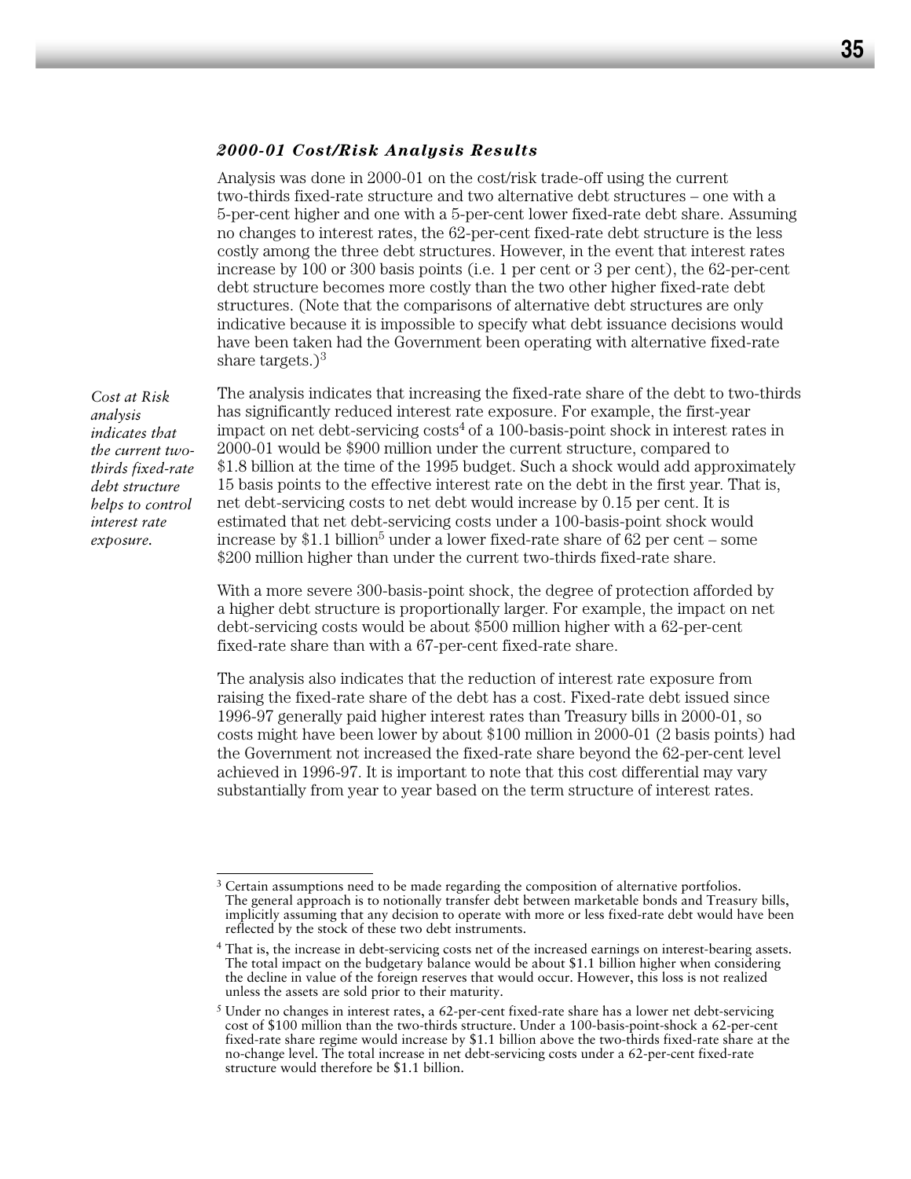### *2000-01 Cost/Risk Analysis Results*

Analysis was done in 2000-01 on the cost/risk trade-off using the current two-thirds fixed-rate structure and two alternative debt structures – one with a 5-per-cent higher and one with a 5-per-cent lower fixed-rate debt share. Assuming no changes to interest rates, the 62-per-cent fixed-rate debt structure is the less costly among the three debt structures. However, in the event that interest rates increase by 100 or 300 basis points (i.e. 1 per cent or 3 per cent), the 62-per-cent debt structure becomes more costly than the two other higher fixed-rate debt structures. (Note that the comparisons of alternative debt structures are only indicative because it is impossible to specify what debt issuance decisions would have been taken had the Government been operating with alternative fixed-rate share targets.)[3]

*Cost at Risk analysis indicates that the current two-thirds fixed-rate debt structure helps to control interest rate exposure.*

The analysis indicates that increasing the fixed-rate share of the debt to two-thirds has significantly reduced interest rate exposure. For example, the first-year impact on net debt-servicing costs[4] of a 100-basis-point shock in interest rates in 2000-01 would be $900 million under the current structure, compared to $1.8 billion at the time of the 1995 budget. Such a shock would add approximately 15 basis points to the effective interest rate on the debt in the first year. That is, net debt-servicing costs to net debt would increase by 0.15 per cent. It is estimated that net debt-servicing costs under a 100-basis-point shock would increase by $1.1 billion[5] under a lower fixed-rate share of 62 per cent – some $200 million higher than under the current two-thirds fixed-rate share.

With a more severe 300-basis-point shock, the degree of protection afforded by a higher debt structure is proportionally larger. For example, the impact on net debt-servicing costs would be about $500 million higher with a 62-per-cent fixed-rate share than with a 67-per-cent fixed-rate share.

The analysis also indicates that the reduction of interest rate exposure from raising the fixed-rate share of the debt has a cost. Fixed-rate debt issued since 1996-97 generally paid higher interest rates than Treasury bills in 2000-01, so costs might have been lower by about $100 million in 2000-01 (2 basis points) had the Government not increased the fixed-rate share beyond the 62-per-cent level achieved in 1996-97. It is important to note that this cost differential may vary substantially from year to year based on the term structure of interest rates.

---

[3] Certain assumptions need to be made regarding the composition of alternative portfolios. The general approach is to notionally transfer debt between marketable bonds and Treasury bills, implicitly assuming that any decision to operate with more or less fixed-rate debt would have been reflected by the stock of these two debt instruments.

[4] That is, the increase in debt-servicing costs net of the increased earnings on interest-bearing assets. The total impact on the budgetary balance would be about $1.1 billion higher when considering the decline in value of the foreign reserves that would occur. However, this loss is not realized unless the assets are sold prior to their maturity.

[5] Under no changes in interest rates, a 62-per-cent fixed-rate share has a lower net debt-servicing cost of $100 million than the two-thirds structure. Under a 100-basis-point-shock a 62-per-cent fixed-rate share regime would increase by $1.1 billion above the two-thirds fixed-rate share at the no-change level. The total increase in net debt-servicing costs under a 62-per-cent fixed-rate structure would therefore be $1.1 billion.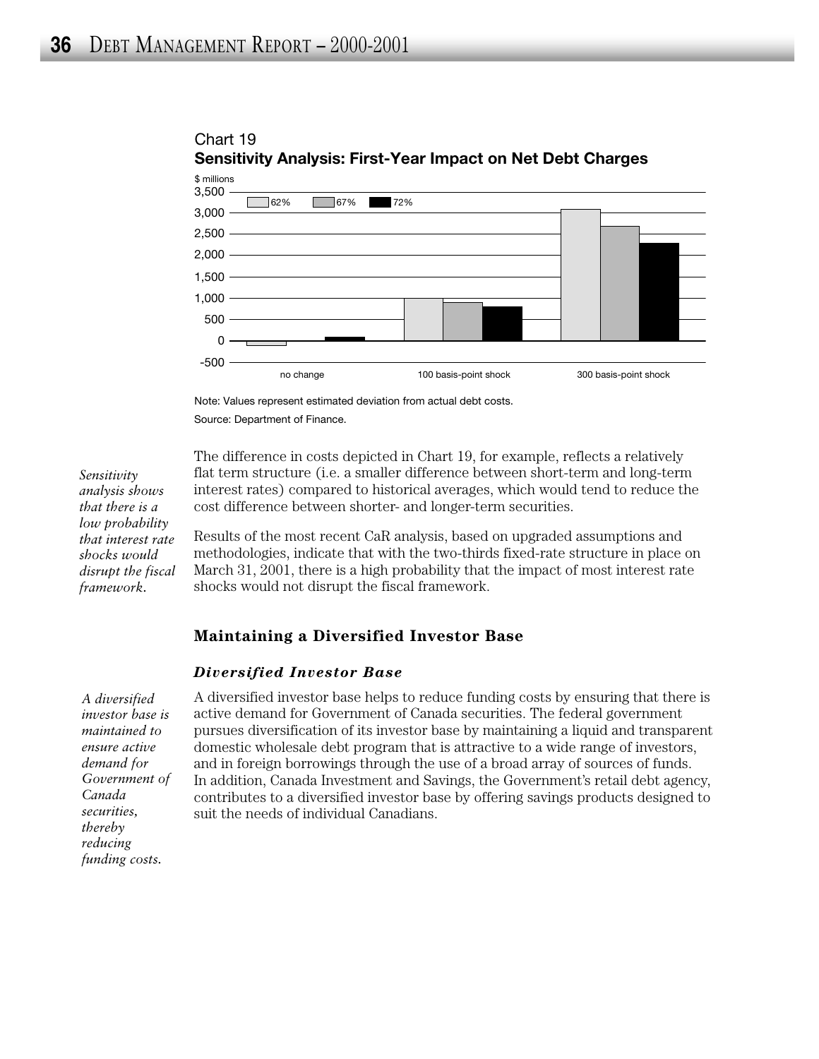Chart 19

**Sensitivity Analysis: First-Year Impact on Net Debt Charges**

Note: Values represent estimated deviation from actual debt costs.

Source: Department of Finance.

*Sensitivity analysis shows that there is a low probability that interest rate shocks would disrupt the fiscal framework.*

The difference in costs depicted in Chart 19, for example, reflects a relatively flat term structure (i.e. a smaller difference between short-term and long-term interest rates) compared to historical averages, which would tend to reduce the cost difference between shorter- and longer-term securities.

Results of the most recent CaR analysis, based on upgraded assumptions and methodologies, indicate that with the two-thirds fixed-rate structure in place on March 31, 2001, there is a high probability that the impact of most interest rate shocks would not disrupt the fiscal framework.

## Maintaining a Diversified Investor Base

### *Diversified Investor Base*

*A diversified investor base is maintained to ensure active demand for Government of Canada securities, thereby reducing funding costs.*

A diversified investor base helps to reduce funding costs by ensuring that there is active demand for Government of Canada securities. The federal government pursues diversification of its investor base by maintaining a liquid and transparent domestic wholesale debt program that is attractive to a wide range of investors, and in foreign borrowings through the use of a broad array of sources of funds. In addition, Canada Investment and Savings, the Government's retail debt agency, contributes to a diversified investor base by offering savings products designed to suit the needs of individual Canadians.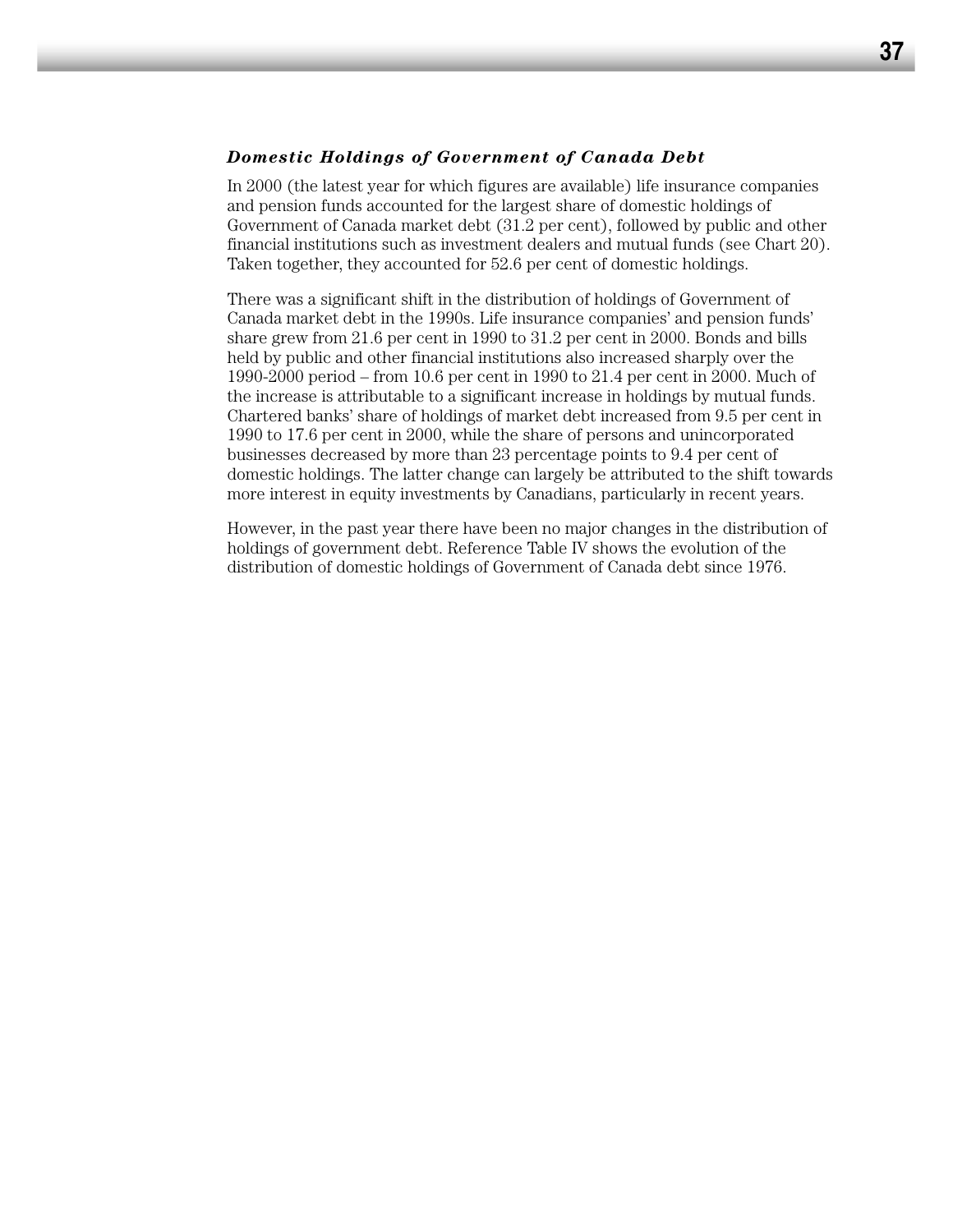### *Domestic Holdings of Government of Canada Debt*

In 2000 (the latest year for which figures are available) life insurance companies and pension funds accounted for the largest share of domestic holdings of Government of Canada market debt (31.2 per cent), followed by public and other financial institutions such as investment dealers and mutual funds (see Chart 20). Taken together, they accounted for 52.6 per cent of domestic holdings.

There was a significant shift in the distribution of holdings of Government of Canada market debt in the 1990s. Life insurance companies' and pension funds' share grew from 21.6 per cent in 1990 to 31.2 per cent in 2000. Bonds and bills held by public and other financial institutions also increased sharply over the 1990-2000 period – from 10.6 per cent in 1990 to 21.4 per cent in 2000. Much of the increase is attributable to a significant increase in holdings by mutual funds. Chartered banks' share of holdings of market debt increased from 9.5 per cent in 1990 to 17.6 per cent in 2000, while the share of persons and unincorporated businesses decreased by more than 23 percentage points to 9.4 per cent of domestic holdings. The latter change can largely be attributed to the shift towards more interest in equity investments by Canadians, particularly in recent years.

However, in the past year there have been no major changes in the distribution of holdings of government debt. Reference Table IV shows the evolution of the distribution of domestic holdings of Government of Canada debt since 1976.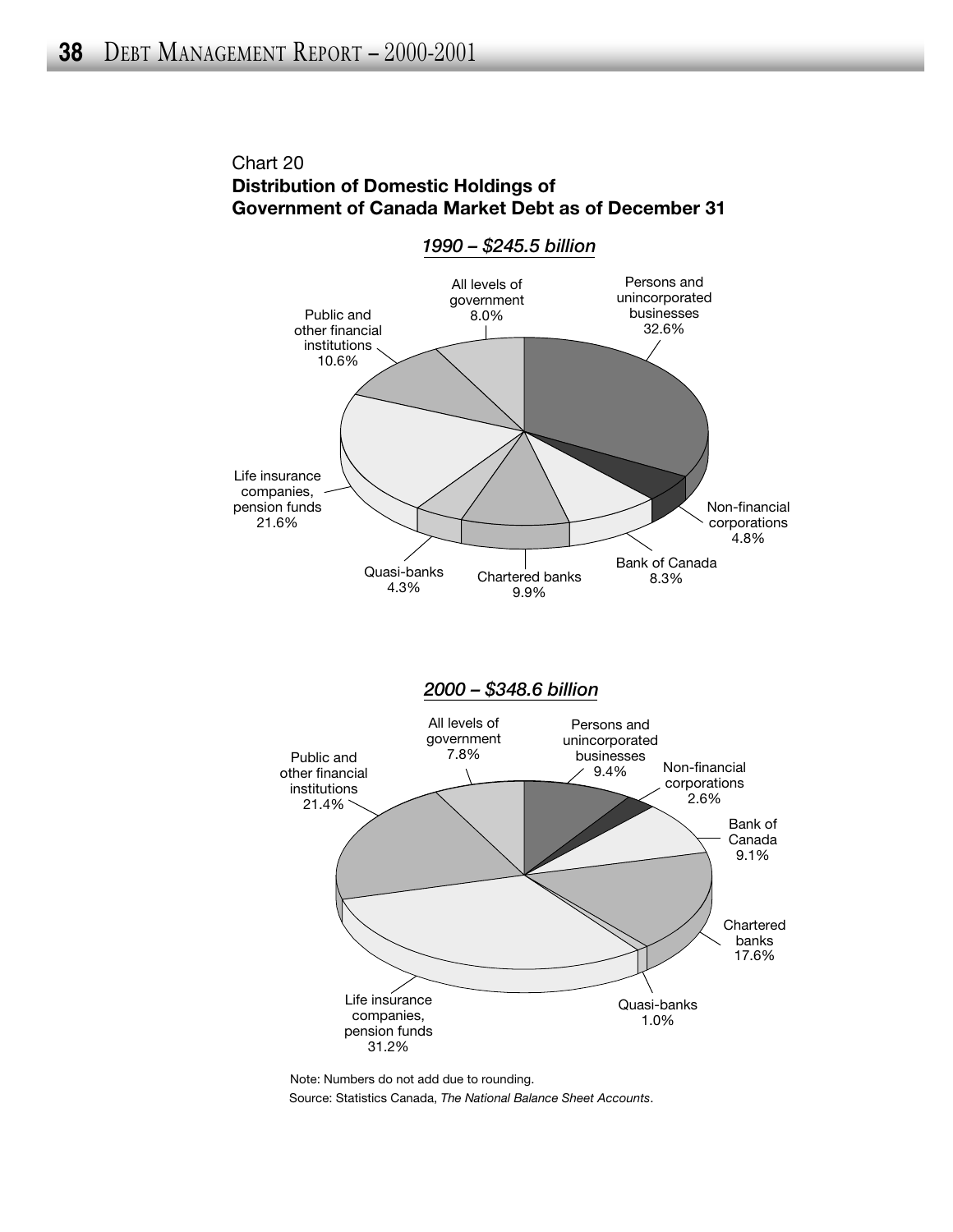Chart 20

**Distribution of Domestic Holdings of Government of Canada Market Debt as of December 31**

*1990 – $245.5 billion*

| Holder | Share |
| --- | --- |
| Persons and unincorporated businesses | 32.6% |
| Non-financial corporations | 4.8% |
| Bank of Canada | 8.3% |
| Chartered banks | 9.9% |
| Quasi-banks | 4.3% |
| Life insurance companies, pension funds | 21.6% |
| Public and other financial institutions | 10.6% |
| All levels of government | 8.0% |

*2000 – $348.6 billion*

| Holder | Share |
| --- | --- |
| Persons and unincorporated businesses | 9.4% |
| Non-financial corporations | 2.6% |
| Bank of Canada | 9.1% |
| Chartered banks | 17.6% |
| Quasi-banks | 1.0% |
| Life insurance companies, pension funds | 31.2% |
| Public and other financial institutions | 21.4% |
| All levels of government | 7.8% |

Note: Numbers do not add due to rounding.

Source: Statistics Canada, *The National Balance Sheet Accounts*.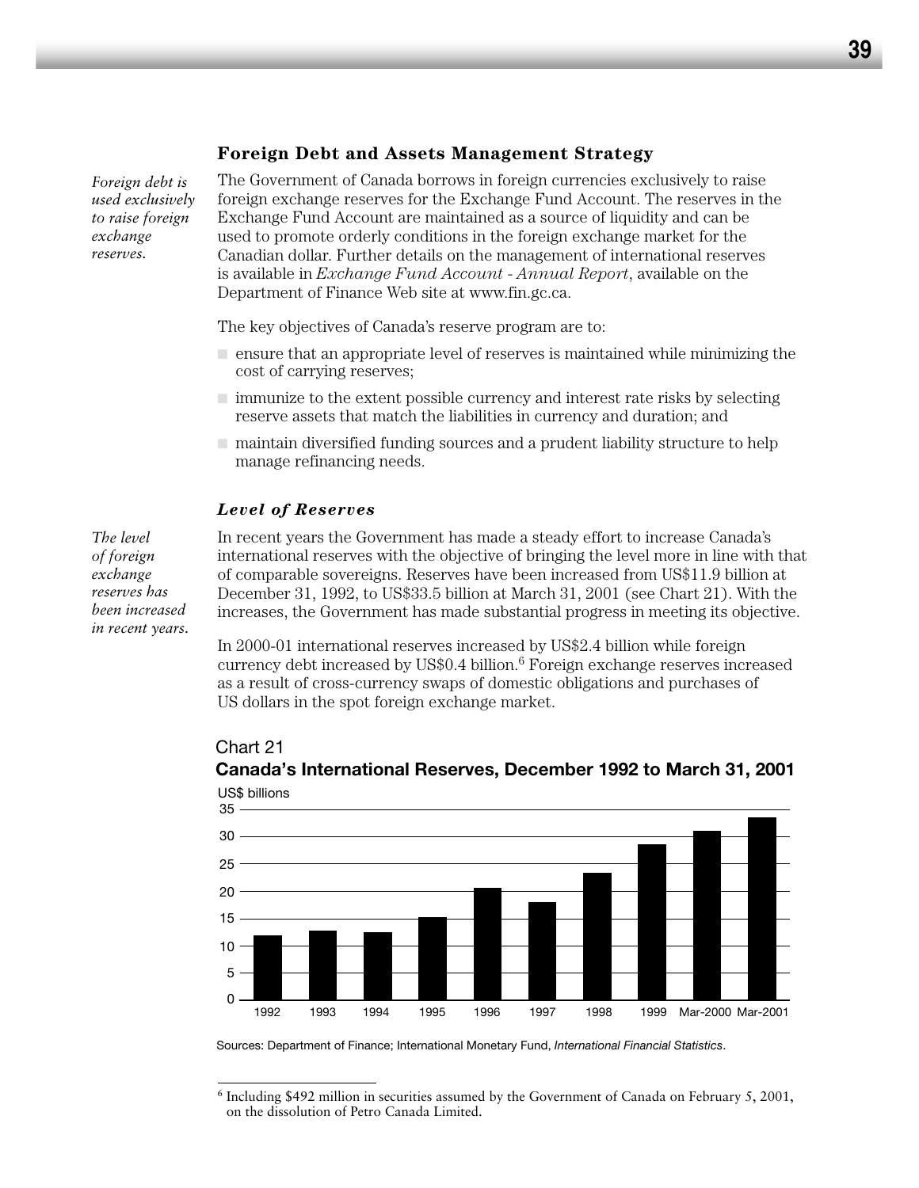## Foreign Debt and Assets Management Strategy

*Foreign debt is used exclusively to raise foreign exchange reserves.*

The Government of Canada borrows in foreign currencies exclusively to raise foreign exchange reserves for the Exchange Fund Account. The reserves in the Exchange Fund Account are maintained as a source of liquidity and can be used to promote orderly conditions in the foreign exchange market for the Canadian dollar. Further details on the management of international reserves is available in *Exchange Fund Account - Annual Report*, available on the Department of Finance Web site at www.fin.gc.ca.

The key objectives of Canada's reserve program are to:

- ensure that an appropriate level of reserves is maintained while minimizing the cost of carrying reserves;
- immunize to the extent possible currency and interest rate risks by selecting reserve assets that match the liabilities in currency and duration; and
- maintain diversified funding sources and a prudent liability structure to help manage refinancing needs.

### *Level of Reserves*

*The level of foreign exchange reserves has been increased in recent years.*

In recent years the Government has made a steady effort to increase Canada's international reserves with the objective of bringing the level more in line with that of comparable sovereigns. Reserves have been increased from US$11.9 billion at December 31, 1992, to US$33.5 billion at March 31, 2001 (see Chart 21). With the increases, the Government has made substantial progress in meeting its objective.

In 2000-01 international reserves increased by US$2.4 billion while foreign currency debt increased by US$0.4 billion.[6] Foreign exchange reserves increased as a result of cross-currency swaps of domestic obligations and purchases of US dollars in the spot foreign exchange market.

Chart 21

**Canada's International Reserves, December 1992 to March 31, 2001**

US$ billions

| Year | US$ billions (approx.) |
|---|---|
| 1992 | 11.9 |
| 1993 | 12.8 |
| 1994 | 12.5 |
| 1995 | 15.3 |
| 1996 | 20.6 |
| 1997 | 18.0 |
| 1998 | 23.3 |
| 1999 | 28.6 |
| Mar-2000 | 31.0 |
| Mar-2001 | 33.5 |

Sources: Department of Finance; International Monetary Fund, *International Financial Statistics*.

[6] Including $492 million in securities assumed by the Government of Canada on February 5, 2001, on the dissolution of Petro Canada Limited.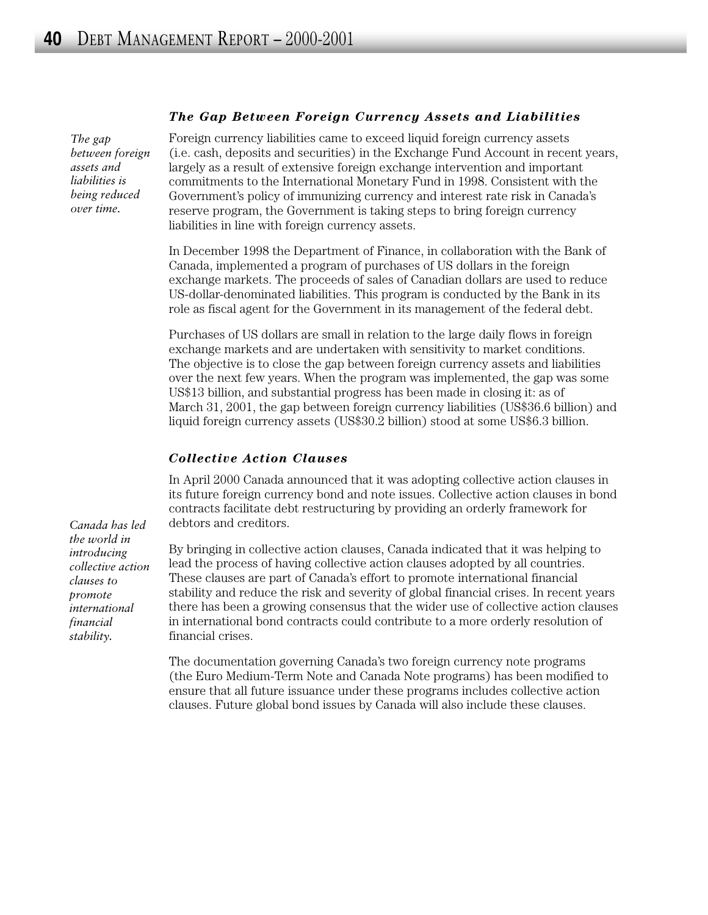### *The Gap Between Foreign Currency Assets and Liabilities*

*The gap between foreign assets and liabilities is being reduced over time.*

Foreign currency liabilities came to exceed liquid foreign currency assets (i.e. cash, deposits and securities) in the Exchange Fund Account in recent years, largely as a result of extensive foreign exchange intervention and important commitments to the International Monetary Fund in 1998. Consistent with the Government's policy of immunizing currency and interest rate risk in Canada's reserve program, the Government is taking steps to bring foreign currency liabilities in line with foreign currency assets.

In December 1998 the Department of Finance, in collaboration with the Bank of Canada, implemented a program of purchases of US dollars in the foreign exchange markets. The proceeds of sales of Canadian dollars are used to reduce US-dollar-denominated liabilities. This program is conducted by the Bank in its role as fiscal agent for the Government in its management of the federal debt.

Purchases of US dollars are small in relation to the large daily flows in foreign exchange markets and are undertaken with sensitivity to market conditions. The objective is to close the gap between foreign currency assets and liabilities over the next few years. When the program was implemented, the gap was some US$13 billion, and substantial progress has been made in closing it: as of March 31, 2001, the gap between foreign currency liabilities (US$36.6 billion) and liquid foreign currency assets (US$30.2 billion) stood at some US$6.3 billion.

### *Collective Action Clauses*

In April 2000 Canada announced that it was adopting collective action clauses in its future foreign currency bond and note issues. Collective action clauses in bond contracts facilitate debt restructuring by providing an orderly framework for debtors and creditors.

*Canada has led the world in introducing collective action clauses to promote international financial stability.*

By bringing in collective action clauses, Canada indicated that it was helping to lead the process of having collective action clauses adopted by all countries. These clauses are part of Canada's effort to promote international financial stability and reduce the risk and severity of global financial crises. In recent years there has been a growing consensus that the wider use of collective action clauses in international bond contracts could contribute to a more orderly resolution of financial crises.

The documentation governing Canada's two foreign currency note programs (the Euro Medium-Term Note and Canada Note programs) has been modified to ensure that all future issuance under these programs includes collective action clauses. Future global bond issues by Canada will also include these clauses.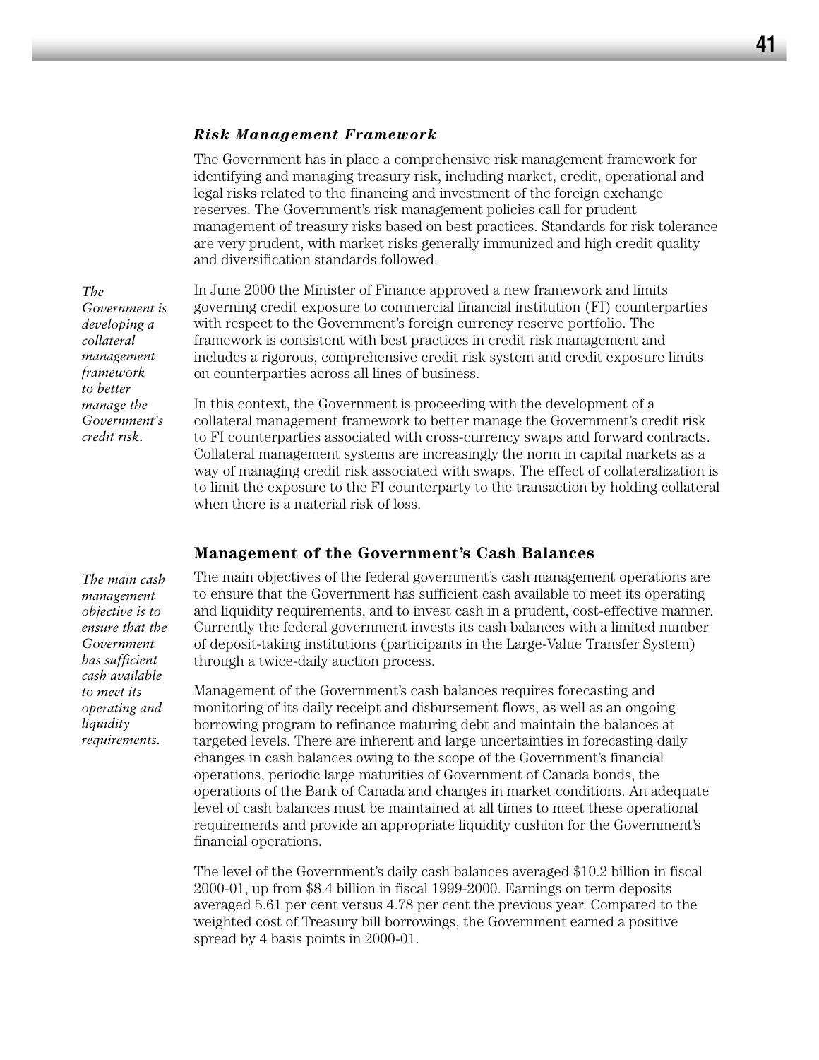### *Risk Management Framework*

The Government has in place a comprehensive risk management framework for identifying and managing treasury risk, including market, credit, operational and legal risks related to the financing and investment of the foreign exchange reserves. The Government's risk management policies call for prudent management of treasury risks based on best practices. Standards for risk tolerance are very prudent, with market risks generally immunized and high credit quality and diversification standards followed.

*The Government is developing a collateral management framework to better manage the Government's credit risk.*

In June 2000 the Minister of Finance approved a new framework and limits governing credit exposure to commercial financial institution (FI) counterparties with respect to the Government's foreign currency reserve portfolio. The framework is consistent with best practices in credit risk management and includes a rigorous, comprehensive credit risk system and credit exposure limits on counterparties across all lines of business.

In this context, the Government is proceeding with the development of a collateral management framework to better manage the Government's credit risk to FI counterparties associated with cross-currency swaps and forward contracts. Collateral management systems are increasingly the norm in capital markets as a way of managing credit risk associated with swaps. The effect of collateralization is to limit the exposure to the FI counterparty to the transaction by holding collateral when there is a material risk of loss.

## Management of the Government's Cash Balances

*The main cash management objective is to ensure that the Government has sufficient cash available to meet its operating and liquidity requirements.*

The main objectives of the federal government's cash management operations are to ensure that the Government has sufficient cash available to meet its operating and liquidity requirements, and to invest cash in a prudent, cost-effective manner. Currently the federal government invests its cash balances with a limited number of deposit-taking institutions (participants in the Large-Value Transfer System) through a twice-daily auction process.

Management of the Government's cash balances requires forecasting and monitoring of its daily receipt and disbursement flows, as well as an ongoing borrowing program to refinance maturing debt and maintain the balances at targeted levels. There are inherent and large uncertainties in forecasting daily changes in cash balances owing to the scope of the Government's financial operations, periodic large maturities of Government of Canada bonds, the operations of the Bank of Canada and changes in market conditions. An adequate level of cash balances must be maintained at all times to meet these operational requirements and provide an appropriate liquidity cushion for the Government's financial operations.

The level of the Government's daily cash balances averaged $10.2 billion in fiscal 2000-01, up from $8.4 billion in fiscal 1999-2000. Earnings on term deposits averaged 5.61 per cent versus 4.78 per cent the previous year. Compared to the weighted cost of Treasury bill borrowings, the Government earned a positive spread by 4 basis points in 2000-01.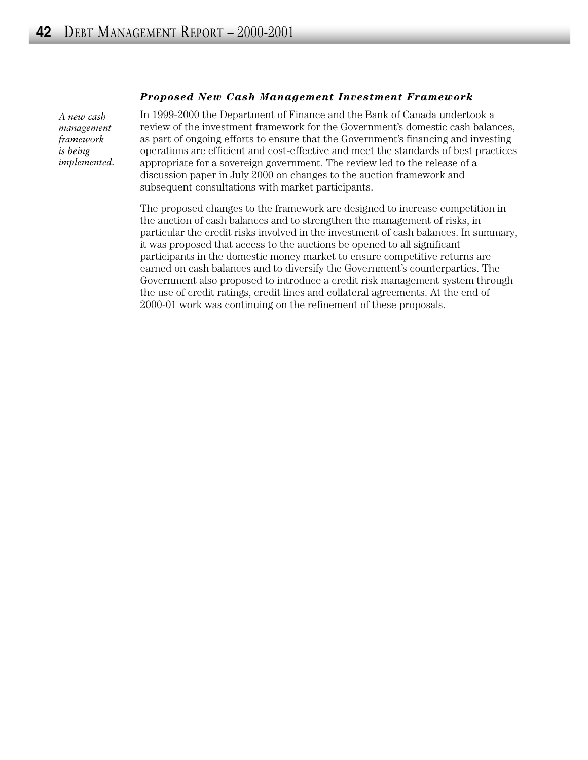### *Proposed New Cash Management Investment Framework*

*A new cash management framework is being implemented.*

In 1999-2000 the Department of Finance and the Bank of Canada undertook a review of the investment framework for the Government's domestic cash balances, as part of ongoing efforts to ensure that the Government's financing and investing operations are efficient and cost-effective and meet the standards of best practices appropriate for a sovereign government. The review led to the release of a discussion paper in July 2000 on changes to the auction framework and subsequent consultations with market participants.

The proposed changes to the framework are designed to increase competition in the auction of cash balances and to strengthen the management of risks, in particular the credit risks involved in the investment of cash balances. In summary, it was proposed that access to the auctions be opened to all significant participants in the domestic money market to ensure competitive returns are earned on cash balances and to diversify the Government's counterparties. The Government also proposed to introduce a credit risk management system through the use of credit ratings, credit lines and collateral agreements. At the end of 2000-01 work was continuing on the refinement of these proposals.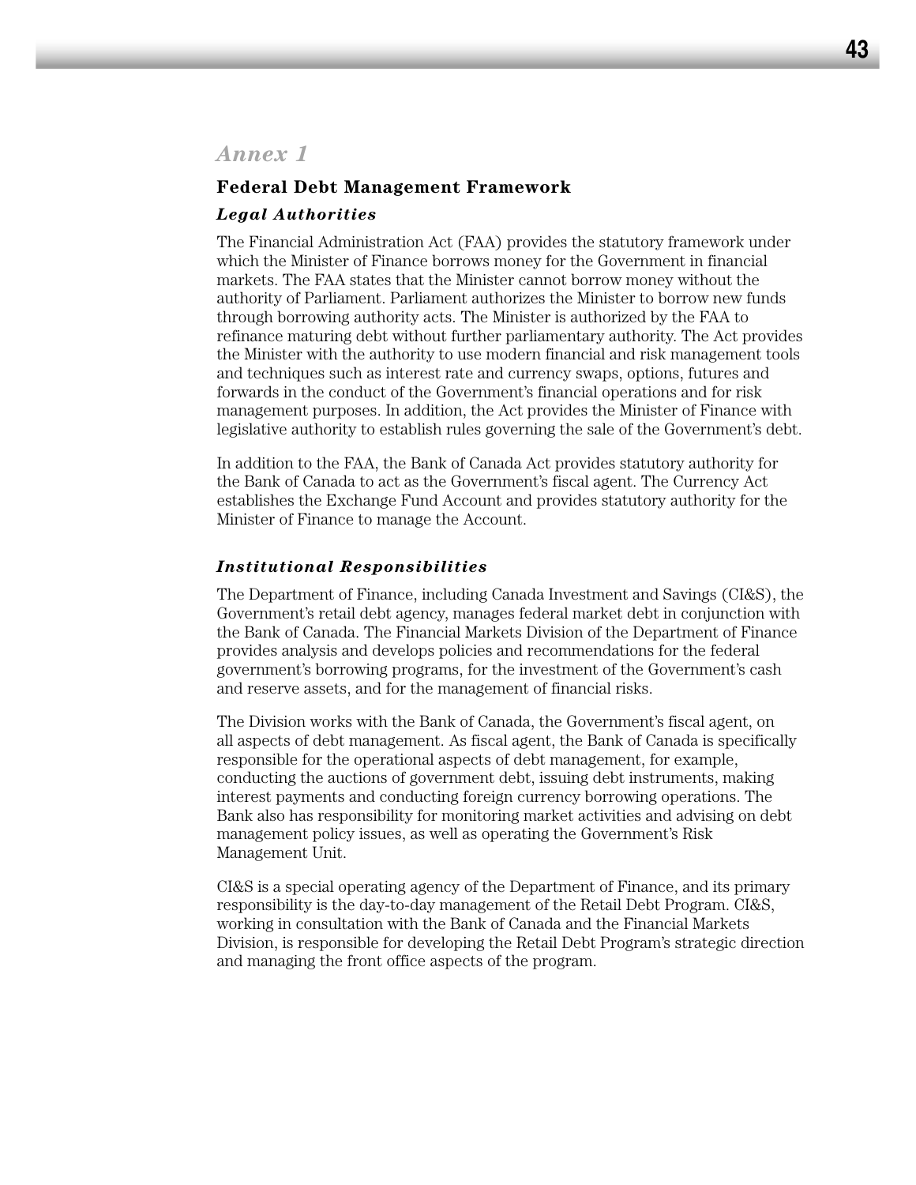## *Annex 1*

### Federal Debt Management Framework

#### *Legal Authorities*

The Financial Administration Act (FAA) provides the statutory framework under which the Minister of Finance borrows money for the Government in financial markets. The FAA states that the Minister cannot borrow money without the authority of Parliament. Parliament authorizes the Minister to borrow new funds through borrowing authority acts. The Minister is authorized by the FAA to refinance maturing debt without further parliamentary authority. The Act provides the Minister with the authority to use modern financial and risk management tools and techniques such as interest rate and currency swaps, options, futures and forwards in the conduct of the Government's financial operations and for risk management purposes. In addition, the Act provides the Minister of Finance with legislative authority to establish rules governing the sale of the Government's debt.

In addition to the FAA, the Bank of Canada Act provides statutory authority for the Bank of Canada to act as the Government's fiscal agent. The Currency Act establishes the Exchange Fund Account and provides statutory authority for the Minister of Finance to manage the Account.

#### *Institutional Responsibilities*

The Department of Finance, including Canada Investment and Savings (CI&S), the Government's retail debt agency, manages federal market debt in conjunction with the Bank of Canada. The Financial Markets Division of the Department of Finance provides analysis and develops policies and recommendations for the federal government's borrowing programs, for the investment of the Government's cash and reserve assets, and for the management of financial risks.

The Division works with the Bank of Canada, the Government's fiscal agent, on all aspects of debt management. As fiscal agent, the Bank of Canada is specifically responsible for the operational aspects of debt management, for example, conducting the auctions of government debt, issuing debt instruments, making interest payments and conducting foreign currency borrowing operations. The Bank also has responsibility for monitoring market activities and advising on debt management policy issues, as well as operating the Government's Risk Management Unit.

CI&S is a special operating agency of the Department of Finance, and its primary responsibility is the day-to-day management of the Retail Debt Program. CI&S, working in consultation with the Bank of Canada and the Financial Markets Division, is responsible for developing the Retail Debt Program's strategic direction and managing the front office aspects of the program.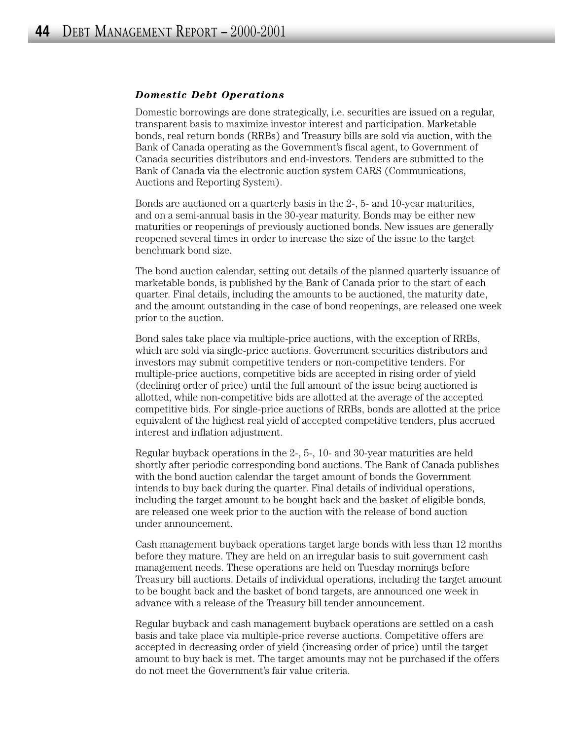### *Domestic Debt Operations*

Domestic borrowings are done strategically, i.e. securities are issued on a regular, transparent basis to maximize investor interest and participation. Marketable bonds, real return bonds (RRBs) and Treasury bills are sold via auction, with the Bank of Canada operating as the Government's fiscal agent, to Government of Canada securities distributors and end-investors. Tenders are submitted to the Bank of Canada via the electronic auction system CARS (Communications, Auctions and Reporting System).

Bonds are auctioned on a quarterly basis in the 2-, 5- and 10-year maturities, and on a semi-annual basis in the 30-year maturity. Bonds may be either new maturities or reopenings of previously auctioned bonds. New issues are generally reopened several times in order to increase the size of the issue to the target benchmark bond size.

The bond auction calendar, setting out details of the planned quarterly issuance of marketable bonds, is published by the Bank of Canada prior to the start of each quarter. Final details, including the amounts to be auctioned, the maturity date, and the amount outstanding in the case of bond reopenings, are released one week prior to the auction.

Bond sales take place via multiple-price auctions, with the exception of RRBs, which are sold via single-price auctions. Government securities distributors and investors may submit competitive tenders or non-competitive tenders. For multiple-price auctions, competitive bids are accepted in rising order of yield (declining order of price) until the full amount of the issue being auctioned is allotted, while non-competitive bids are allotted at the average of the accepted competitive bids. For single-price auctions of RRBs, bonds are allotted at the price equivalent of the highest real yield of accepted competitive tenders, plus accrued interest and inflation adjustment.

Regular buyback operations in the 2-, 5-, 10- and 30-year maturities are held shortly after periodic corresponding bond auctions. The Bank of Canada publishes with the bond auction calendar the target amount of bonds the Government intends to buy back during the quarter. Final details of individual operations, including the target amount to be bought back and the basket of eligible bonds, are released one week prior to the auction with the release of bond auction under announcement.

Cash management buyback operations target large bonds with less than 12 months before they mature. They are held on an irregular basis to suit government cash management needs. These operations are held on Tuesday mornings before Treasury bill auctions. Details of individual operations, including the target amount to be bought back and the basket of bond targets, are announced one week in advance with a release of the Treasury bill tender announcement.

Regular buyback and cash management buyback operations are settled on a cash basis and take place via multiple-price reverse auctions. Competitive offers are accepted in decreasing order of yield (increasing order of price) until the target amount to buy back is met. The target amounts may not be purchased if the offers do not meet the Government's fair value criteria.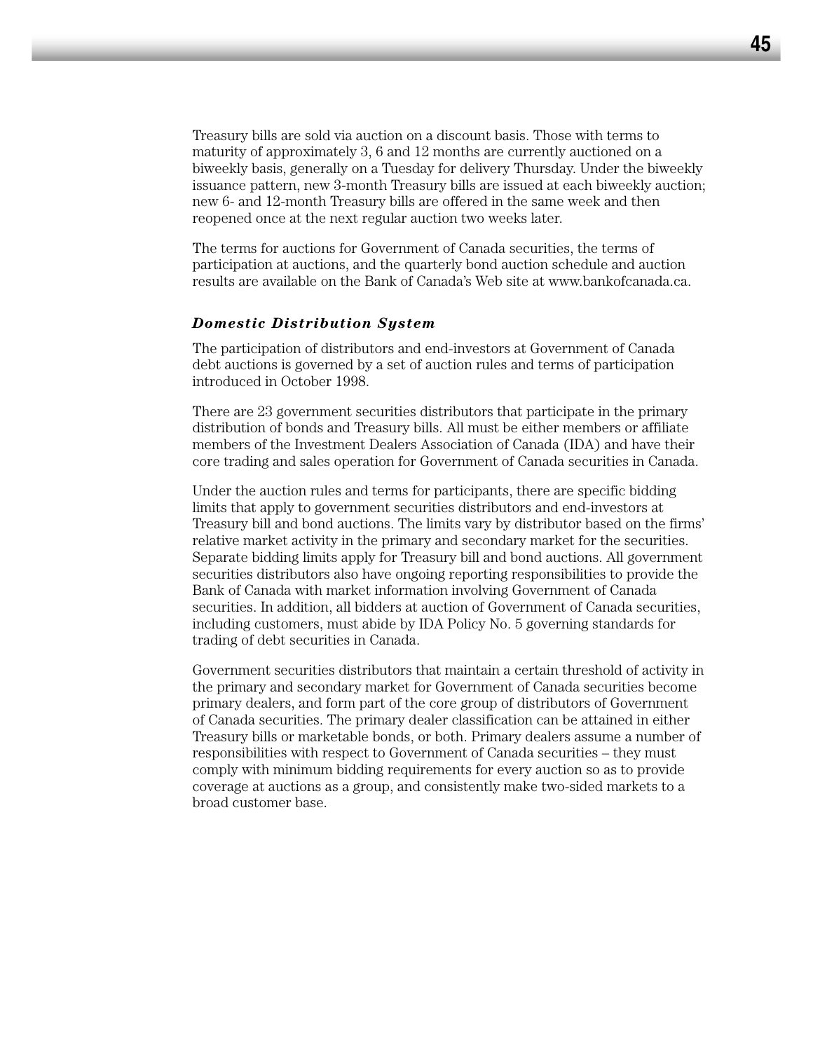Treasury bills are sold via auction on a discount basis. Those with terms to maturity of approximately 3, 6 and 12 months are currently auctioned on a biweekly basis, generally on a Tuesday for delivery Thursday. Under the biweekly issuance pattern, new 3-month Treasury bills are issued at each biweekly auction; new 6- and 12-month Treasury bills are offered in the same week and then reopened once at the next regular auction two weeks later.

The terms for auctions for Government of Canada securities, the terms of participation at auctions, and the quarterly bond auction schedule and auction results are available on the Bank of Canada's Web site at www.bankofcanada.ca.

### *Domestic Distribution System*

The participation of distributors and end-investors at Government of Canada debt auctions is governed by a set of auction rules and terms of participation introduced in October 1998.

There are 23 government securities distributors that participate in the primary distribution of bonds and Treasury bills. All must be either members or affiliate members of the Investment Dealers Association of Canada (IDA) and have their core trading and sales operation for Government of Canada securities in Canada.

Under the auction rules and terms for participants, there are specific bidding limits that apply to government securities distributors and end-investors at Treasury bill and bond auctions. The limits vary by distributor based on the firms' relative market activity in the primary and secondary market for the securities. Separate bidding limits apply for Treasury bill and bond auctions. All government securities distributors also have ongoing reporting responsibilities to provide the Bank of Canada with market information involving Government of Canada securities. In addition, all bidders at auction of Government of Canada securities, including customers, must abide by IDA Policy No. 5 governing standards for trading of debt securities in Canada.

Government securities distributors that maintain a certain threshold of activity in the primary and secondary market for Government of Canada securities become primary dealers, and form part of the core group of distributors of Government of Canada securities. The primary dealer classification can be attained in either Treasury bills or marketable bonds, or both. Primary dealers assume a number of responsibilities with respect to Government of Canada securities – they must comply with minimum bidding requirements for every auction so as to provide coverage at auctions as a group, and consistently make two-sided markets to a broad customer base.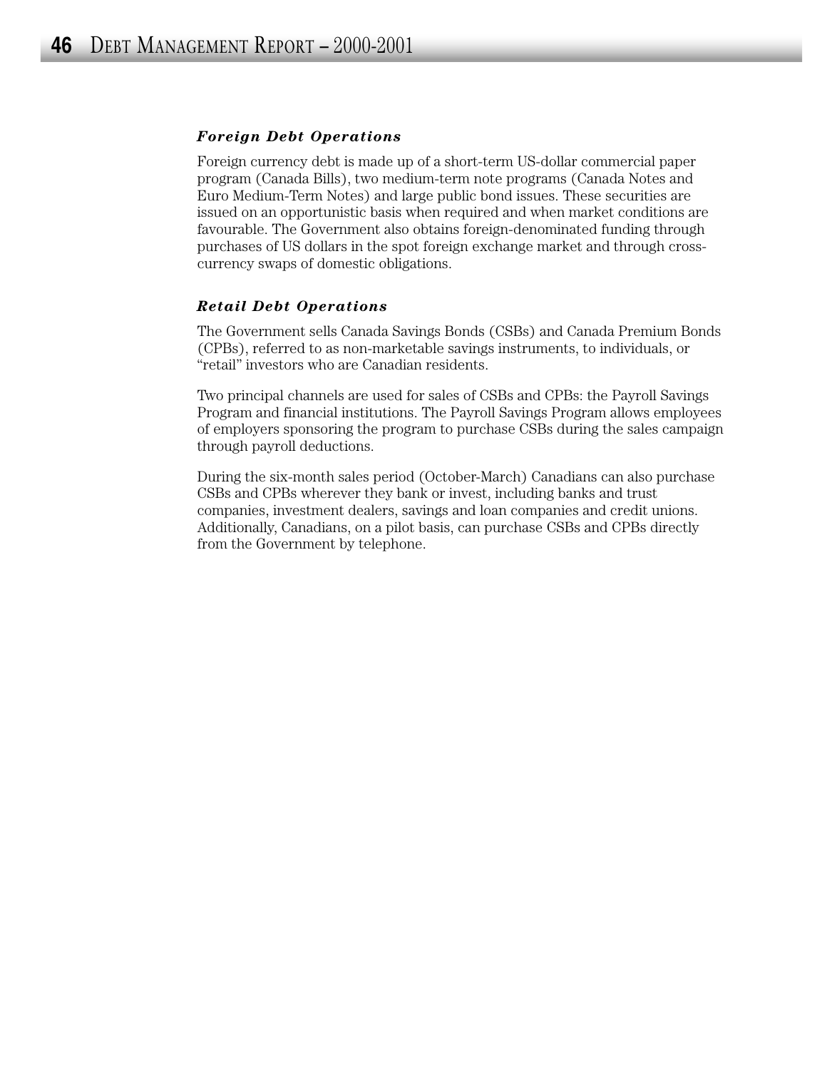### *Foreign Debt Operations*

Foreign currency debt is made up of a short-term US-dollar commercial paper program (Canada Bills), two medium-term note programs (Canada Notes and Euro Medium-Term Notes) and large public bond issues. These securities are issued on an opportunistic basis when required and when market conditions are favourable. The Government also obtains foreign-denominated funding through purchases of US dollars in the spot foreign exchange market and through cross-currency swaps of domestic obligations.

### *Retail Debt Operations*

The Government sells Canada Savings Bonds (CSBs) and Canada Premium Bonds (CPBs), referred to as non-marketable savings instruments, to individuals, or “retail” investors who are Canadian residents.

Two principal channels are used for sales of CSBs and CPBs: the Payroll Savings Program and financial institutions. The Payroll Savings Program allows employees of employers sponsoring the program to purchase CSBs during the sales campaign through payroll deductions.

During the six-month sales period (October-March) Canadians can also purchase CSBs and CPBs wherever they bank or invest, including banks and trust companies, investment dealers, savings and loan companies and credit unions. Additionally, Canadians, on a pilot basis, can purchase CSBs and CPBs directly from the Government by telephone.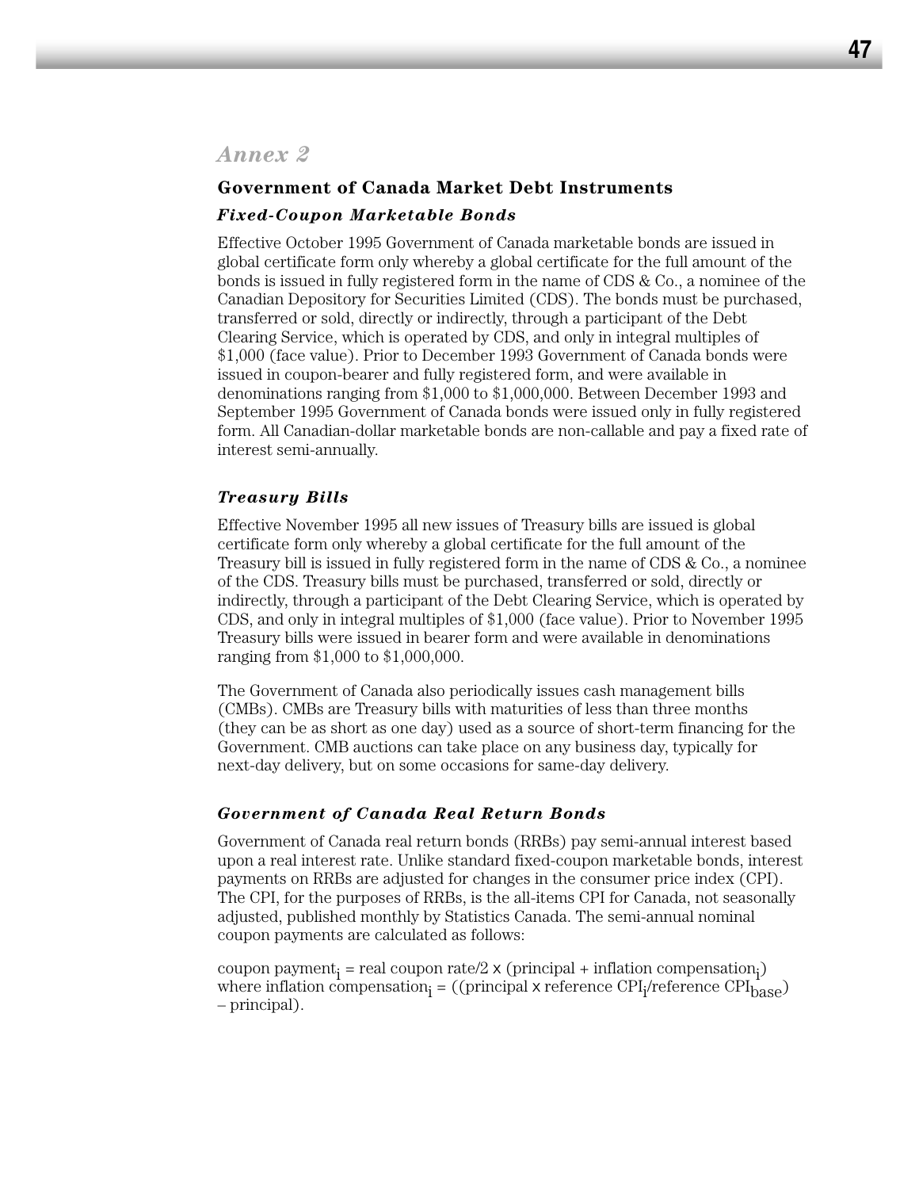## Annex 2

### Government of Canada Market Debt Instruments

#### *Fixed-Coupon Marketable Bonds*

Effective October 1995 Government of Canada marketable bonds are issued in global certificate form only whereby a global certificate for the full amount of the bonds is issued in fully registered form in the name of CDS & Co., a nominee of the Canadian Depository for Securities Limited (CDS). The bonds must be purchased, transferred or sold, directly or indirectly, through a participant of the Debt Clearing Service, which is operated by CDS, and only in integral multiples of $1,000 (face value). Prior to December 1993 Government of Canada bonds were issued in coupon-bearer and fully registered form, and were available in denominations ranging from $1,000 to $1,000,000. Between December 1993 and September 1995 Government of Canada bonds were issued only in fully registered form. All Canadian-dollar marketable bonds are non-callable and pay a fixed rate of interest semi-annually.

#### *Treasury Bills*

Effective November 1995 all new issues of Treasury bills are issued is global certificate form only whereby a global certificate for the full amount of the Treasury bill is issued in fully registered form in the name of CDS & Co., a nominee of the CDS. Treasury bills must be purchased, transferred or sold, directly or indirectly, through a participant of the Debt Clearing Service, which is operated by CDS, and only in integral multiples of $1,000 (face value). Prior to November 1995 Treasury bills were issued in bearer form and were available in denominations ranging from $1,000 to $1,000,000.

The Government of Canada also periodically issues cash management bills (CMBs). CMBs are Treasury bills with maturities of less than three months (they can be as short as one day) used as a source of short-term financing for the Government. CMB auctions can take place on any business day, typically for next-day delivery, but on some occasions for same-day delivery.

#### *Government of Canada Real Return Bonds*

Government of Canada real return bonds (RRBs) pay semi-annual interest based upon a real interest rate. Unlike standard fixed-coupon marketable bonds, interest payments on RRBs are adjusted for changes in the consumer price index (CPI). The CPI, for the purposes of RRBs, is the all-items CPI for Canada, not seasonally adjusted, published monthly by Statistics Canada. The semi-annual nominal coupon payments are calculated as follows:

coupon payment$_i$ = real coupon rate/2 × (principal + inflation compensation$_i$) where inflation compensation$_i$ = ((principal × reference CPI$_i$/reference CPI$_{base}$) – principal).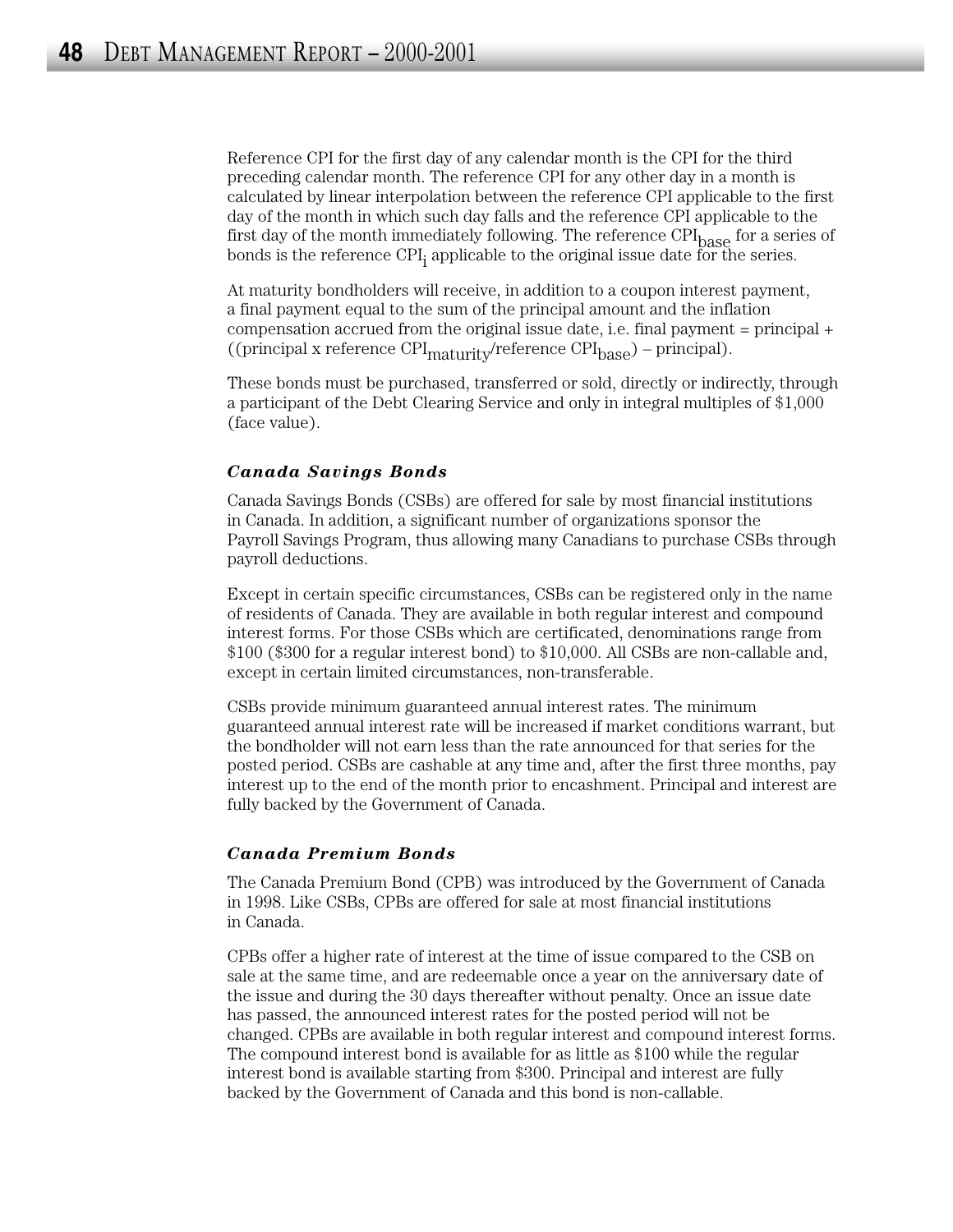Reference CPI for the first day of any calendar month is the CPI for the third preceding calendar month. The reference CPI for any other day in a month is calculated by linear interpolation between the reference CPI applicable to the first day of the month in which such day falls and the reference CPI applicable to the first day of the month immediately following. The reference $CPI_{base}$ for a series of bonds is the reference $CPI_i$ applicable to the original issue date for the series.

At maturity bondholders will receive, in addition to a coupon interest payment, a final payment equal to the sum of the principal amount and the inflation compensation accrued from the original issue date, i.e. final payment = principal + ((principal x reference $CPI_{maturity}$/reference $CPI_{base}$) – principal).

These bonds must be purchased, transferred or sold, directly or indirectly, through a participant of the Debt Clearing Service and only in integral multiples of $1,000 (face value).

### *Canada Savings Bonds*

Canada Savings Bonds (CSBs) are offered for sale by most financial institutions in Canada. In addition, a significant number of organizations sponsor the Payroll Savings Program, thus allowing many Canadians to purchase CSBs through payroll deductions.

Except in certain specific circumstances, CSBs can be registered only in the name of residents of Canada. They are available in both regular interest and compound interest forms. For those CSBs which are certificated, denominations range from $100 ($300 for a regular interest bond) to $10,000. All CSBs are non-callable and, except in certain limited circumstances, non-transferable.

CSBs provide minimum guaranteed annual interest rates. The minimum guaranteed annual interest rate will be increased if market conditions warrant, but the bondholder will not earn less than the rate announced for that series for the posted period. CSBs are cashable at any time and, after the first three months, pay interest up to the end of the month prior to encashment. Principal and interest are fully backed by the Government of Canada.

### *Canada Premium Bonds*

The Canada Premium Bond (CPB) was introduced by the Government of Canada in 1998. Like CSBs, CPBs are offered for sale at most financial institutions in Canada.

CPBs offer a higher rate of interest at the time of issue compared to the CSB on sale at the same time, and are redeemable once a year on the anniversary date of the issue and during the 30 days thereafter without penalty. Once an issue date has passed, the announced interest rates for the posted period will not be changed. CPBs are available in both regular interest and compound interest forms. The compound interest bond is available for as little as $100 while the regular interest bond is available starting from $300. Principal and interest are fully backed by the Government of Canada and this bond is non-callable.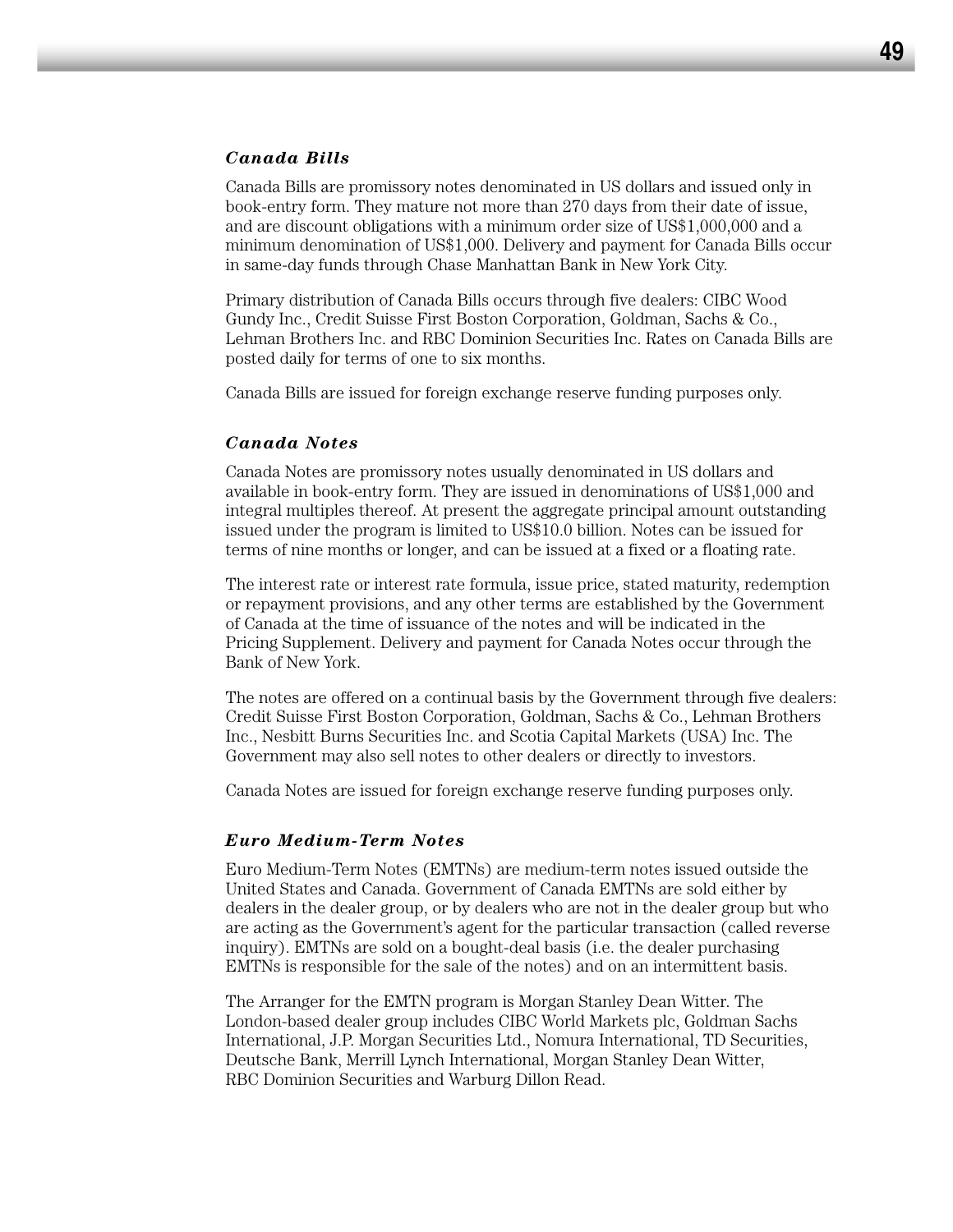### *Canada Bills*

Canada Bills are promissory notes denominated in US dollars and issued only in book-entry form. They mature not more than 270 days from their date of issue, and are discount obligations with a minimum order size of US$1,000,000 and a minimum denomination of US$1,000. Delivery and payment for Canada Bills occur in same-day funds through Chase Manhattan Bank in New York City.

Primary distribution of Canada Bills occurs through five dealers: CIBC Wood Gundy Inc., Credit Suisse First Boston Corporation, Goldman, Sachs & Co., Lehman Brothers Inc. and RBC Dominion Securities Inc. Rates on Canada Bills are posted daily for terms of one to six months.

Canada Bills are issued for foreign exchange reserve funding purposes only.

### *Canada Notes*

Canada Notes are promissory notes usually denominated in US dollars and available in book-entry form. They are issued in denominations of US$1,000 and integral multiples thereof. At present the aggregate principal amount outstanding issued under the program is limited to US$10.0 billion. Notes can be issued for terms of nine months or longer, and can be issued at a fixed or a floating rate.

The interest rate or interest rate formula, issue price, stated maturity, redemption or repayment provisions, and any other terms are established by the Government of Canada at the time of issuance of the notes and will be indicated in the Pricing Supplement. Delivery and payment for Canada Notes occur through the Bank of New York.

The notes are offered on a continual basis by the Government through five dealers: Credit Suisse First Boston Corporation, Goldman, Sachs & Co., Lehman Brothers Inc., Nesbitt Burns Securities Inc. and Scotia Capital Markets (USA) Inc. The Government may also sell notes to other dealers or directly to investors.

Canada Notes are issued for foreign exchange reserve funding purposes only.

### *Euro Medium-Term Notes*

Euro Medium-Term Notes (EMTNs) are medium-term notes issued outside the United States and Canada. Government of Canada EMTNs are sold either by dealers in the dealer group, or by dealers who are not in the dealer group but who are acting as the Government's agent for the particular transaction (called reverse inquiry). EMTNs are sold on a bought-deal basis (i.e. the dealer purchasing EMTNs is responsible for the sale of the notes) and on an intermittent basis.

The Arranger for the EMTN program is Morgan Stanley Dean Witter. The London-based dealer group includes CIBC World Markets plc, Goldman Sachs International, J.P. Morgan Securities Ltd., Nomura International, TD Securities, Deutsche Bank, Merrill Lynch International, Morgan Stanley Dean Witter, RBC Dominion Securities and Warburg Dillon Read.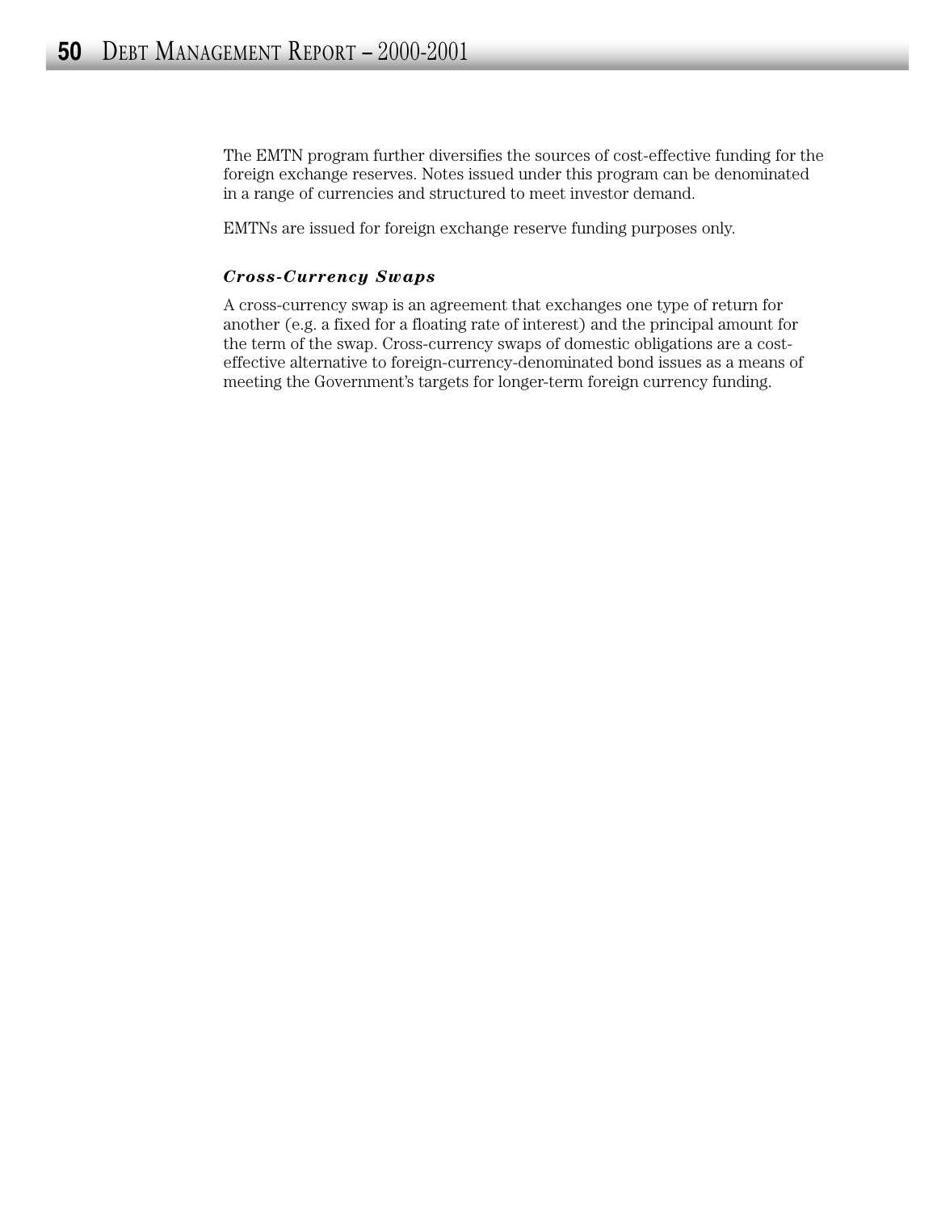The EMTN program further diversifies the sources of cost-effective funding for the foreign exchange reserves. Notes issued under this program can be denominated in a range of currencies and structured to meet investor demand.

EMTNs are issued for foreign exchange reserve funding purposes only.

### ***Cross-Currency Swaps***

A cross-currency swap is an agreement that exchanges one type of return for another (e.g. a fixed for a floating rate of interest) and the principal amount for the term of the swap. Cross-currency swaps of domestic obligations are a cost-effective alternative to foreign-currency-denominated bond issues as a means of meeting the Government's targets for longer-term foreign currency funding.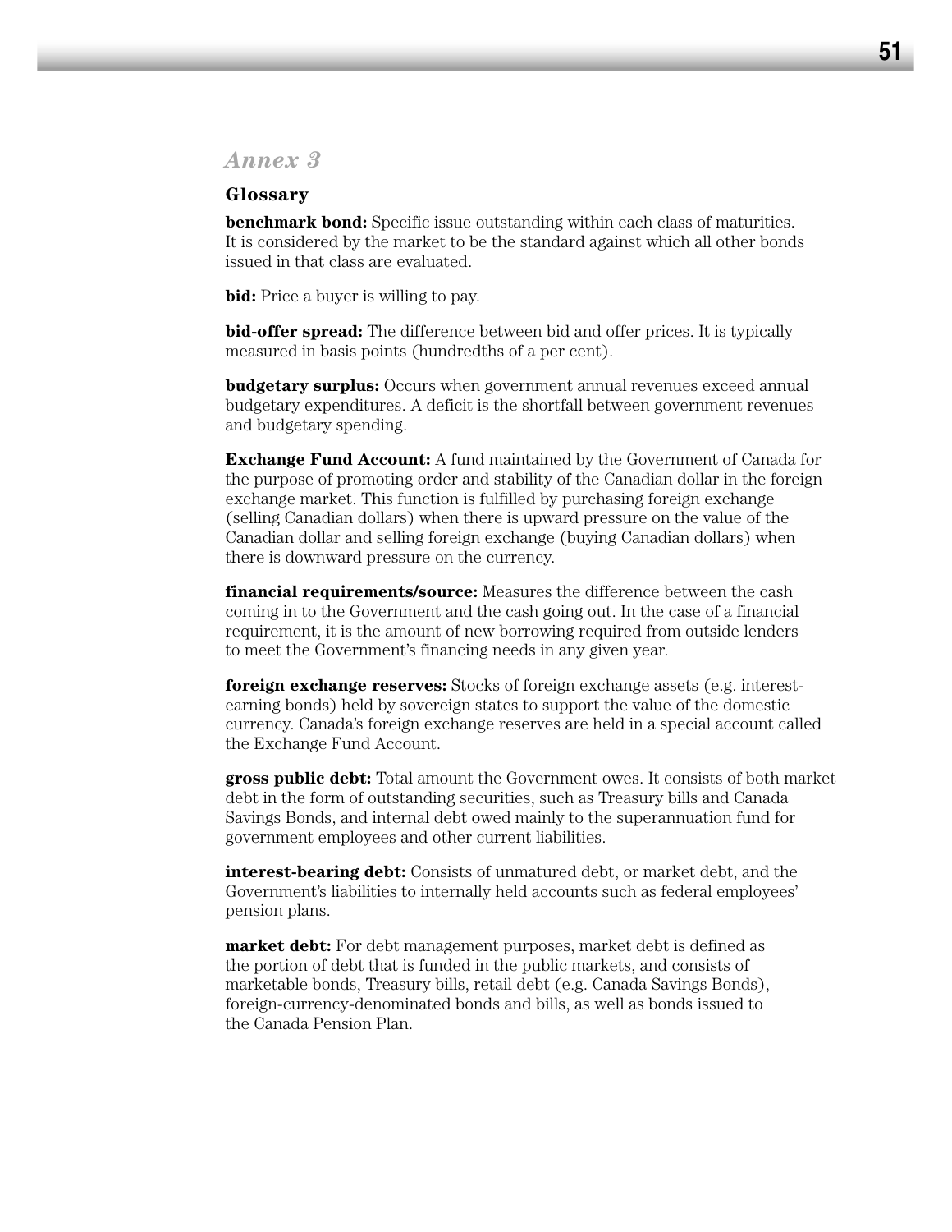## *Annex 3*

### Glossary

**benchmark bond:** Specific issue outstanding within each class of maturities. It is considered by the market to be the standard against which all other bonds issued in that class are evaluated.

**bid:** Price a buyer is willing to pay.

**bid-offer spread:** The difference between bid and offer prices. It is typically measured in basis points (hundredths of a per cent).

**budgetary surplus:** Occurs when government annual revenues exceed annual budgetary expenditures. A deficit is the shortfall between government revenues and budgetary spending.

**Exchange Fund Account:** A fund maintained by the Government of Canada for the purpose of promoting order and stability of the Canadian dollar in the foreign exchange market. This function is fulfilled by purchasing foreign exchange (selling Canadian dollars) when there is upward pressure on the value of the Canadian dollar and selling foreign exchange (buying Canadian dollars) when there is downward pressure on the currency.

**financial requirements/source:** Measures the difference between the cash coming in to the Government and the cash going out. In the case of a financial requirement, it is the amount of new borrowing required from outside lenders to meet the Government's financing needs in any given year.

**foreign exchange reserves:** Stocks of foreign exchange assets (e.g. interest-earning bonds) held by sovereign states to support the value of the domestic currency. Canada's foreign exchange reserves are held in a special account called the Exchange Fund Account.

**gross public debt:** Total amount the Government owes. It consists of both market debt in the form of outstanding securities, such as Treasury bills and Canada Savings Bonds, and internal debt owed mainly to the superannuation fund for government employees and other current liabilities.

**interest-bearing debt:** Consists of unmatured debt, or market debt, and the Government's liabilities to internally held accounts such as federal employees' pension plans.

**market debt:** For debt management purposes, market debt is defined as the portion of debt that is funded in the public markets, and consists of marketable bonds, Treasury bills, retail debt (e.g. Canada Savings Bonds), foreign-currency-denominated bonds and bills, as well as bonds issued to the Canada Pension Plan.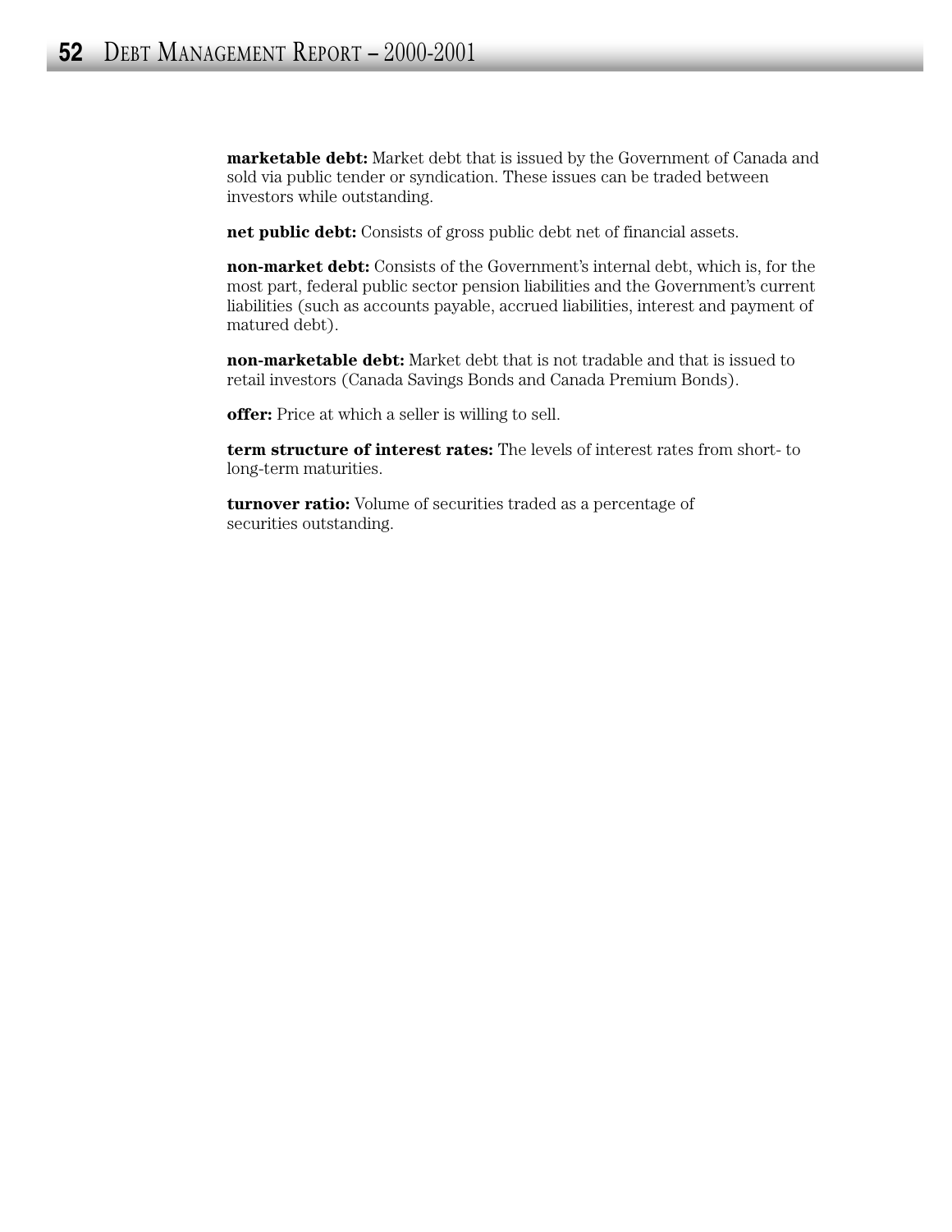**marketable debt:** Market debt that is issued by the Government of Canada and sold via public tender or syndication. These issues can be traded between investors while outstanding.

**net public debt:** Consists of gross public debt net of financial assets.

**non-market debt:** Consists of the Government's internal debt, which is, for the most part, federal public sector pension liabilities and the Government's current liabilities (such as accounts payable, accrued liabilities, interest and payment of matured debt).

**non-marketable debt:** Market debt that is not tradable and that is issued to retail investors (Canada Savings Bonds and Canada Premium Bonds).

**offer:** Price at which a seller is willing to sell.

**term structure of interest rates:** The levels of interest rates from short- to long-term maturities.

**turnover ratio:** Volume of securities traded as a percentage of securities outstanding.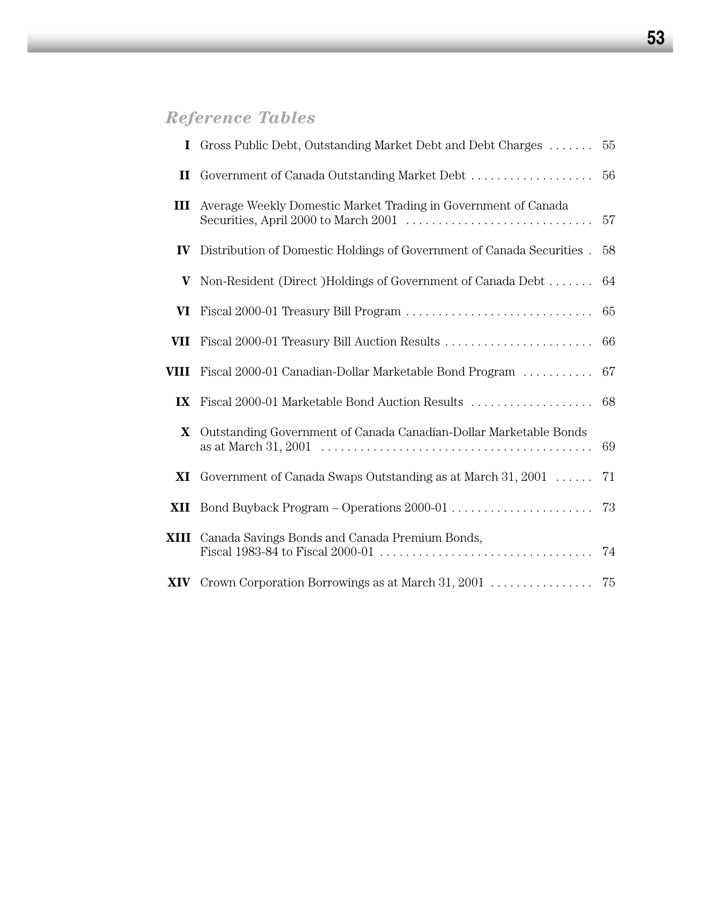## *Reference Tables*

| | | |
|---|---|---|
| **I** | Gross Public Debt, Outstanding Market Debt and Debt Charges | 55 |
| **II** | Government of Canada Outstanding Market Debt | 56 |
| **III** | Average Weekly Domestic Market Trading in Government of Canada Securities, April 2000 to March 2001 | 57 |
| **IV** | Distribution of Domestic Holdings of Government of Canada Securities | 58 |
| **V** | Non-Resident (Direct )Holdings of Government of Canada Debt | 64 |
| **VI** | Fiscal 2000-01 Treasury Bill Program | 65 |
| **VII** | Fiscal 2000-01 Treasury Bill Auction Results | 66 |
| **VIII** | Fiscal 2000-01 Canadian-Dollar Marketable Bond Program | 67 |
| **IX** | Fiscal 2000-01 Marketable Bond Auction Results | 68 |
| **X** | Outstanding Government of Canada Canadian-Dollar Marketable Bonds as at March 31, 2001 | 69 |
| **XI** | Government of Canada Swaps Outstanding as at March 31, 2001 | 71 |
| **XII** | Bond Buyback Program – Operations 2000-01 | 73 |
| **XIII** | Canada Savings Bonds and Canada Premium Bonds, Fiscal 1983-84 to Fiscal 2000-01 | 74 |
| **XIV** | Crown Corporation Borrowings as at March 31, 2001 | 75 |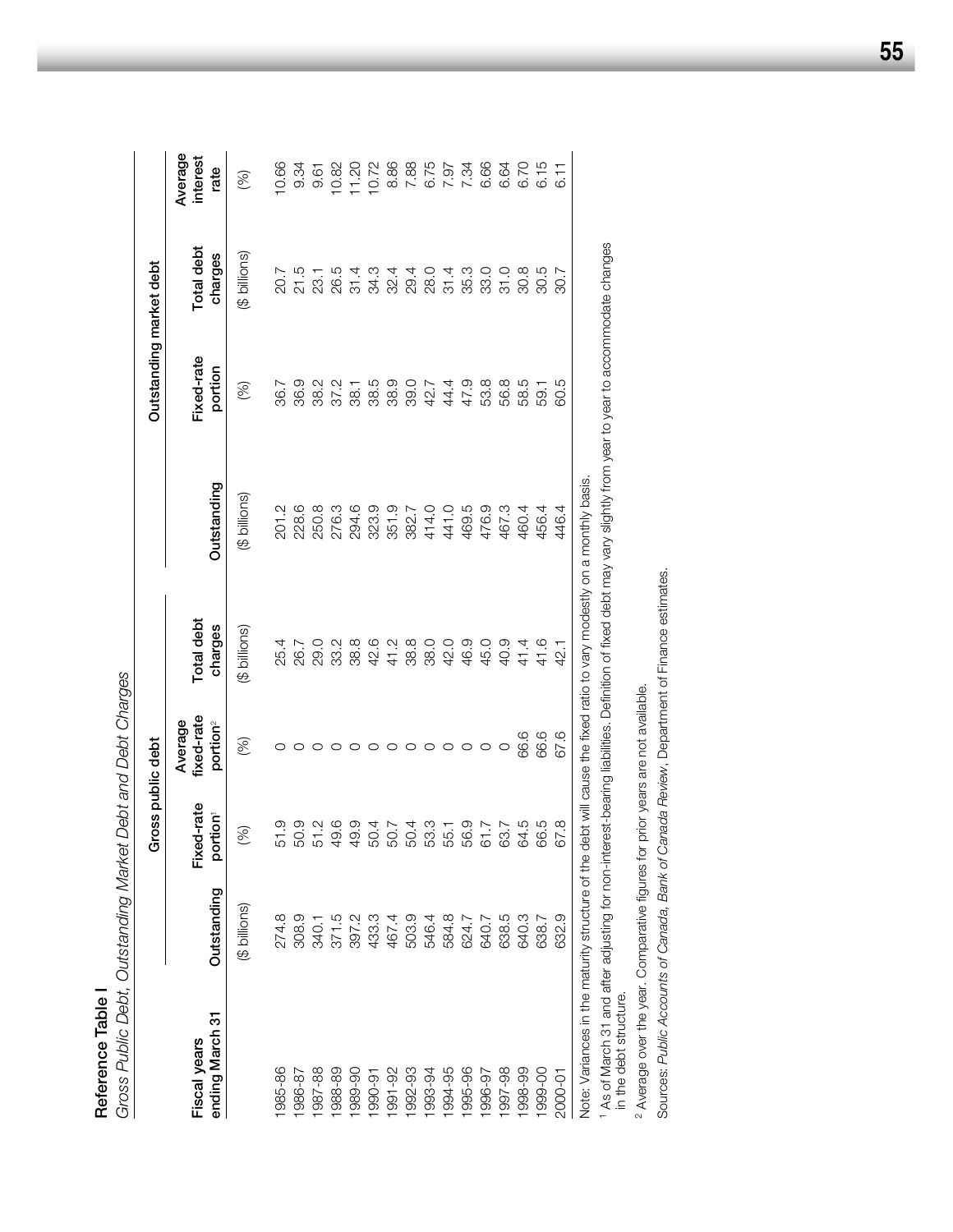**Reference Table I**

*Gross Public Debt, Outstanding Market Debt and Debt Charges*

| Fiscal years ending March 31 | Gross public debt | | | | Outstanding market debt | | | |
|---|---|---|---|---|---|---|---|---|
| | Outstanding | Fixed-rate portion[1] | Average fixed-rate portion[2] | Total debt charges | Outstanding | Fixed-rate portion | Total debt charges | Average interest rate |
| | ($ billions) | (%) | (%) | ($ billions) | ($ billions) | (%) | ($ billions) | (%) |
| 1985-86 | 274.8 | 51.9 | 0 | 25.4 | 201.2 | 36.7 | 20.7 | 10.66 |
| 1986-87 | 308.9 | 50.9 | 0 | 26.7 | 228.6 | 36.9 | 21.5 | 9.34 |
| 1987-88 | 340.1 | 51.2 | 0 | 29.0 | 250.8 | 38.2 | 23.1 | 9.61 |
| 1988-89 | 371.5 | 49.6 | 0 | 33.2 | 276.3 | 37.2 | 26.5 | 10.82 |
| 1989-90 | 397.2 | 49.9 | 0 | 38.8 | 294.6 | 38.1 | 31.4 | 11.20 |
| 1990-91 | 433.3 | 50.4 | 0 | 42.6 | 323.9 | 38.5 | 34.3 | 10.72 |
| 1991-92 | 467.4 | 50.7 | 0 | 41.2 | 351.9 | 38.9 | 32.4 | 8.86 |
| 1992-93 | 503.9 | 50.4 | 0 | 38.8 | 382.7 | 39.0 | 29.4 | 7.88 |
| 1993-94 | 546.4 | 53.3 | 0 | 38.0 | 414.0 | 42.7 | 28.0 | 6.75 |
| 1994-95 | 584.8 | 55.1 | 0 | 42.0 | 441.0 | 44.4 | 31.4 | 7.97 |
| 1995-96 | 624.7 | 56.9 | 0 | 46.9 | 469.5 | 47.9 | 35.3 | 7.34 |
| 1996-97 | 640.7 | 61.7 | 0 | 45.0 | 476.9 | 53.8 | 33.0 | 6.66 |
| 1997-98 | 638.5 | 63.7 | 0 | 40.9 | 467.3 | 56.8 | 31.0 | 6.64 |
| 1998-99 | 640.3 | 64.5 | 66.6 | 41.4 | 460.4 | 58.5 | 30.8 | 6.70 |
| 1999-00 | 638.7 | 66.5 | 66.6 | 41.6 | 456.4 | 59.1 | 30.5 | 6.15 |
| 2000-01 | 632.9 | 67.8 | 67.6 | 42.1 | 446.4 | 60.5 | 30.7 | 6.11 |

Note: Variances in the maturity structure of the debt will cause the fixed ratio to vary modestly on a monthly basis.

[1] As of March 31 and after adjusting for non-interest-bearing liabilities. Definition of fixed debt may vary slightly from year to year to accommodate changes in the debt structure.

[2] Average over the year. Comparative figures for prior years are not available.

Sources: *Public Accounts of Canada*, *Bank of Canada Review*, Department of Finance estimates.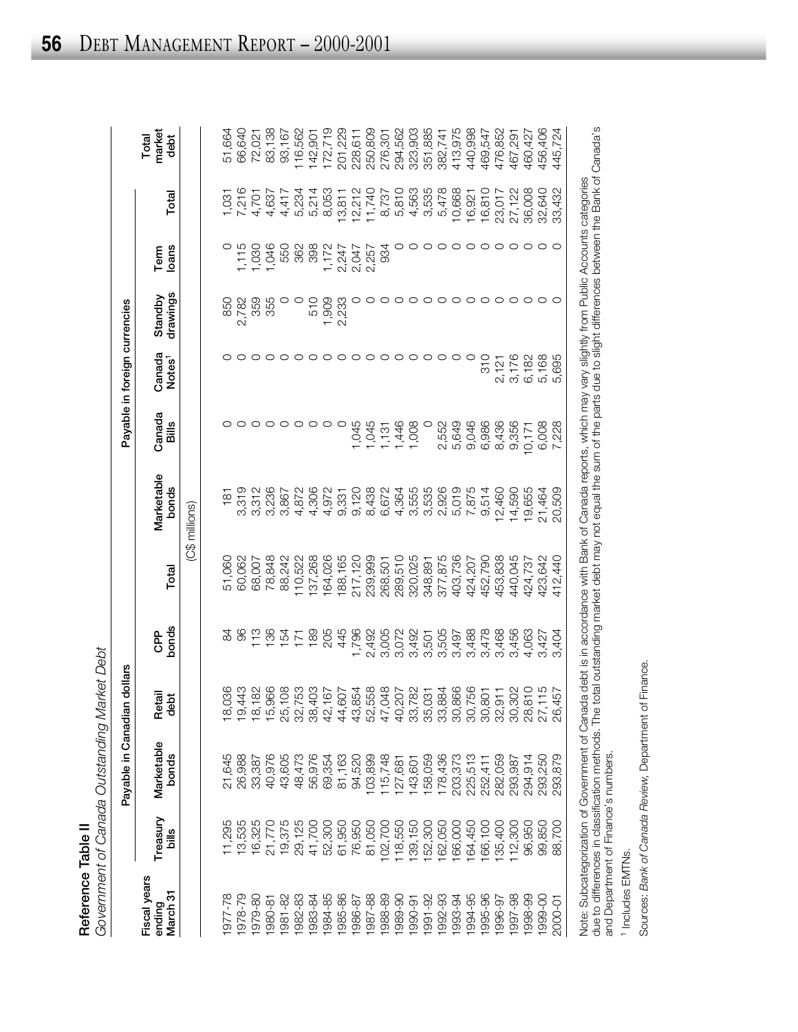**Reference Table II**

*Government of Canada Outstanding Market Debt*

| Fiscal years ending March 31 | Payable in Canadian dollars | | | | | Payable in foreign currencies | | | | | | Total market debt |
|---|---|---|---|---|---|---|---|---|---|---|---|---|
| | Treasury bills | Marketable bonds | Retail debt | CPP bonds | Total | Marketable bonds | Canada Bills | Canada Notes[1] | Standby drawings | Term loans | Total | |
| | (C$ millions) | | | | | | | | | | | |
| 1977-78 | 11,295 | 21,645 | 18,036 | 84 | 51,060 | 181 | 0 | 0 | 850 | 0 | 1,031 | 51,664 |
| 1978-79 | 13,535 | 26,988 | 19,443 | 96 | 60,062 | 3,319 | 0 | 0 | 2,782 | 1,115 | 7,216 | 66,640 |
| 1979-80 | 16,325 | 33,387 | 18,182 | 113 | 68,007 | 3,312 | 0 | 0 | 359 | 1,030 | 4,701 | 72,021 |
| 1980-81 | 21,770 | 40,976 | 15,966 | 136 | 78,848 | 3,236 | 0 | 0 | 355 | 1,046 | 4,637 | 83,138 |
| 1981-82 | 19,375 | 43,605 | 25,108 | 154 | 88,242 | 3,867 | 0 | 0 | 0 | 550 | 4,417 | 93,167 |
| 1982-83 | 29,125 | 48,473 | 32,753 | 171 | 110,522 | 4,872 | 0 | 0 | 0 | 362 | 5,234 | 116,562 |
| 1983-84 | 41,700 | 56,976 | 38,403 | 189 | 137,268 | 4,306 | 0 | 0 | 510 | 398 | 5,214 | 142,901 |
| 1984-85 | 52,300 | 69,354 | 42,167 | 205 | 164,026 | 4,972 | 0 | 0 | 1,909 | 1,172 | 8,053 | 172,719 |
| 1985-86 | 61,950 | 81,163 | 44,607 | 445 | 188,165 | 9,331 | 0 | 0 | 2,233 | 2,247 | 13,811 | 201,229 |
| 1986-87 | 76,950 | 94,520 | 43,854 | 1,796 | 217,120 | 9,120 | 1,045 | 0 | 0 | 2,047 | 12,212 | 228,611 |
| 1987-88 | 81,050 | 103,899 | 52,558 | 2,492 | 239,999 | 8,438 | 1,045 | 0 | 0 | 2,257 | 11,740 | 250,809 |
| 1988-89 | 102,700 | 115,748 | 47,048 | 3,005 | 268,501 | 6,672 | 1,131 | 0 | 0 | 934 | 8,737 | 276,301 |
| 1989-90 | 118,550 | 127,681 | 40,207 | 3,072 | 289,510 | 4,364 | 1,446 | 0 | 0 | 0 | 5,810 | 294,562 |
| 1990-91 | 139,150 | 143,601 | 33,782 | 3,492 | 320,025 | 3,555 | 1,008 | 0 | 0 | 0 | 4,563 | 323,903 |
| 1991-92 | 152,300 | 158,059 | 35,031 | 3,501 | 348,891 | 3,535 | 0 | 0 | 0 | 0 | 3,535 | 351,885 |
| 1992-93 | 162,050 | 178,436 | 33,884 | 3,505 | 377,875 | 2,926 | 2,552 | 0 | 0 | 0 | 5,478 | 382,741 |
| 1993-94 | 166,000 | 203,373 | 30,866 | 3,497 | 403,736 | 5,019 | 5,649 | 0 | 0 | 0 | 10,668 | 413,975 |
| 1994-95 | 164,450 | 225,513 | 30,756 | 3,488 | 424,207 | 7,875 | 9,046 | 0 | 0 | 0 | 16,921 | 440,998 |
| 1995-96 | 166,100 | 252,411 | 30,801 | 3,478 | 452,790 | 9,514 | 6,986 | 310 | 0 | 0 | 16,810 | 469,547 |
| 1996-97 | 135,400 | 282,059 | 32,911 | 3,468 | 453,838 | 12,460 | 8,436 | 2,121 | 0 | 0 | 23,017 | 476,852 |
| 1997-98 | 112,300 | 293,987 | 30,302 | 3,456 | 440,045 | 14,590 | 9,356 | 3,176 | 0 | 0 | 27,122 | 467,291 |
| 1998-99 | 96,950 | 294,914 | 28,810 | 4,063 | 424,737 | 19,655 | 10,171 | 6,182 | 0 | 0 | 36,008 | 460,427 |
| 1999-00 | 99,850 | 293,250 | 27,115 | 3,427 | 423,642 | 21,464 | 6,008 | 5,168 | 0 | 0 | 32,640 | 456,406 |
| 2000-01 | 88,700 | 293,879 | 26,457 | 3,404 | 412,440 | 20,509 | 7,228 | 5,695 | 0 | 0 | 33,432 | 445,724 |

Note: Subcategorization of Government of Canada debt is in accordance with Bank of Canada reports, which may vary slightly from Public Accounts categories due to differences in classification methods. The total outstanding market debt may not equal the sum of the parts due to slight differences between the Bank of Canada's and Department of Finance's numbers.

[1] Includes EMTNs.

Sources: *Bank of Canada Review*, Department of Finance.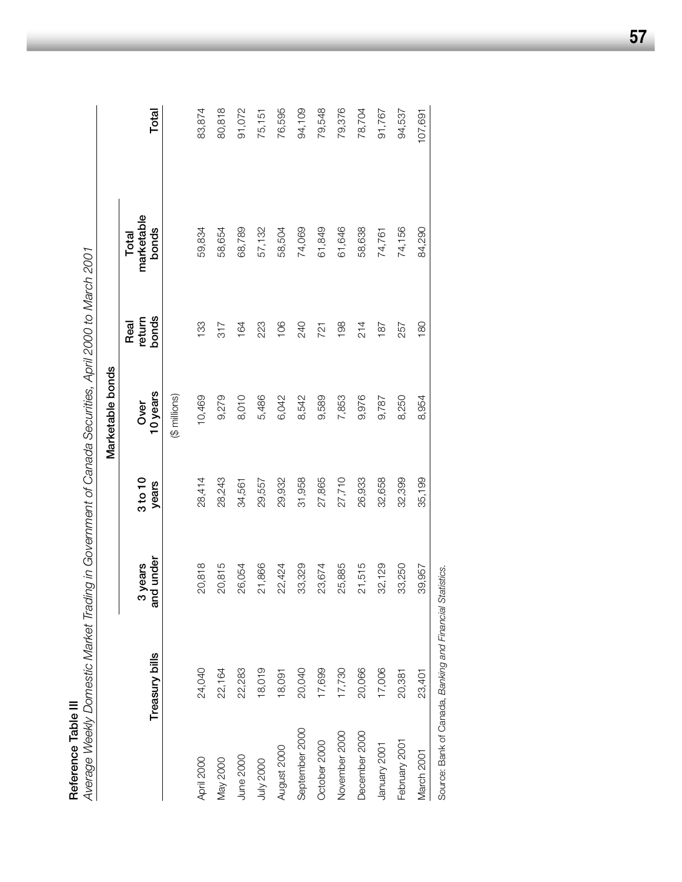**Reference Table III**

*Average Weekly Domestic Market Trading in Government of Canada Securities, April 2000 to March 2001*

| | Treasury bills | Marketable bonds | | | | | Total |
|---|---|---|---|---|---|---|---|
| | | 3 years and under | 3 to 10 years | Over 10 years | Real return bonds | Total marketable bonds | |
| | | | | ($ millions) | | | |
| April 2000 | 24,040 | 20,818 | 28,414 | 10,469 | 133 | 59,834 | 83,874 |
| May 2000 | 22,164 | 20,815 | 28,243 | 9,279 | 317 | 58,654 | 80,818 |
| June 2000 | 22,283 | 26,054 | 34,561 | 8,010 | 164 | 68,789 | 91,072 |
| July 2000 | 18,019 | 21,866 | 29,557 | 5,486 | 223 | 57,132 | 75,151 |
| August 2000 | 18,091 | 22,424 | 29,932 | 6,042 | 106 | 58,504 | 76,595 |
| September 2000 | 20,040 | 33,329 | 31,958 | 8,542 | 240 | 74,069 | 94,109 |
| October 2000 | 17,699 | 23,674 | 27,865 | 9,589 | 721 | 61,849 | 79,548 |
| November 2000 | 17,730 | 25,885 | 27,710 | 7,853 | 198 | 61,646 | 79,376 |
| December 2000 | 20,066 | 21,515 | 26,933 | 9,976 | 214 | 58,638 | 78,704 |
| January 2001 | 17,006 | 32,129 | 32,658 | 9,787 | 187 | 74,761 | 91,767 |
| February 2001 | 20,381 | 33,250 | 32,399 | 8,250 | 257 | 74,156 | 94,537 |
| March 2001 | 23,401 | 39,957 | 35,199 | 8,954 | 180 | 84,290 | 107,691 |

Source: Bank of Canada, *Banking and Financial Statistics*.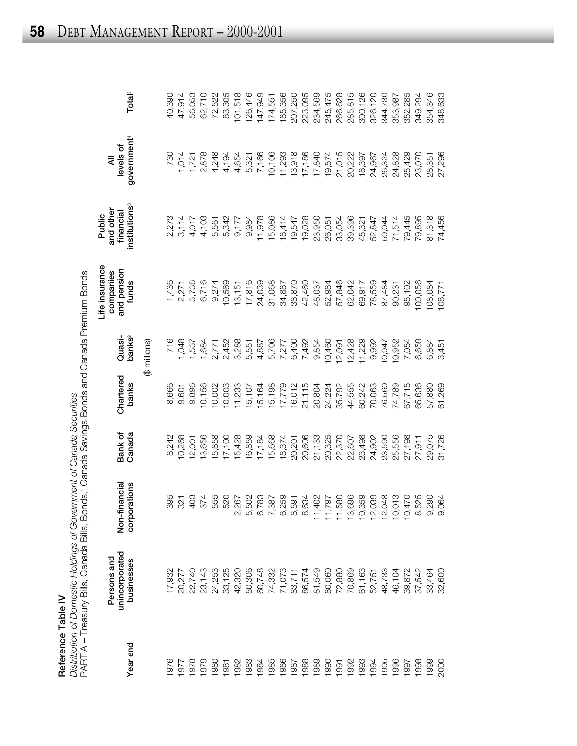**Reference Table IV**

*Distribution of Domestic Holdings of Government of Canada Securities*

PART A – Treasury Bills, Canada Bills, Bonds,[1] Canada Savings Bonds and Canada Premium Bonds

| Year end | Persons and unincorporated businesses | Non-financial corporations | Bank of Canada | Chartered banks | Quasi-banks[2] | Life insurance companies and pension funds | Public and other financial institutions[3] | All levels of government[4] | Total[5] |
|---|---|---|---|---|---|---|---|---|---|
| | | | | ($ millions) | | | | | |
| 1976 | 17,932 | 395 | 8,242 | 8,666 | 716 | 1,436 | 2,273 | 730 | 40,390 |
| 1977 | 20,277 | 321 | 10,268 | 9,601 | 1,048 | 2,271 | 3,114 | 1,014 | 47,914 |
| 1978 | 22,740 | 403 | 12,001 | 9,896 | 1,537 | 3,738 | 4,017 | 1,721 | 56,053 |
| 1979 | 23,143 | 374 | 13,656 | 10,156 | 1,684 | 6,716 | 4,103 | 2,878 | 62,710 |
| 1980 | 24,253 | 555 | 15,858 | 10,002 | 2,771 | 9,274 | 5,561 | 4,248 | 72,522 |
| 1981 | 33,125 | 520 | 17,100 | 10,003 | 2,452 | 10,569 | 5,342 | 4,194 | 83,305 |
| 1982 | 42,320 | 2,267 | 15,428 | 11,233 | 3,288 | 13,151 | 9,177 | 4,654 | 101,518 |
| 1983 | 50,306 | 5,502 | 16,859 | 15,107 | 5,551 | 17,816 | 9,984 | 5,321 | 126,446 |
| 1984 | 60,748 | 6,783 | 17,184 | 15,164 | 4,887 | 24,039 | 11,978 | 7,166 | 147,949 |
| 1985 | 74,332 | 7,387 | 15,668 | 15,198 | 5,706 | 31,068 | 15,086 | 10,106 | 174,551 |
| 1986 | 71,073 | 6,259 | 18,374 | 17,779 | 7,277 | 34,887 | 18,414 | 11,293 | 185,356 |
| 1987 | 83,711 | 8,591 | 20,201 | 16,012 | 6,400 | 38,870 | 19,547 | 13,918 | 207,250 |
| 1988 | 86,574 | 8,634 | 20,606 | 21,115 | 7,492 | 42,460 | 19,028 | 17,186 | 223,095 |
| 1989 | 81,549 | 11,402 | 21,133 | 20,804 | 9,854 | 48,037 | 23,950 | 17,840 | 234,569 |
| 1990 | 80,060 | 11,797 | 20,325 | 24,224 | 10,460 | 52,984 | 26,051 | 19,574 | 245,475 |
| 1991 | 72,880 | 11,580 | 22,370 | 35,792 | 12,091 | 57,846 | 33,054 | 21,015 | 266,628 |
| 1992 | 70,869 | 13,696 | 22,607 | 44,555 | 12,428 | 62,042 | 39,396 | 20,222 | 285,815 |
| 1993 | 61,163 | 10,359 | 23,498 | 60,242 | 11,229 | 69,917 | 45,321 | 18,397 | 300,126 |
| 1994 | 52,751 | 12,039 | 24,902 | 70,063 | 9,992 | 78,559 | 52,847 | 24,967 | 326,120 |
| 1995 | 48,733 | 12,048 | 23,590 | 76,560 | 10,947 | 87,484 | 59,044 | 26,324 | 344,730 |
| 1996 | 46,104 | 10,013 | 25,556 | 74,789 | 10,952 | 90,231 | 71,514 | 24,828 | 353,987 |
| 1997 | 39,872 | 10,470 | 27,198 | 67,715 | 7,054 | 95,102 | 79,445 | 25,429 | 352,285 |
| 1998 | 37,542 | 8,525 | 27,911 | 65,636 | 6,659 | 100,056 | 79,895 | 23,070 | 349,294 |
| 1999 | 33,464 | 9,290 | 29,075 | 57,880 | 6,884 | 108,084 | 81,318 | 28,351 | 354,346 |
| 2000 | 32,600 | 9,064 | 31,726 | 61,269 | 3,451 | 108,771 | 74,456 | 27,296 | 348,633 |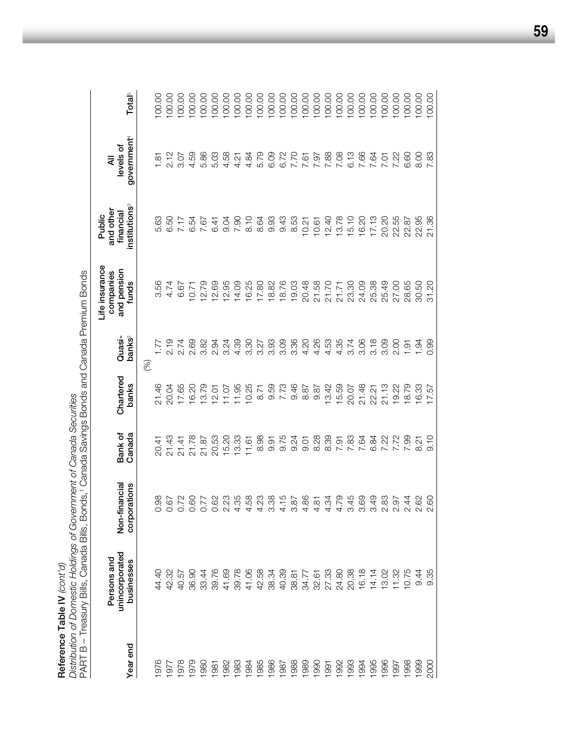**Reference Table IV** *(cont'd)*

*Distribution of Domestic Holdings of Government of Canada Securities*

PART B – Treasury Bills, Canada Bills, Bonds,[1] Canada Savings Bonds and Canada Premium Bonds

| Year end | Persons and unincorporated businesses | Non-financial corporations | Bank of Canada | Chartered banks | Quasi-banks[2] | Life insurance companies and pension funds | Public and other financial institutions[3] | All levels of government[4] | Total[5] |
|---|---|---|---|---|---|---|---|---|---|
| | | | | (%) | | | | | |
| 1976 | 44.40 | 0.98 | 20.41 | 21.46 | 1.77 | 3.56 | 5.63 | 1.81 | 100.00 |
| 1977 | 42.32 | 0.67 | 21.43 | 20.04 | 2.19 | 4.74 | 6.50 | 2.12 | 100.00 |
| 1978 | 40.57 | 0.72 | 21.41 | 17.65 | 2.74 | 6.67 | 7.17 | 3.07 | 100.00 |
| 1979 | 36.90 | 0.60 | 21.78 | 16.20 | 2.69 | 10.71 | 6.54 | 4.59 | 100.00 |
| 1980 | 33.44 | 0.77 | 21.87 | 13.79 | 3.82 | 12.79 | 7.67 | 5.86 | 100.00 |
| 1981 | 39.76 | 0.62 | 20.53 | 12.01 | 2.94 | 12.69 | 6.41 | 5.03 | 100.00 |
| 1982 | 41.69 | 2.23 | 15.20 | 11.07 | 3.24 | 12.95 | 9.04 | 4.58 | 100.00 |
| 1983 | 39.78 | 4.35 | 13.33 | 11.95 | 4.39 | 14.09 | 7.90 | 4.21 | 100.00 |
| 1984 | 41.06 | 4.58 | 11.61 | 10.25 | 3.30 | 16.25 | 8.10 | 4.84 | 100.00 |
| 1985 | 42.58 | 4.23 | 8.98 | 8.71 | 3.27 | 17.80 | 8.64 | 5.79 | 100.00 |
| 1986 | 38.34 | 3.38 | 9.91 | 9.59 | 3.93 | 18.82 | 9.93 | 6.09 | 100.00 |
| 1987 | 40.39 | 4.15 | 9.75 | 7.73 | 3.09 | 18.76 | 9.43 | 6.72 | 100.00 |
| 1988 | 38.81 | 3.87 | 9.24 | 9.46 | 3.36 | 19.03 | 8.53 | 7.70 | 100.00 |
| 1989 | 34.77 | 4.86 | 9.01 | 8.87 | 4.20 | 20.48 | 10.21 | 7.61 | 100.00 |
| 1990 | 32.61 | 4.81 | 8.28 | 9.87 | 4.26 | 21.58 | 10.61 | 7.97 | 100.00 |
| 1991 | 27.33 | 4.34 | 8.39 | 13.42 | 4.53 | 21.70 | 12.40 | 7.88 | 100.00 |
| 1992 | 24.80 | 4.79 | 7.91 | 15.59 | 4.35 | 21.71 | 13.78 | 7.08 | 100.00 |
| 1993 | 20.38 | 3.45 | 7.83 | 20.07 | 3.74 | 23.30 | 15.10 | 6.13 | 100.00 |
| 1994 | 16.18 | 3.69 | 7.64 | 21.48 | 3.06 | 24.09 | 16.20 | 7.66 | 100.00 |
| 1995 | 14.14 | 3.49 | 6.84 | 22.21 | 3.18 | 25.38 | 17.13 | 7.64 | 100.00 |
| 1996 | 13.02 | 2.83 | 7.22 | 21.13 | 3.09 | 25.49 | 20.20 | 7.01 | 100.00 |
| 1997 | 11.32 | 2.97 | 7.72 | 19.22 | 2.00 | 27.00 | 22.55 | 7.22 | 100.00 |
| 1998 | 10.75 | 2.44 | 7.99 | 18.79 | 1.91 | 28.65 | 22.87 | 6.60 | 100.00 |
| 1999 | 9.44 | 2.62 | 8.21 | 16.33 | 1.94 | 30.50 | 22.95 | 8.00 | 100.00 |
| 2000 | 9.35 | 2.60 | 9.10 | 17.57 | 0.99 | 31.20 | 21.36 | 7.83 | 100.00 |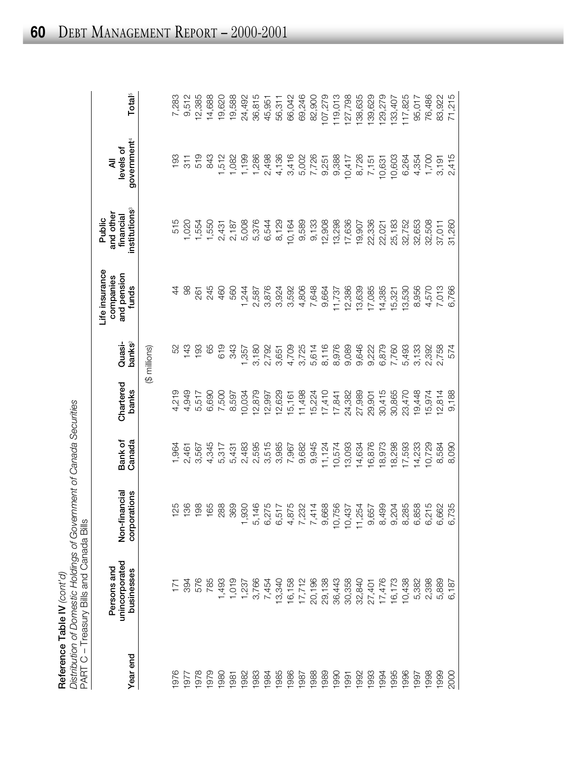**Reference Table IV** *(cont'd)*
*Distribution of Domestic Holdings of Government of Canada Securities*
PART C – Treasury Bills and Canada Bills

| Year end | Persons and unincorporated businesses | Non-financial corporations | Bank of Canada | Chartered banks | Quasi-banks[2] | Life insurance companies and pension funds | Public and other financial institutions[3] | All levels of government[4] | Total[5] |
|---|---|---|---|---|---|---|---|---|---|
| | | | | ($ millions) | | | | | |
| 1976 | 171 | 125 | 1,964 | 4,219 | 52 | 44 | 515 | 193 | 7,283 |
| 1977 | 394 | 136 | 2,461 | 4,949 | 143 | 98 | 1,020 | 311 | 9,512 |
| 1978 | 576 | 198 | 3,567 | 5,517 | 193 | 261 | 1,554 | 519 | 12,385 |
| 1979 | 785 | 165 | 4,345 | 6,690 | 65 | 245 | 1,550 | 843 | 14,688 |
| 1980 | 1,493 | 288 | 5,317 | 7,500 | 619 | 460 | 2,431 | 1,512 | 19,620 |
| 1981 | 1,019 | 369 | 5,431 | 8,597 | 343 | 560 | 2,187 | 1,082 | 19,588 |
| 1982 | 1,237 | 1,930 | 2,483 | 10,034 | 1,357 | 1,244 | 5,008 | 1,199 | 24,492 |
| 1983 | 3,766 | 5,146 | 2,595 | 12,879 | 3,180 | 2,587 | 5,376 | 1,286 | 36,815 |
| 1984 | 7,454 | 6,275 | 3,515 | 12,997 | 2,792 | 3,876 | 6,544 | 2,498 | 45,951 |
| 1985 | 13,340 | 6,517 | 3,985 | 12,629 | 3,651 | 3,924 | 8,129 | 4,136 | 56,311 |
| 1986 | 16,158 | 4,875 | 7,967 | 15,161 | 4,709 | 3,592 | 10,164 | 3,416 | 66,042 |
| 1987 | 17,712 | 7,232 | 9,682 | 11,498 | 3,725 | 4,806 | 9,589 | 5,002 | 69,246 |
| 1988 | 20,196 | 7,414 | 9,945 | 15,224 | 5,614 | 7,648 | 9,133 | 7,726 | 82,900 |
| 1989 | 29,138 | 9,668 | 11,124 | 17,410 | 8,116 | 9,664 | 12,908 | 9,251 | 107,279 |
| 1990 | 36,443 | 10,756 | 10,574 | 17,841 | 8,976 | 11,737 | 13,298 | 9,388 | 119,013 |
| 1991 | 30,358 | 10,437 | 13,093 | 24,382 | 9,089 | 12,386 | 17,636 | 10,417 | 127,798 |
| 1992 | 32,840 | 11,254 | 14,634 | 27,989 | 9,646 | 13,639 | 19,907 | 8,726 | 138,635 |
| 1993 | 27,401 | 9,657 | 16,876 | 29,901 | 9,222 | 17,085 | 22,336 | 7,151 | 139,629 |
| 1994 | 17,476 | 8,499 | 18,973 | 30,415 | 6,879 | 14,385 | 22,021 | 10,631 | 129,279 |
| 1995 | 16,173 | 9,204 | 18,298 | 30,865 | 7,760 | 15,321 | 25,183 | 10,603 | 133,407 |
| 1996 | 10,438 | 8,285 | 17,593 | 23,470 | 5,493 | 13,530 | 32,752 | 6,264 | 117,825 |
| 1997 | 5,382 | 6,858 | 14,233 | 19,448 | 3,133 | 8,956 | 32,653 | 4,354 | 95,017 |
| 1998 | 2,398 | 6,215 | 10,729 | 15,974 | 2,392 | 4,570 | 32,508 | 1,700 | 76,486 |
| 1999 | 5,889 | 6,662 | 8,584 | 12,814 | 2,758 | 7,013 | 37,011 | 3,191 | 83,922 |
| 2000 | 6,187 | 6,735 | 8,090 | 9,188 | 574 | 6,766 | 31,260 | 2,415 | 71,215 |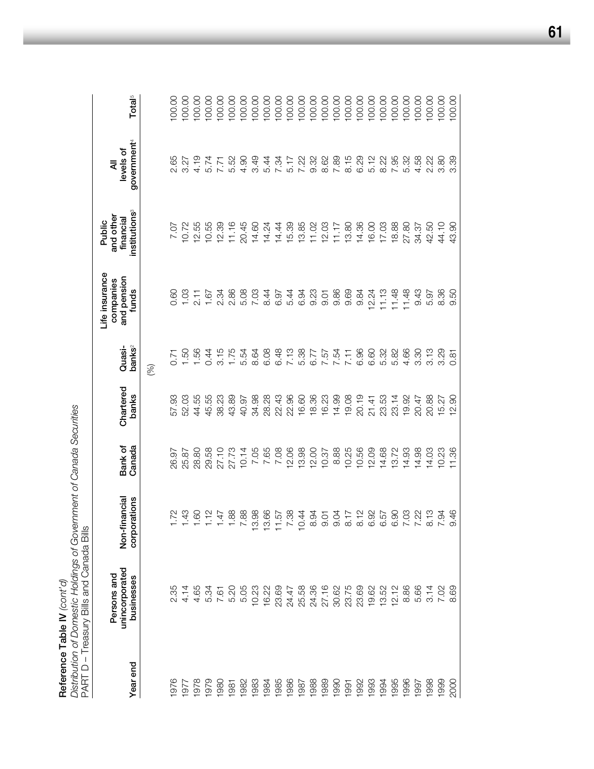**Reference Table IV** *(cont'd)*
*Distribution of Domestic Holdings of Government of Canada Securities*
PART D – Treasury Bills and Canada Bills

| Year end | Persons and unincorporated businesses | Non-financial corporations | Bank of Canada | Chartered banks | Quasi-banks[2] | Life insurance companies and pension funds | Public and other financial institutions[3] | All levels of government[4] | Total[5] |
|---|---|---|---|---|---|---|---|---|---|
| | | | | | (%) | | | | |
| 1976 | 2.35 | 1.72 | 26.97 | 57.93 | 0.71 | 0.60 | 7.07 | 2.65 | 100.00 |
| 1977 | 4.14 | 1.43 | 25.87 | 52.03 | 1.50 | 1.03 | 10.72 | 3.27 | 100.00 |
| 1978 | 4.65 | 1.60 | 28.80 | 44.55 | 1.56 | 2.11 | 12.55 | 4.19 | 100.00 |
| 1979 | 5.34 | 1.12 | 29.58 | 45.55 | 0.44 | 1.67 | 10.55 | 5.74 | 100.00 |
| 1980 | 7.61 | 1.47 | 27.10 | 38.23 | 3.15 | 2.34 | 12.39 | 7.71 | 100.00 |
| 1981 | 5.20 | 1.88 | 27.73 | 43.89 | 1.75 | 2.86 | 11.16 | 5.52 | 100.00 |
| 1982 | 5.05 | 7.88 | 10.14 | 40.97 | 5.54 | 5.08 | 20.45 | 4.90 | 100.00 |
| 1983 | 10.23 | 13.98 | 7.05 | 34.98 | 8.64 | 7.03 | 14.60 | 3.49 | 100.00 |
| 1984 | 16.22 | 13.66 | 7.65 | 28.28 | 6.08 | 8.44 | 14.24 | 5.44 | 100.00 |
| 1985 | 23.69 | 11.57 | 7.08 | 22.43 | 6.48 | 6.97 | 14.44 | 7.34 | 100.00 |
| 1986 | 24.47 | 7.38 | 12.06 | 22.96 | 7.13 | 5.44 | 15.39 | 5.17 | 100.00 |
| 1987 | 25.58 | 10.44 | 13.98 | 16.60 | 5.38 | 6.94 | 13.85 | 7.22 | 100.00 |
| 1988 | 24.36 | 8.94 | 12.00 | 18.36 | 6.77 | 9.23 | 11.02 | 9.32 | 100.00 |
| 1989 | 27.16 | 9.01 | 10.37 | 16.23 | 7.57 | 9.01 | 12.03 | 8.62 | 100.00 |
| 1990 | 30.62 | 9.04 | 8.88 | 14.99 | 7.54 | 9.86 | 11.17 | 7.89 | 100.00 |
| 1991 | 23.75 | 8.17 | 10.25 | 19.08 | 7.11 | 9.69 | 13.80 | 8.15 | 100.00 |
| 1992 | 23.69 | 8.12 | 10.56 | 20.19 | 6.96 | 9.84 | 14.36 | 6.29 | 100.00 |
| 1993 | 19.62 | 6.92 | 12.09 | 21.41 | 6.60 | 12.24 | 16.00 | 5.12 | 100.00 |
| 1994 | 13.52 | 6.57 | 14.68 | 23.53 | 5.32 | 11.13 | 17.03 | 8.22 | 100.00 |
| 1995 | 12.12 | 6.90 | 13.72 | 23.14 | 5.82 | 11.48 | 18.88 | 7.95 | 100.00 |
| 1996 | 8.86 | 7.03 | 14.93 | 19.92 | 4.66 | 11.48 | 27.80 | 5.32 | 100.00 |
| 1997 | 5.66 | 7.22 | 14.98 | 20.47 | 3.30 | 9.43 | 34.37 | 4.58 | 100.00 |
| 1998 | 3.14 | 8.13 | 14.03 | 20.88 | 3.13 | 5.97 | 42.50 | 2.22 | 100.00 |
| 1999 | 7.02 | 7.94 | 10.23 | 15.27 | 3.29 | 8.36 | 44.10 | 3.80 | 100.00 |
| 2000 | 8.69 | 9.46 | 11.36 | 12.90 | 0.81 | 9.50 | 43.90 | 3.39 | 100.00 |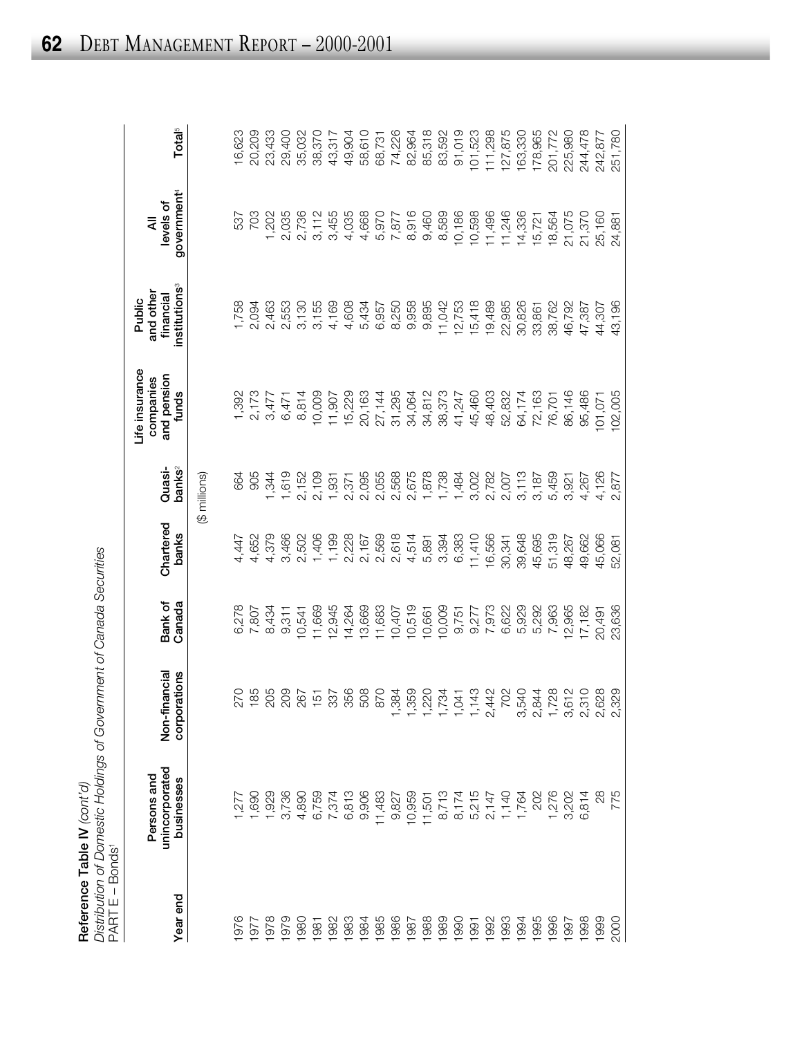**Reference Table IV** *(cont'd)*
*Distribution of Domestic Holdings of Government of Canada Securities*
PART E – Bonds[1]

| Year end | Persons and unincorporated businesses | Non-financial corporations | Bank of Canada | Chartered banks | Quasi-banks[2] | Life insurance companies and pension funds | Public and other financial institutions[3] | All levels of government[4] | Total[5] |
|---|---|---|---|---|---|---|---|---|---|
| | | | | | ($ millions) | | | | |
| 1976 | 1,277 | 270 | 6,278 | 4,447 | 664 | 1,392 | 1,758 | 537 | 16,623 |
| 1977 | 1,690 | 185 | 7,807 | 4,652 | 905 | 2,173 | 2,094 | 703 | 20,209 |
| 1978 | 1,929 | 205 | 8,434 | 4,379 | 1,344 | 3,477 | 2,463 | 1,202 | 23,433 |
| 1979 | 3,736 | 209 | 9,311 | 3,466 | 1,619 | 6,471 | 2,553 | 2,035 | 29,400 |
| 1980 | 4,890 | 267 | 10,541 | 2,502 | 2,152 | 8,814 | 3,130 | 2,736 | 35,032 |
| 1981 | 6,759 | 151 | 11,669 | 1,406 | 2,109 | 10,009 | 3,155 | 3,112 | 38,370 |
| 1982 | 7,374 | 337 | 12,945 | 1,199 | 1,931 | 11,907 | 4,169 | 3,455 | 43,317 |
| 1983 | 6,813 | 356 | 14,264 | 2,228 | 2,371 | 15,229 | 4,608 | 4,035 | 49,904 |
| 1984 | 9,906 | 508 | 13,669 | 2,167 | 2,095 | 20,163 | 5,434 | 4,668 | 58,610 |
| 1985 | 11,483 | 870 | 11,683 | 2,569 | 2,055 | 27,144 | 6,957 | 5,970 | 68,731 |
| 1986 | 9,827 | 1,384 | 10,407 | 2,618 | 2,568 | 31,295 | 8,250 | 7,877 | 74,226 |
| 1987 | 10,959 | 1,359 | 10,519 | 4,514 | 2,675 | 34,064 | 9,958 | 8,916 | 82,964 |
| 1988 | 11,501 | 1,220 | 10,661 | 5,891 | 1,878 | 34,812 | 9,895 | 9,460 | 85,318 |
| 1989 | 8,713 | 1,734 | 10,009 | 3,394 | 1,738 | 38,373 | 11,042 | 8,589 | 83,592 |
| 1990 | 8,174 | 1,041 | 9,751 | 6,383 | 1,484 | 41,247 | 12,753 | 10,186 | 91,019 |
| 1991 | 5,215 | 1,143 | 9,277 | 11,410 | 3,002 | 45,460 | 15,418 | 10,598 | 101,523 |
| 1992 | 2,147 | 2,442 | 7,973 | 16,566 | 2,782 | 48,403 | 19,489 | 11,496 | 111,298 |
| 1993 | 1,140 | 702 | 6,622 | 30,341 | 2,007 | 52,832 | 22,985 | 11,246 | 127,875 |
| 1994 | 1,764 | 3,540 | 5,929 | 39,648 | 3,113 | 64,174 | 30,826 | 14,336 | 163,330 |
| 1995 | 202 | 2,844 | 5,292 | 45,695 | 3,187 | 72,163 | 33,861 | 15,721 | 178,965 |
| 1996 | 1,276 | 1,728 | 7,963 | 51,319 | 5,459 | 76,701 | 38,762 | 18,564 | 201,772 |
| 1997 | 3,202 | 3,612 | 12,965 | 48,267 | 3,921 | 86,146 | 46,792 | 21,075 | 225,980 |
| 1998 | 6,814 | 2,310 | 17,182 | 49,662 | 4,267 | 95,486 | 47,387 | 21,370 | 244,478 |
| 1999 | 28 | 2,628 | 20,491 | 45,066 | 4,126 | 101,071 | 44,307 | 25,160 | 242,877 |
| 2000 | 775 | 2,329 | 23,636 | 52,081 | 2,877 | 102,005 | 43,196 | 24,881 | 251,780 |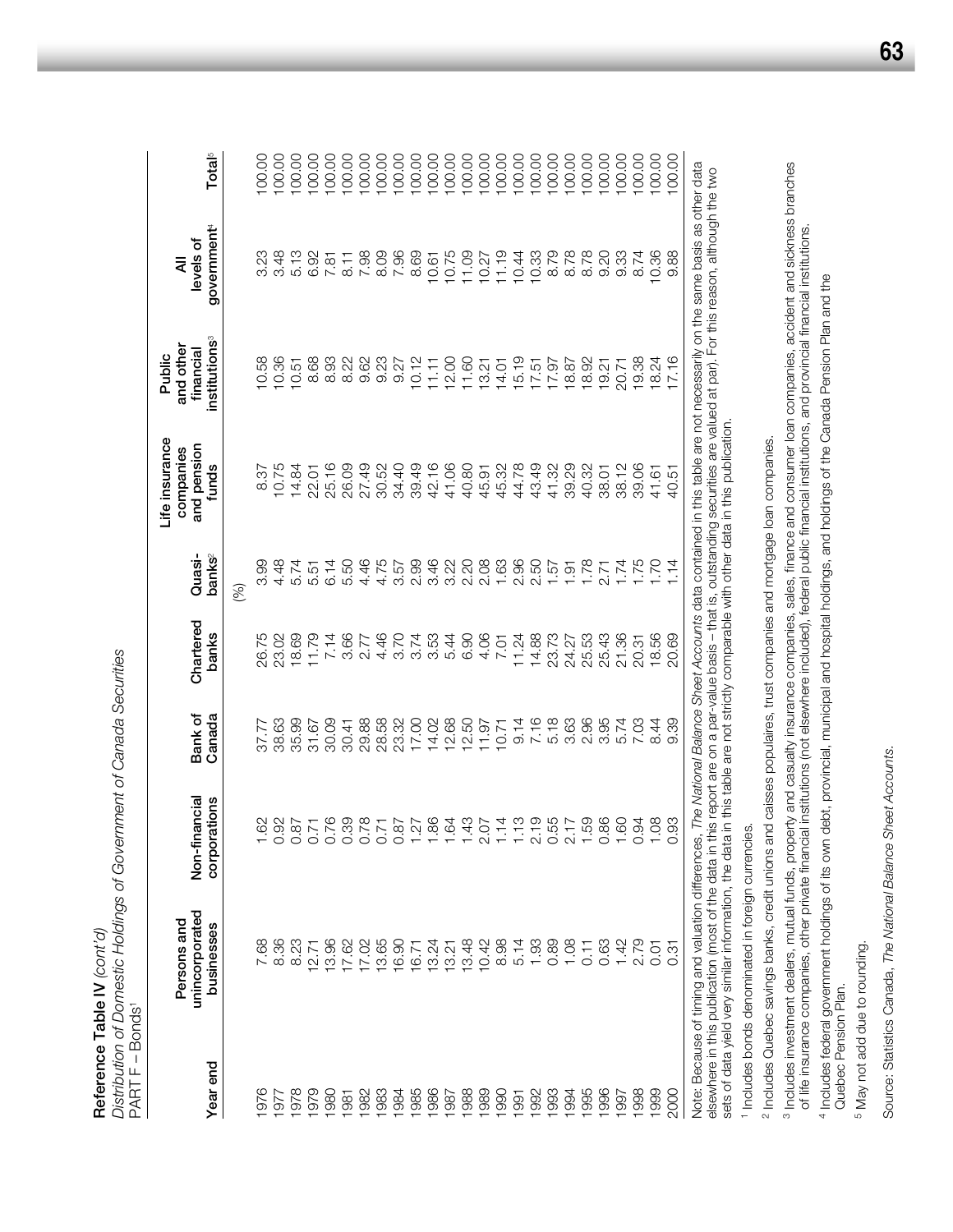**Reference Table IV** *(cont'd)*

*Distribution of Domestic Holdings of Government of Canada Securities*

PART F – Bonds[1]

| Year end | Persons and unincorporated businesses | Non-financial corporations | Bank of Canada | Chartered banks | Quasi-banks[2] | Life insurance companies and pension funds | Public and other financial institutions[3] | All levels of government[4] | Total[5] |
|---|---|---|---|---|---|---|---|---|---|
| | | | | | (%) | | | | |
| 1976 | 7.68 | 1.62 | 37.77 | 26.75 | 3.99 | 8.37 | 10.58 | 3.23 | 100.00 |
| 1977 | 8.36 | 0.92 | 38.63 | 23.02 | 4.48 | 10.75 | 10.36 | 3.48 | 100.00 |
| 1978 | 8.23 | 0.87 | 35.99 | 18.69 | 5.74 | 14.84 | 10.51 | 5.13 | 100.00 |
| 1979 | 12.71 | 0.71 | 31.67 | 11.79 | 5.51 | 22.01 | 8.68 | 6.92 | 100.00 |
| 1980 | 13.96 | 0.76 | 30.09 | 7.14 | 6.14 | 25.16 | 8.93 | 7.81 | 100.00 |
| 1981 | 17.62 | 0.39 | 30.41 | 3.66 | 5.50 | 26.09 | 8.22 | 8.11 | 100.00 |
| 1982 | 17.02 | 0.78 | 29.88 | 2.77 | 4.46 | 27.49 | 9.62 | 7.98 | 100.00 |
| 1983 | 13.65 | 0.71 | 28.58 | 4.46 | 4.75 | 30.52 | 9.23 | 8.09 | 100.00 |
| 1984 | 16.90 | 0.87 | 23.32 | 3.70 | 3.57 | 34.40 | 9.27 | 7.96 | 100.00 |
| 1985 | 16.71 | 1.27 | 17.00 | 3.74 | 2.99 | 39.49 | 10.12 | 8.69 | 100.00 |
| 1986 | 13.24 | 1.86 | 14.02 | 3.53 | 3.46 | 42.16 | 11.11 | 10.61 | 100.00 |
| 1987 | 13.21 | 1.64 | 12.68 | 5.44 | 3.22 | 41.06 | 12.00 | 10.75 | 100.00 |
| 1988 | 13.48 | 1.43 | 12.50 | 6.90 | 2.20 | 40.80 | 11.60 | 11.09 | 100.00 |
| 1989 | 10.42 | 2.07 | 11.97 | 4.06 | 2.08 | 45.91 | 13.21 | 10.27 | 100.00 |
| 1990 | 8.98 | 1.14 | 10.71 | 7.01 | 1.63 | 45.32 | 14.01 | 11.19 | 100.00 |
| 1991 | 5.14 | 1.13 | 9.14 | 11.24 | 2.96 | 44.78 | 15.19 | 10.44 | 100.00 |
| 1992 | 1.93 | 2.19 | 7.16 | 14.88 | 2.50 | 43.49 | 17.51 | 10.33 | 100.00 |
| 1993 | 0.89 | 0.55 | 5.18 | 23.73 | 1.57 | 41.32 | 17.97 | 8.79 | 100.00 |
| 1994 | 1.08 | 2.17 | 3.63 | 24.27 | 1.91 | 39.29 | 18.87 | 8.78 | 100.00 |
| 1995 | 0.11 | 1.59 | 2.96 | 25.53 | 1.78 | 40.32 | 18.92 | 8.78 | 100.00 |
| 1996 | 0.63 | 0.86 | 3.95 | 25.43 | 2.71 | 38.01 | 19.21 | 9.20 | 100.00 |
| 1997 | 1.42 | 1.60 | 5.74 | 21.36 | 1.74 | 38.12 | 20.71 | 9.33 | 100.00 |
| 1998 | 2.79 | 0.94 | 7.03 | 20.31 | 1.75 | 39.06 | 19.38 | 8.74 | 100.00 |
| 1999 | 0.01 | 1.08 | 8.44 | 18.56 | 1.70 | 41.61 | 18.24 | 10.36 | 100.00 |
| 2000 | 0.31 | 0.93 | 9.39 | 20.69 | 1.14 | 40.51 | 17.16 | 9.88 | 100.00 |

Note: Because of timing and valuation differences, *The National Balance Sheet Accounts* data contained in this table are not necessarily on the same basis as other data elsewhere in this publication (most of the data in this report are on a par-value basis – that is, outstanding securities are valued at par). For this reason, although the two sets of data yield very similar information, the data in this table are not strictly comparable with other data in this publication.

[1] Includes bonds denominated in foreign currencies.

[2] Includes Quebec savings banks, credit unions and caisses populaires, trust companies and mortgage loan companies.

[3] Includes investment dealers, mutual funds, property and casualty insurance companies, sales, finance and consumer loan companies, accident and sickness branches of life insurance companies, other private financial institutions (not elsewhere included), federal public financial institutions, and provincial financial institutions.

[4] Includes federal government holdings of its own debt, provincial, municipal and hospital holdings, and holdings of the Canada Pension Plan and the Quebec Pension Plan.

[5] May not add due to rounding.

Source: Statistics Canada, *The National Balance Sheet Accounts*.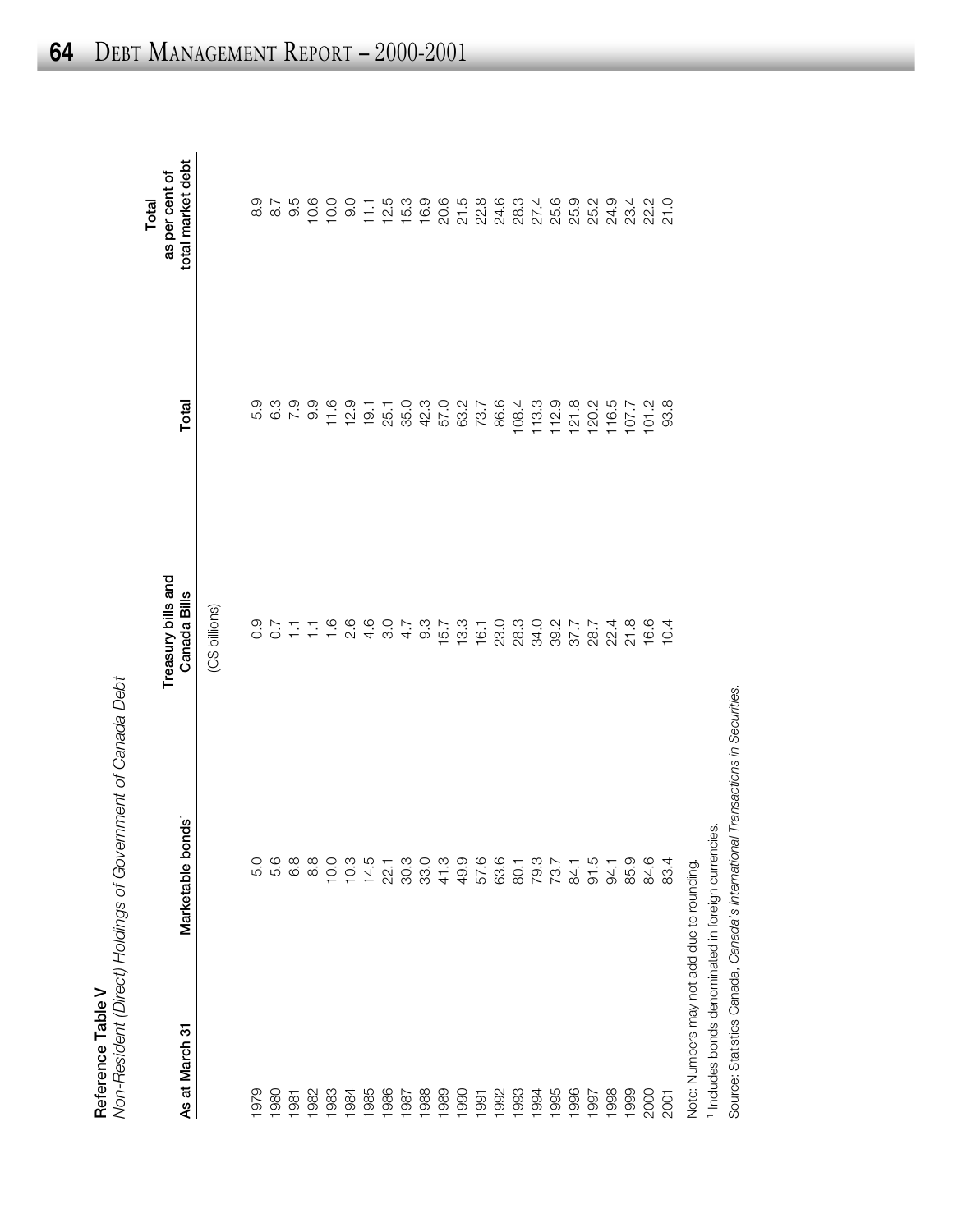**Reference Table V**

*Non-Resident (Direct) Holdings of Government of Canada Debt*

| As at March 31 | Marketable bonds[1] | Treasury bills and Canada Bills | Total | Total as per cent of total market debt |
|---|---|---|---|---|
| | | (C$ billions) | | |
| 1979 | 5.0 | 0.9 | 5.9 | 8.9 |
| 1980 | 5.6 | 0.7 | 6.3 | 8.7 |
| 1981 | 6.8 | 1.1 | 7.9 | 9.5 |
| 1982 | 8.8 | 1.1 | 9.9 | 10.6 |
| 1983 | 10.0 | 1.6 | 11.6 | 10.0 |
| 1984 | 10.3 | 2.6 | 12.9 | 9.0 |
| 1985 | 14.5 | 4.6 | 19.1 | 11.1 |
| 1986 | 22.1 | 3.0 | 25.1 | 12.5 |
| 1987 | 30.3 | 4.7 | 35.0 | 15.3 |
| 1988 | 33.0 | 9.3 | 42.3 | 16.9 |
| 1989 | 41.3 | 15.7 | 57.0 | 20.6 |
| 1990 | 49.9 | 13.3 | 63.2 | 21.5 |
| 1991 | 57.6 | 16.1 | 73.7 | 22.8 |
| 1992 | 63.6 | 23.0 | 86.6 | 24.6 |
| 1993 | 80.1 | 28.3 | 108.4 | 28.3 |
| 1994 | 79.3 | 34.0 | 113.3 | 27.4 |
| 1995 | 73.7 | 39.2 | 112.9 | 25.6 |
| 1996 | 84.1 | 37.7 | 121.8 | 25.9 |
| 1997 | 91.5 | 28.7 | 120.2 | 25.2 |
| 1998 | 94.1 | 22.4 | 116.5 | 24.9 |
| 1999 | 85.9 | 21.8 | 107.7 | 23.4 |
| 2000 | 84.6 | 16.6 | 101.2 | 22.2 |
| 2001 | 83.4 | 10.4 | 93.8 | 21.0 |

Note: Numbers may not add due to rounding.

[1] Includes bonds denominated in foreign currencies.

Source: Statistics Canada, *Canada's International Transactions in Securities.*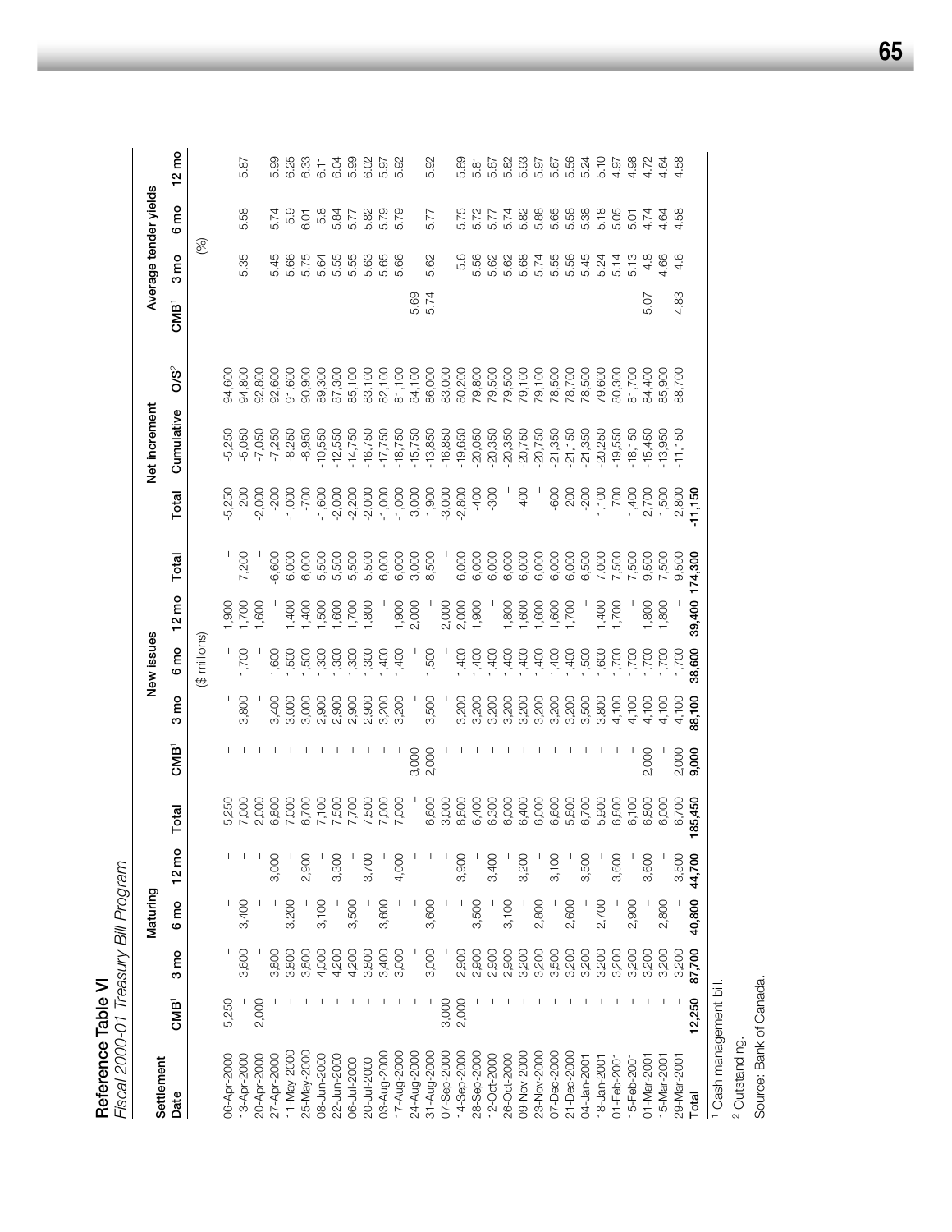## Reference Table VI

*Fiscal 2000-01 Treasury Bill Program*

| Settlement Date | Maturing | | | | | New issues | | | | | Net increment | | | Average tender yields | | | |
|---|---|---|---|---|---|---|---|---|---|---|---|---|---|---|---|---|---|
| | CMB[1] | 3 mo | 6 mo | 12 mo | Total | CMB[1] | 3 mo | 6 mo | 12 mo | Total | Total | Cumulative | O/S[2] | CMB[1] | 3 mo | 6 mo | 12 mo |
| | | | | | | | ($ millions) | | | | | | | | (%) | | |
| 06-Apr-2000 | 5,250 | – | – | – | 5,250 | – | – | – | 1,900 | – | -5,250 | -5,250 | 94,600 | | | | |
| 13-Apr-2000 | – | 3,600 | 3,400 | – | 7,000 | – | 3,800 | 1,700 | 1,700 | 7,200 | 200 | -5,050 | 94,800 | | 5.35 | 5.58 | 5.87 |
| 20-Apr-2000 | 2,000 | – | – | – | 2,000 | – | – | – | 1,600 | – | -2,000 | -7,050 | 92,800 | | | | |
| 27-Apr-2000 | – | 3,800 | – | 3,000 | 6,800 | – | 3,400 | 1,600 | – | 6,600 | -200 | -7,250 | 92,600 | | 5.45 | 5.74 | 5.99 |
| 11-May-2000 | – | 3,800 | 3,200 | – | 7,000 | – | 3,000 | 1,500 | 1,400 | 6,000 | -1,000 | -8,250 | 91,600 | | 5.66 | 5.9 | 6.25 |
| 25-May-2000 | – | 3,800 | – | 2,900 | 6,700 | – | 3,000 | 1,500 | 1,400 | 6,000 | -700 | -8,950 | 90,900 | | 5.75 | 6.01 | 6.33 |
| 08-Jun-2000 | – | 4,000 | 3,100 | – | 7,100 | – | 2,900 | 1,300 | 1,500 | 5,500 | -1,600 | -10,550 | 89,300 | | 5.64 | 5.8 | 6.11 |
| 22-Jun-2000 | – | 4,200 | – | 3,300 | 7,500 | – | 2,900 | 1,300 | 1,600 | 5,500 | -2,000 | -12,550 | 87,300 | | 5.55 | 5.84 | 6.04 |
| 06-Jul-2000 | – | 4,200 | 3,500 | – | 7,700 | – | 2,900 | 1,300 | 1,700 | 5,500 | -2,200 | -14,750 | 85,100 | | 5.55 | 5.77 | 5.99 |
| 20-Jul-2000 | – | 3,800 | – | 3,700 | 7,500 | – | 2,900 | 1,300 | 1,800 | 5,500 | -2,000 | -16,750 | 83,100 | | 5.63 | 5.82 | 6.02 |
| 03-Aug-2000 | – | 3,400 | 3,600 | – | 7,000 | – | 3,200 | 1,400 | – | 6,000 | -1,000 | -17,750 | 82,100 | | 5.65 | 5.79 | 5.97 |
| 17-Aug-2000 | – | 3,000 | – | 4,000 | 7,000 | – | 3,200 | 1,400 | 1,900 | 6,000 | -1,000 | -18,750 | 81,100 | | 5.66 | 5.79 | 5.92 |
| 24-Aug-2000 | – | – | – | – | – | 3,000 | – | – | 2,000 | 3,000 | 3,000 | -15,750 | 84,100 | 5.69 | | | |
| 31-Aug-2000 | – | 3,000 | 3,600 | – | 6,600 | 2,000 | 3,500 | 1,500 | – | 8,500 | 1,900 | -13,850 | 86,000 | 5.74 | 5.62 | 5.77 | 5.92 |
| 07-Sep-2000 | 3,000 | – | – | – | 3,000 | – | – | – | 2,000 | – | -3,000 | -16,850 | 83,000 | | | | |
| 14-Sep-2000 | 2,000 | 2,900 | – | 3,900 | 8,800 | – | 3,200 | 1,400 | 2,000 | 6,000 | -2,800 | -19,650 | 80,200 | | 5.6 | 5.75 | 5.89 |
| 28-Sep-2000 | – | 2,900 | 3,500 | – | 6,400 | – | 3,200 | 1,400 | 1,900 | 6,000 | -400 | -20,050 | 79,800 | | 5.56 | 5.72 | 5.81 |
| 12-Oct-2000 | – | 2,900 | – | 3,400 | 6,300 | – | 3,200 | 1,400 | – | 6,000 | -300 | -20,350 | 79,500 | | 5.62 | 5.77 | 5.87 |
| 26-Oct-2000 | – | 2,900 | 3,100 | – | 6,000 | – | 3,200 | 1,400 | 1,800 | 6,000 | – | -20,350 | 79,500 | | 5.62 | 5.74 | 5.82 |
| 09-Nov-2000 | – | 3,200 | – | 3,200 | 6,400 | – | 3,200 | 1,400 | 1,600 | 6,000 | -400 | -20,750 | 79,100 | | 5.68 | 5.82 | 5.93 |
| 23-Nov-2000 | – | 3,200 | 2,800 | – | 6,000 | – | 3,200 | 1,400 | 1,600 | 6,000 | – | -20,750 | 79,100 | | 5.74 | 5.88 | 5.97 |
| 07-Dec-2000 | – | 3,500 | – | 3,100 | 6,600 | – | 3,200 | 1,400 | 1,600 | 6,000 | -600 | -21,350 | 78,500 | | 5.55 | 5.65 | 5.67 |
| 21-Dec-2000 | – | 3,200 | 2,600 | – | 5,800 | – | 3,200 | 1,400 | 1,700 | 6,000 | 200 | -21,150 | 78,700 | | 5.56 | 5.58 | 5.56 |
| 04-Jan-2001 | – | 3,200 | – | 3,500 | 6,700 | – | 3,500 | 1,500 | – | 6,500 | -200 | -21,350 | 78,500 | | 5.45 | 5.38 | 5.24 |
| 18-Jan-2001 | – | 3,200 | 2,700 | – | 5,900 | – | 3,800 | 1,600 | 1,400 | 7,000 | 1,100 | -20,250 | 79,600 | | 5.24 | 5.18 | 5.10 |
| 01-Feb-2001 | – | 3,200 | – | 3,600 | 6,800 | – | 4,100 | 1,700 | 1,700 | 7,500 | 700 | -19,550 | 80,300 | | 5.14 | 5.05 | 4.97 |
| 15-Feb-2001 | – | 3,200 | 2,900 | – | 6,100 | – | 4,100 | 1,700 | – | 7,500 | 1,400 | -18,150 | 81,700 | | 5.13 | 5.01 | 4.98 |
| 01-Mar-2001 | – | 3,200 | – | 3,600 | 6,800 | 2,000 | 4,100 | 1,700 | 1,800 | 9,500 | 2,700 | -15,450 | 84,400 | 5.07 | 4.8 | 4.74 | 4.72 |
| 15-Mar-2001 | – | 3,200 | 2,800 | – | 6,000 | – | 4,100 | 1,700 | 1,800 | 7,500 | 1,500 | -13,950 | 85,900 | | 4.66 | 4.64 | 4.64 |
| 29-Mar-2001 | – | 3,200 | – | 3,500 | 6,700 | 2,000 | 4,100 | 1,700 | – | 9,500 | 2,800 | -11,150 | 88,700 | 4.83 | 4.6 | 4.58 | 4.58 |
| **Total** | **12,250** | **87,700** | **40,800** | **44,700** | **185,450** | **9,000** | **88,100** | **38,600** | **39,400** | **174,300** | **-11,150** | | | | | | |

[1] Cash management bill.

[2] Outstanding.

Source: Bank of Canada.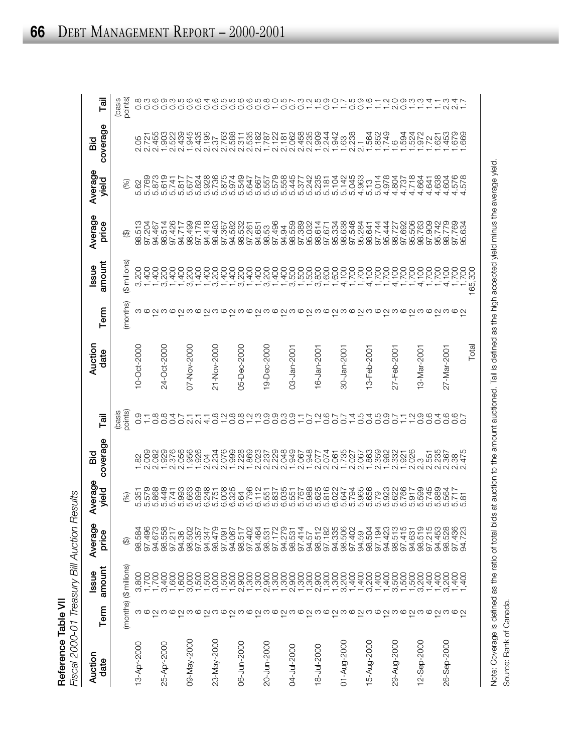# Reference Table VII

*Fiscal 2000-01 Treasury Bill Auction Results*

| Auction date | Term | Issue amount | Average price | Average yield | Bid coverage | Tail |
|---|---|---|---|---|---|---|
| | (months) | ($ millions) | ($) | (%) | | (basis points) |
| 13-Apr-2000 | 3 | 3,800 | 98.584 | 5.351 | 1.82 | 0.9 |
| | 6 | 1,700 | 97.496 | 5.579 | 2.009 | 1.1 |
| | 12 | 1,700 | 94.673 | 5.868 | 2.082 | 0.8 |
| 25-Apr-2000 | 3 | 3,400 | 98.558 | 5.449 | 1.929 | 0.8 |
| | 6 | 1,600 | 97.217 | 5.741 | 2.376 | 0.4 |
| | 12 | 1,600 | 94.36 | 5.993 | 2.056 | 0.7 |
| 09-May-2000 | 3 | 3,000 | 98.502 | 5.663 | 1.956 | 2.1 |
| | 6 | 1,500 | 97.357 | 5.899 | 1.926 | 2.1 |
| | 12 | 1,500 | 94.347 | 6.248 | 2.04 | 4.1 |
| 23-May-2000 | 3 | 3,000 | 98.479 | 5.751 | 2.234 | 0.8 |
| | 6 | 1,500 | 97.091 | 6.008 | 2.076 | 1.2 |
| | 12 | 1,500 | 94.067 | 6.325 | 1.999 | 0.8 |
| 06-Jun-2000 | 3 | 2,900 | 98.517 | 5.64 | 2.228 | 0.8 |
| | 6 | 1,300 | 97.402 | 5.796 | 1.869 | 1.2 |
| | 12 | 1,300 | 94.464 | 6.112 | 2.023 | 1.3 |
| 20-Jun-2000 | 3 | 2,900 | 98.531 | 5.551 | 2.237 | 0.9 |
| | 6 | 1,300 | 97.172 | 5.837 | 2.229 | 0.9 |
| | 12 | 1,300 | 94.279 | 6.035 | 2.048 | 0.3 |
| 04-Jul-2000 | 3 | 2,900 | 98.531 | 5.551 | 1.949 | 0.9 |
| | 6 | 1,300 | 97.414 | 5.767 | 2.067 | 1.1 |
| | 12 | 1,300 | 94.57 | 5.988 | 1.948 | 0.7 |
| 18-Jul-2000 | 3 | 2,900 | 98.512 | 5.625 | 2.077 | 1.2 |
| | 6 | 1,300 | 97.182 | 5.816 | 2.074 | 0.6 |
| | 12 | 1,300 | 94.335 | 6.022 | 2.061 | 0.7 |
| 01-Aug-2000 | 3 | 3,200 | 98.506 | 5.647 | 1.735 | 0.7 |
| | 6 | 1,400 | 97.402 | 5.794 | 2.027 | 1.4 |
| | 12 | 1,400 | 94.59 | 5.965 | 2.067 | 0.5 |
| 15-Aug-2000 | 3 | 3,200 | 98.504 | 5.656 | 1.863 | 0.4 |
| | 6 | 1,400 | 97.194 | 5.79 | 2.359 | 0.5 |
| | 12 | 1,400 | 94.423 | 5.923 | 1.982 | 0.9 |
| 29-Aug-2000 | 3 | 3,500 | 98.513 | 5.622 | 2.332 | 0.7 |
| | 6 | 1,500 | 97.415 | 5.766 | 1.921 | 1.1 |
| | 12 | 1,500 | 94.631 | 5.917 | 2.026 | 1.2 |
| 12-Sep-2000 | 3 | 3,200 | 98.519 | 5.599 | 2.3 | 0.9 |
| | 6 | 1,400 | 97.215 | 5.745 | 2.551 | 0.6 |
| | 12 | 1,400 | 94.453 | 5.889 | 2.235 | 0.4 |
| 26-Sep-2000 | 3 | 3,200 | 98.528 | 5.564 | 2.367 | 0.6 |
| | 6 | 1,400 | 97.436 | 5.717 | 2.38 | 0.6 |
| | 12 | 1,400 | 94.723 | 5.81 | 2.475 | 0.7 |
| 10-Oct-2000 | 3 | 3,200 | 98.513 | 5.62 | 2.05 | 0.8 |
| | 6 | 1,400 | 97.204 | 5.769 | 2.721 | 0.3 |
| | 12 | 1,400 | 94.467 | 5.873 | 2.455 | 0.6 |
| 24-Oct-2000 | 3 | 3,200 | 98.514 | 5.619 | 1.903 | 0.9 |
| | 6 | 1,400 | 97.426 | 5.741 | 2.522 | 0.3 |
| | 12 | 1,400 | 94.717 | 5.817 | 2.439 | 0.5 |
| 07-Nov-2000 | 3 | 3,200 | 98.499 | 5.677 | 1.945 | 0.6 |
| | 6 | 1,400 | 97.178 | 5.824 | 2.435 | 0.6 |
| | 12 | 1,400 | 94.418 | 5.928 | 2.195 | 0.4 |
| 21-Nov-2000 | 3 | 3,200 | 98.483 | 5.736 | 2.37 | 0.6 |
| | 6 | 1,400 | 97.367 | 5.875 | 2.763 | 0.5 |
| | 12 | 1,400 | 94.582 | 5.974 | 2.588 | 0.5 |
| 05-Dec-2000 | 3 | 3,200 | 98.532 | 5.549 | 2.311 | 0.6 |
| | 6 | 1,400 | 97.261 | 5.647 | 2.535 | 0.6 |
| | 12 | 1,400 | 94.651 | 5.667 | 2.182 | 0.5 |
| 19-Dec-2000 | 3 | 3,200 | 98.53 | 5.557 | 1.787 | 0.8 |
| | 6 | 1,400 | 97.496 | 5.579 | 2.122 | 1.0 |
| | 12 | 1,400 | 94.94 | 5.558 | 2.181 | 0.5 |
| 03-Jan-2001 | 3 | 3,500 | 98.559 | 5.445 | 2.062 | 0.7 |
| | 6 | 1,500 | 97.389 | 5.377 | 2.458 | 0.3 |
| | 12 | 1,500 | 95.032 | 5.242 | 2.235 | 1.2 |
| 16-Jan-2001 | 3 | 3,800 | 98.614 | 5.235 | 1.909 | 1.5 |
| | 6 | 1,600 | 97.671 | 5.181 | 2.244 | 0.9 |
| | 12 | 1,600 | 95.334 | 5.104 | 1.942 | 1.0 |
| 30-Jan-2001 | 3 | 4,100 | 98.638 | 5.142 | 1.63 | 1.7 |
| | 6 | 1,700 | 97.546 | 5.045 | 2.238 | 0.5 |
| | 12 | 1,700 | 95.284 | 4.963 | 2.1 | 0.9 |
| 13-Feb-2001 | 3 | 4,100 | 98.641 | 5.13 | 1.564 | 1.6 |
| | 6 | 1,700 | 97.744 | 5.014 | 1.852 | 1.1 |
| | 12 | 1,700 | 95.444 | 4.978 | 1.749 | 1.2 |
| 27-Feb-2001 | 3 | 4,100 | 98.727 | 4.804 | 1.6 | 2.0 |
| | 6 | 1,700 | 97.692 | 4.737 | 1.594 | 0.9 |
| | 12 | 1,700 | 95.506 | 4.718 | 1.524 | 1.3 |
| 13-Mar-2001 | 3 | 4,100 | 98.763 | 4.664 | 1.972 | 1.3 |
| | 6 | 1,700 | 97.909 | 4.641 | 1.72 | 1.4 |
| | 12 | 1,700 | 95.742 | 4.638 | 1.621 | 1.1 |
| 27-Mar-2001 | 3 | 4,100 | 98.779 | 4.604 | 1.453 | 2.3 |
| | 6 | 1,700 | 97.769 | 4.576 | 1.679 | 2.4 |
| | 12 | 1,700 | 95.634 | 4.578 | 1.669 | 1.7 |
| Total | | 165,300 | | | | |

Note: Coverage is defined as the ratio of total bids at auction to the amount auctioned. Tail is defined as the high accepted yield minus the average yield.

Source: Bank of Canada.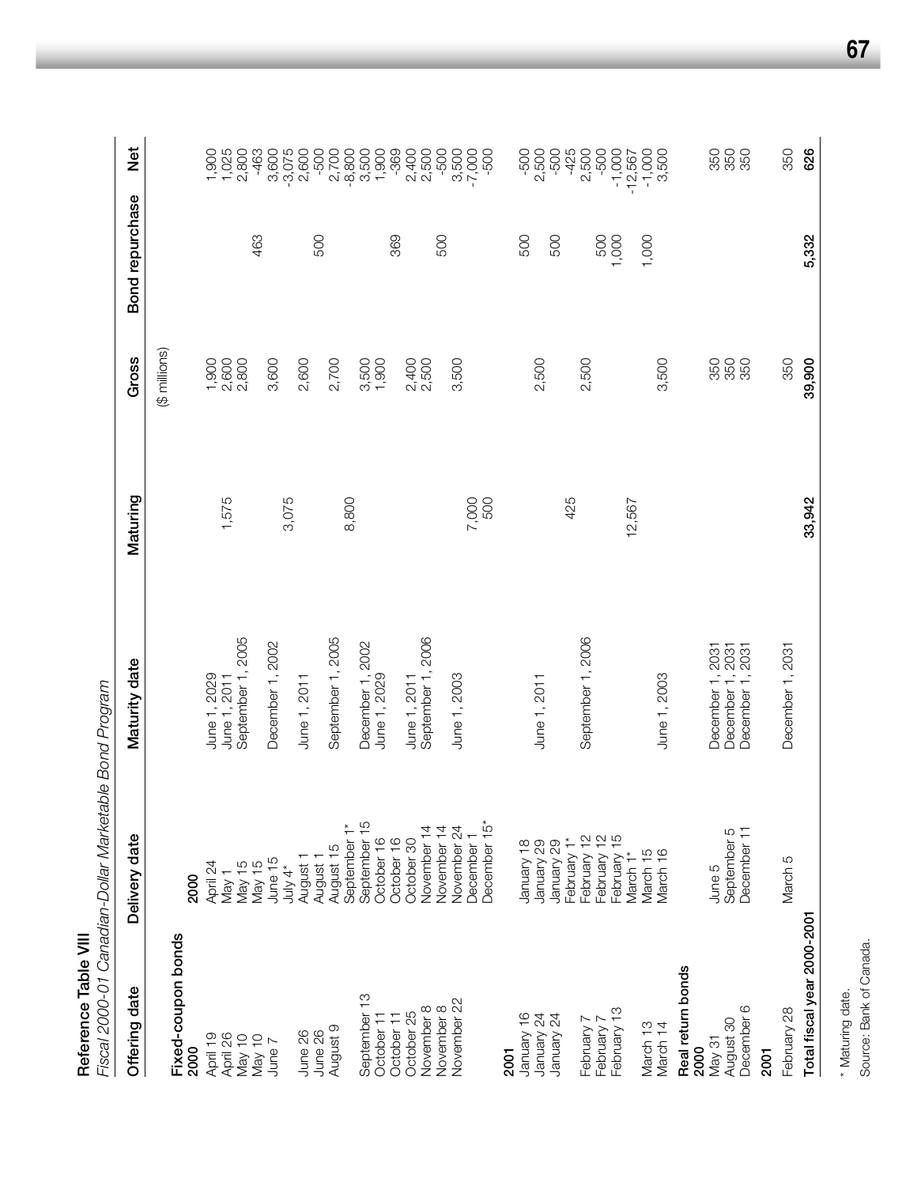**Reference Table VIII**

*Fiscal 2000-01 Canadian-Dollar Marketable Bond Program*

| Offering date | Delivery date | Maturity date | Maturing | Gross | Bond repurchase | Net |
|---|---|---|---|---|---|---|
| | | | | ($ millions) | | |
| **Fixed-coupon bonds** | | | | | | |
| **2000** | **2000** | | | | | |
| April 19 | April 24 | June 1, 2029 | | 1,900 | | 1,900 |
| April 26 | May 1 | June 1, 2011 | 1,575 | 2,600 | | 1,025 |
| May 10 | May 15 | September 1, 2005 | | 2,800 | | 2,800 |
| May 10 | May 15 | | | | 463 | -463 |
| June 7 | June 15 | December 1, 2002 | | 3,600 | | 3,600 |
| | July 4* | | 3,075 | | | -3,075 |
| June 26 | August 1 | June 1, 2011 | | 2,600 | | 2,600 |
| June 26 | August 1 | | | | 500 | -500 |
| August 9 | August 15 | September 1, 2005 | | 2,700 | | 2,700 |
| | September 1* | | 8,800 | | | -8,800 |
| September 13 | September 15 | December 1, 2002 | | 3,500 | | 3,500 |
| October 11 | October 16 | June 1, 2029 | | 1,900 | | 1,900 |
| October 11 | October 16 | | | | 369 | -369 |
| October 25 | October 30 | June 1, 2011 | | 2,400 | | 2,400 |
| November 8 | November 14 | September 1, 2006 | | 2,500 | | 2,500 |
| November 8 | November 14 | | | | 500 | -500 |
| November 22 | November 24 | June 1, 2003 | | 3,500 | | 3,500 |
| | December 1 | | 7,000 | | | -7,000 |
| | December 15* | | 500 | | | -500 |
| **2001** | | | | | | |
| January 16 | January 18 | | | | 500 | -500 |
| January 24 | January 29 | June 1, 2011 | | 2,500 | | 2,500 |
| January 24 | January 29 | | | | 500 | -500 |
| | February 1* | | 425 | | | -425 |
| February 7 | February 12 | September 1, 2006 | | 2,500 | | 2,500 |
| February 7 | February 12 | | | | 500 | -500 |
| February 13 | February 15 | | | | 1,000 | -1,000 |
| | March 1* | | 12,567 | | | -12,567 |
| March 13 | March 15 | | | | 1,000 | -1,000 |
| March 14 | March 16 | June 1, 2003 | | 3,500 | | 3,500 |
| **Real return bonds** | | | | | | |
| **2000** | | | | | | |
| May 31 | June 5 | December 1, 2031 | | 350 | | 350 |
| August 30 | September 5 | December 1, 2031 | | 350 | | 350 |
| December 6 | December 11 | December 1, 2031 | | 350 | | 350 |
| **2001** | | | | | | |
| February 28 | March 5 | December 1, 2031 | | 350 | | 350 |
| **Total fiscal year 2000-2001** | | | **33,942** | **39,900** | **5,332** | **626** |

\* Maturing date.

Source: Bank of Canada.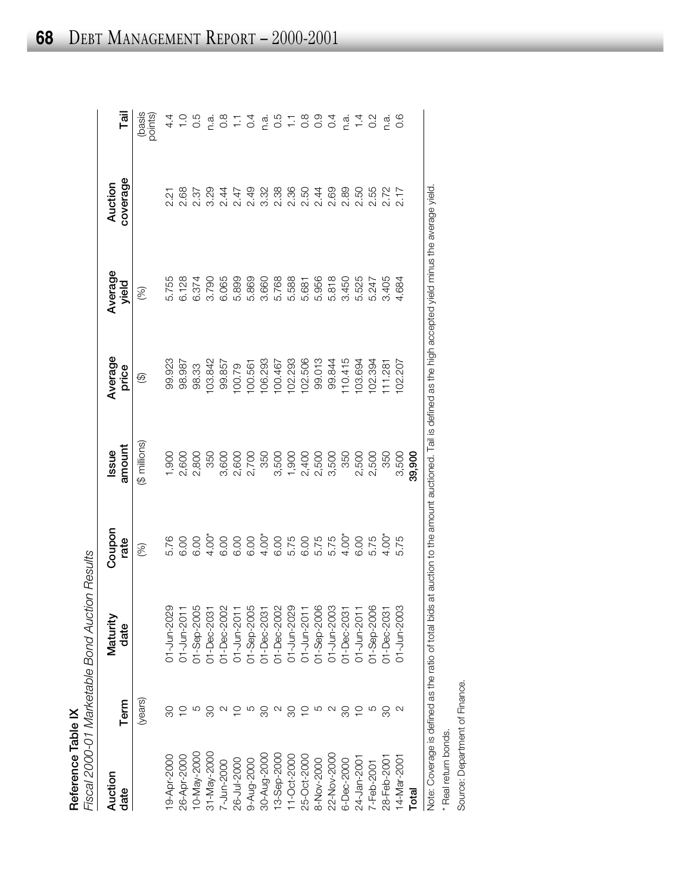**Reference Table IX**

*Fiscal 2000-01 Marketable Bond Auction Results*

| Auction date | Term | Maturity date | Coupon rate | Issue amount | Average price | Average yield | Auction coverage | Tail |
|---|---|---|---|---|---|---|---|---|
| | (years) | | (%) | ($ millions) | ($) | (%) | | (basis points) |
| 19-Apr-2000 | 30 | 01-Jun-2029 | 5.76 | 1,900 | 99.923 | 5.755 | 2.21 | 4.4 |
| 26-Apr-2000 | 10 | 01-Jun-2011 | 6.00 | 2,600 | 98.987 | 6.128 | 2.68 | 1.0 |
| 10-May-2000 | 5 | 01-Sep-2005 | 6.00 | 2,800 | 98.33 | 6.374 | 2.37 | 0.5 |
| 31-May-2000 | 30 | 01-Dec-2031 | 4.00* | 350 | 103.842 | 3.790 | 3.29 | n.a. |
| 7-Jun-2000 | 2 | 01-Dec-2002 | 6.00 | 3,600 | 99.857 | 6.065 | 2.44 | 0.8 |
| 26-Jul-2000 | 10 | 01-Jun-2011 | 6.00 | 2,600 | 100.79 | 5.899 | 2.47 | 1.1 |
| 9-Aug-2000 | 5 | 01-Sep-2005 | 6.00 | 2,700 | 100.561 | 5.869 | 2.49 | 0.4 |
| 30-Aug-2000 | 30 | 01-Dec-2031 | 4.00* | 350 | 106.293 | 3.660 | 3.32 | n.a. |
| 13-Sep-2000 | 2 | 01-Dec-2002 | 6.00 | 3,500 | 100.467 | 5.768 | 2.38 | 0.5 |
| 11-Oct-2000 | 30 | 01-Jun-2029 | 5.75 | 1,900 | 102.293 | 5.588 | 2.36 | 1.1 |
| 25-Oct-2000 | 10 | 01-Jun-2011 | 6.00 | 2,400 | 102.506 | 5.681 | 2.50 | 0.8 |
| 8-Nov-2000 | 5 | 01-Sep-2006 | 5.75 | 2,500 | 99.013 | 5.956 | 2.44 | 0.9 |
| 22-Nov-2000 | 2 | 01-Jun-2003 | 5.75 | 3,500 | 99.844 | 5.818 | 2.69 | 0.4 |
| 6-Dec-2000 | 30 | 01-Dec-2031 | 4.00* | 350 | 110.415 | 3.450 | 2.89 | n.a. |
| 24-Jan-2001 | 10 | 01-Jun-2011 | 6.00 | 2,500 | 103.694 | 5.525 | 2.50 | 1.4 |
| 7-Feb-2001 | 5 | 01-Sep-2006 | 5.75 | 2,500 | 102.394 | 5.247 | 2.55 | 0.2 |
| 28-Feb-2001 | 30 | 01-Dec-2031 | 4.00* | 350 | 111.281 | 3.405 | 2.72 | n.a. |
| 14-Mar-2001 | 2 | 01-Jun-2003 | 5.75 | 3,500 | 102.207 | 4.684 | 2.17 | 0.6 |
| **Total** | | | | **39,900** | | | | |

Note: Coverage is defined as the ratio of total bids at auction to the amount auctioned. Tail is defined as the high accepted yield minus the average yield.

\* Real return bonds.

Source: Department of Finance.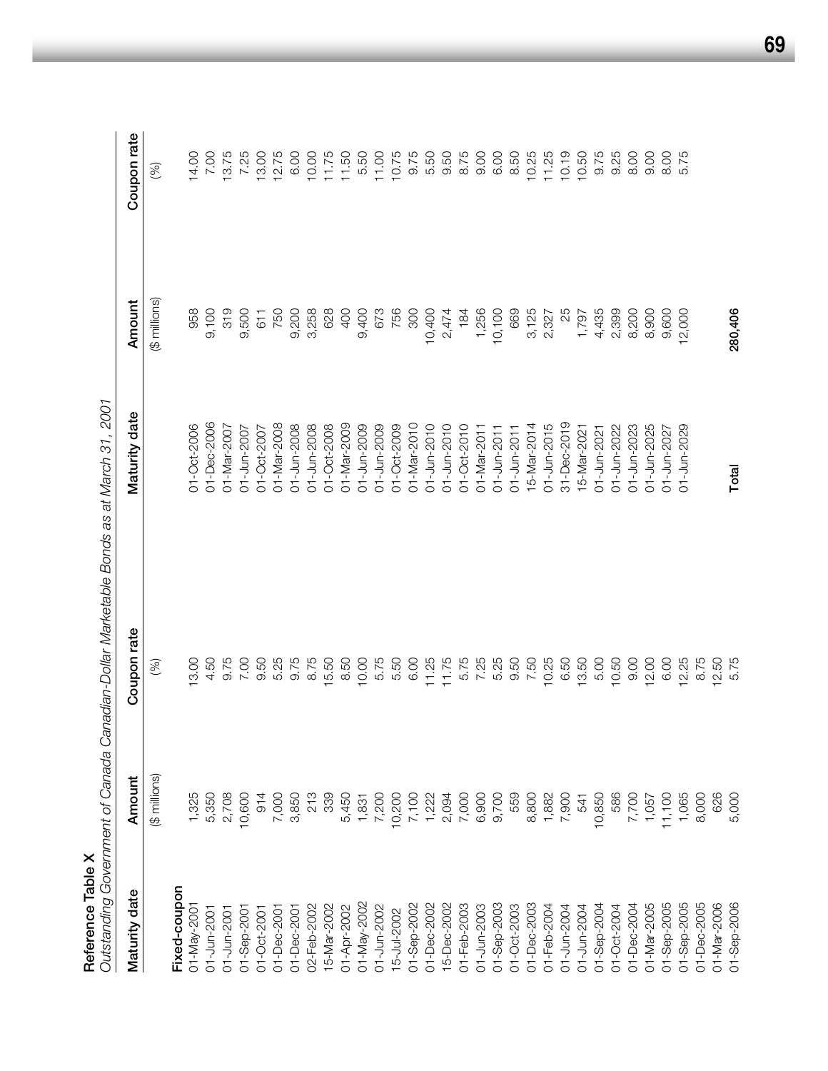**Reference Table X**

*Outstanding Government of Canada Canadian-Dollar Marketable Bonds as at March 31, 2001*

| Maturity date | Amount | Coupon rate | Maturity date | Amount | Coupon rate |
|---|---|---|---|---|---|
| | ($ millions) | (%) | | ($ millions) | (%) |
| **Fixed-coupon** | | | | | |
| 01-May-2001 | 1,325 | 13.00 | 01-Oct-2006 | 958 | 14.00 |
| 01-Jun-2001 | 5,350 | 4.50 | 01-Dec-2006 | 9,100 | 7.00 |
| 01-Jun-2001 | 2,708 | 9.75 | 01-Mar-2007 | 319 | 13.75 |
| 01-Sep-2001 | 10,600 | 7.00 | 01-Jun-2007 | 9,500 | 7.25 |
| 01-Oct-2001 | 914 | 9.50 | 01-Oct-2007 | 611 | 13.00 |
| 01-Dec-2001 | 7,000 | 5.25 | 01-Mar-2008 | 750 | 12.75 |
| 01-Dec-2001 | 3,850 | 9.75 | 01-Jun-2008 | 9,200 | 6.00 |
| 02-Feb-2002 | 213 | 8.75 | 01-Jun-2008 | 3,258 | 10.00 |
| 15-Mar-2002 | 339 | 15.50 | 01-Oct-2008 | 628 | 11.75 |
| 01-Apr-2002 | 5,450 | 8.50 | 01-Mar-2009 | 400 | 11.50 |
| 01-May-2002 | 1,831 | 10.00 | 01-Jun-2009 | 9,400 | 5.50 |
| 01-Jun-2002 | 7,200 | 5.75 | 01-Jun-2009 | 673 | 11.00 |
| 15-Jul-2002 | 10,200 | 5.50 | 01-Oct-2009 | 756 | 10.75 |
| 01-Sep-2002 | 7,100 | 6.00 | 01-Mar-2010 | 300 | 9.75 |
| 01-Dec-2002 | 1,222 | 11.25 | 01-Jun-2010 | 10,400 | 5.50 |
| 15-Dec-2002 | 2,094 | 11.75 | 01-Jun-2010 | 2,474 | 9.50 |
| 01-Feb-2003 | 7,000 | 5.75 | 01-Oct-2010 | 184 | 8.75 |
| 01-Jun-2003 | 6,900 | 7.25 | 01-Mar-2011 | 1,256 | 9.00 |
| 01-Sep-2003 | 9,700 | 5.25 | 01-Jun-2011 | 10,100 | 6.00 |
| 01-Oct-2003 | 559 | 9.50 | 01-Jun-2011 | 669 | 8.50 |
| 01-Dec-2003 | 8,800 | 7.50 | 15-Mar-2014 | 3,125 | 10.25 |
| 01-Feb-2004 | 1,882 | 10.25 | 01-Jun-2015 | 2,327 | 11.25 |
| 01-Jun-2004 | 7,900 | 6.50 | 31-Dec-2019 | 25 | 10.19 |
| 01-Jun-2004 | 541 | 13.50 | 15-Mar-2021 | 1,797 | 10.50 |
| 01-Sep-2004 | 10,850 | 5.00 | 01-Jun-2021 | 4,435 | 9.75 |
| 01-Oct-2004 | 586 | 10.50 | 01-Jun-2022 | 2,399 | 9.25 |
| 01-Dec-2004 | 7,700 | 9.00 | 01-Jun-2023 | 8,200 | 8.00 |
| 01-Mar-2005 | 1,057 | 12.00 | 01-Jun-2025 | 8,900 | 9.00 |
| 01-Sep-2005 | 11,100 | 6.00 | 01-Jun-2027 | 9,600 | 8.00 |
| 01-Sep-2005 | 1,065 | 12.25 | 01-Jun-2029 | 12,000 | 5.75 |
| 01-Dec-2005 | 8,000 | 8.75 | | | |
| 01-Mar-2006 | 626 | 12.50 | | | |
| 01-Sep-2006 | 5,000 | 5.75 | **Total** | **280,406** | |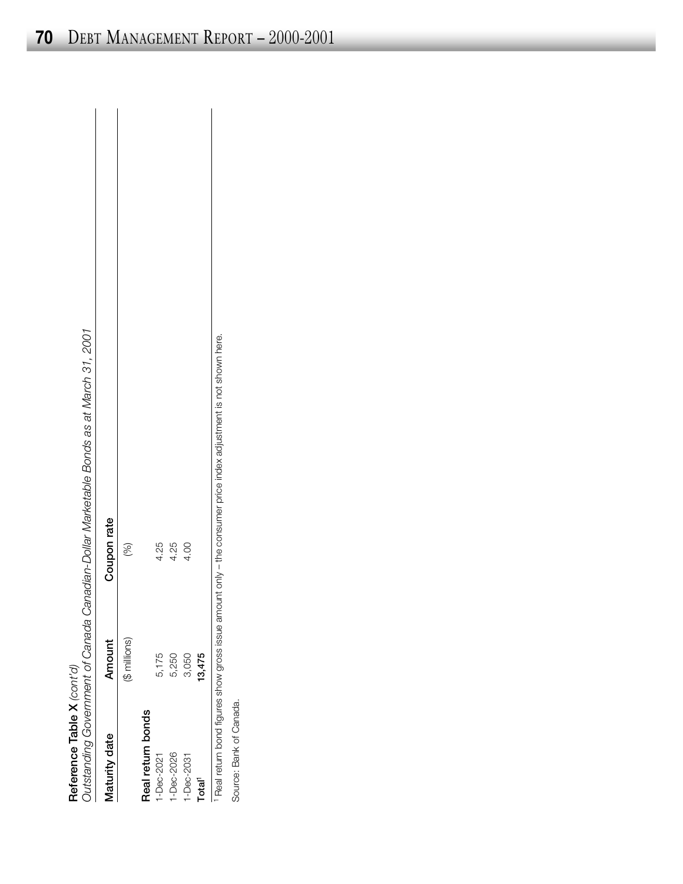**Reference Table X** *(cont'd)*
*Outstanding Government of Canada Canadian-Dollar Marketable Bonds as at March 31, 2001*

| Maturity date | Amount | Coupon rate |
|---|---|---|
| | ($ millions) | (%) |
| **Real return bonds** | | |
| 1-Dec-2021 | 5,175 | 4.25 |
| 1-Dec-2026 | 5,250 | 4.25 |
| 1-Dec-2031 | 3,050 | 4.00 |
| **Total**[1] | **13,475** | |

[1] Real return bond figures show gross issue amount only – the consumer price index adjustment is not shown here.

Source: Bank of Canada.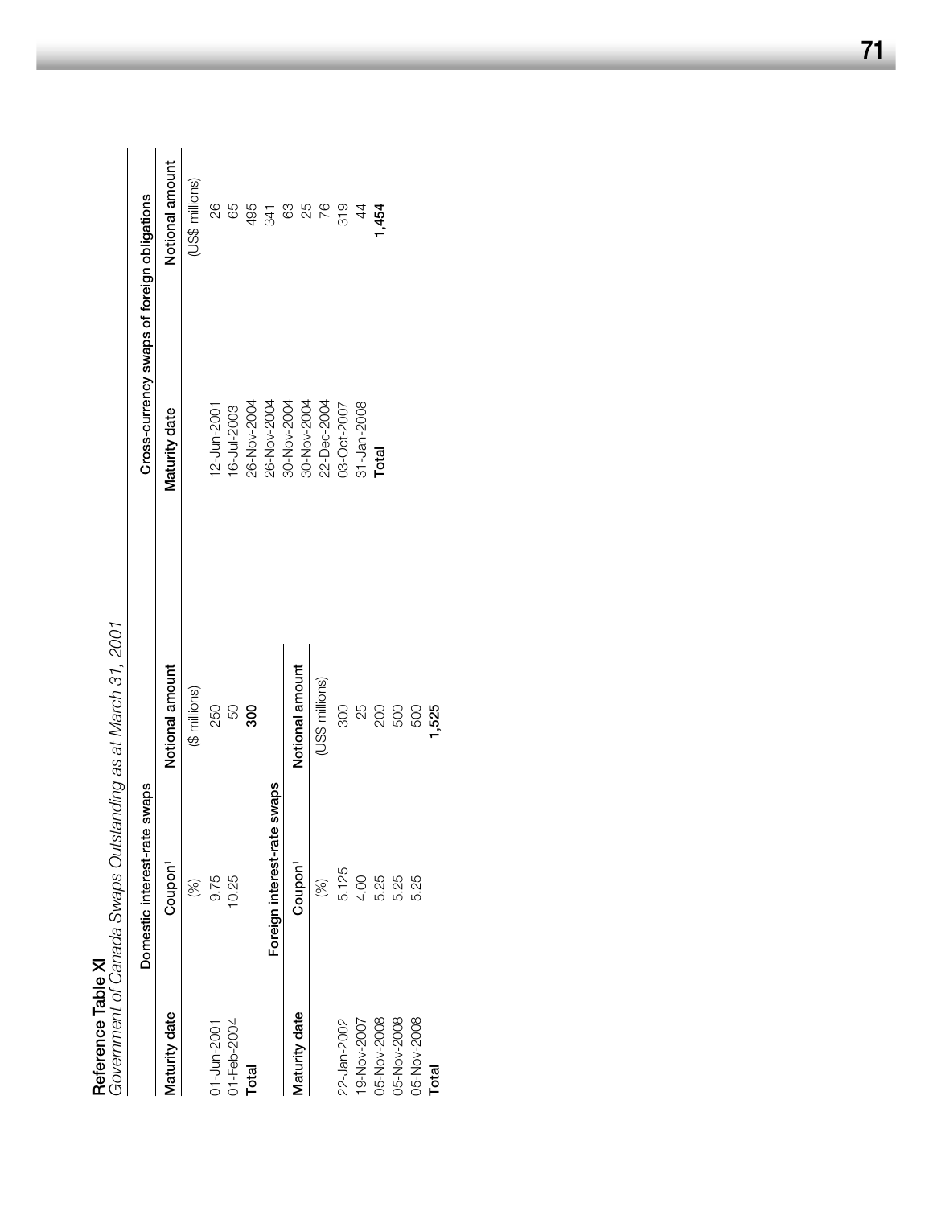**Reference Table XI**

*Government of Canada Swaps Outstanding as at March 31, 2001*

| Domestic interest-rate swaps | | |
|---|---|---|
| Maturity date | Coupon[1] | Notional amount |
| | (%) | ($ millions) |
| 01-Jun-2001 | 9.75 | 250 |
| 01-Feb-2004 | 10.25 | 50 |
| **Total** | | **300** |

| Foreign interest-rate swaps | | |
|---|---|---|
| Maturity date | Coupon[1] | Notional amount |
| | (%) | (US$ millions) |
| 22-Jan-2002 | 5.125 | 300 |
| 19-Nov-2007 | 4.00 | 25 |
| 05-Nov-2008 | 5.25 | 200 |
| 05-Nov-2008 | 5.25 | 500 |
| 05-Nov-2008 | 5.25 | 500 |
| **Total** | | **1,525** |

| Cross-currency swaps of foreign obligations | |
|---|---|
| Maturity date | Notional amount |
| | (US$ millions) |
| 12-Jun-2001 | 26 |
| 16-Jul-2003 | 65 |
| 26-Nov-2004 | 495 |
| 26-Nov-2004 | 341 |
| 30-Nov-2004 | 63 |
| 30-Nov-2004 | 25 |
| 22-Dec-2004 | 76 |
| 03-Oct-2007 | 319 |
| 31-Jan-2008 | 44 |
| **Total** | **1,454** |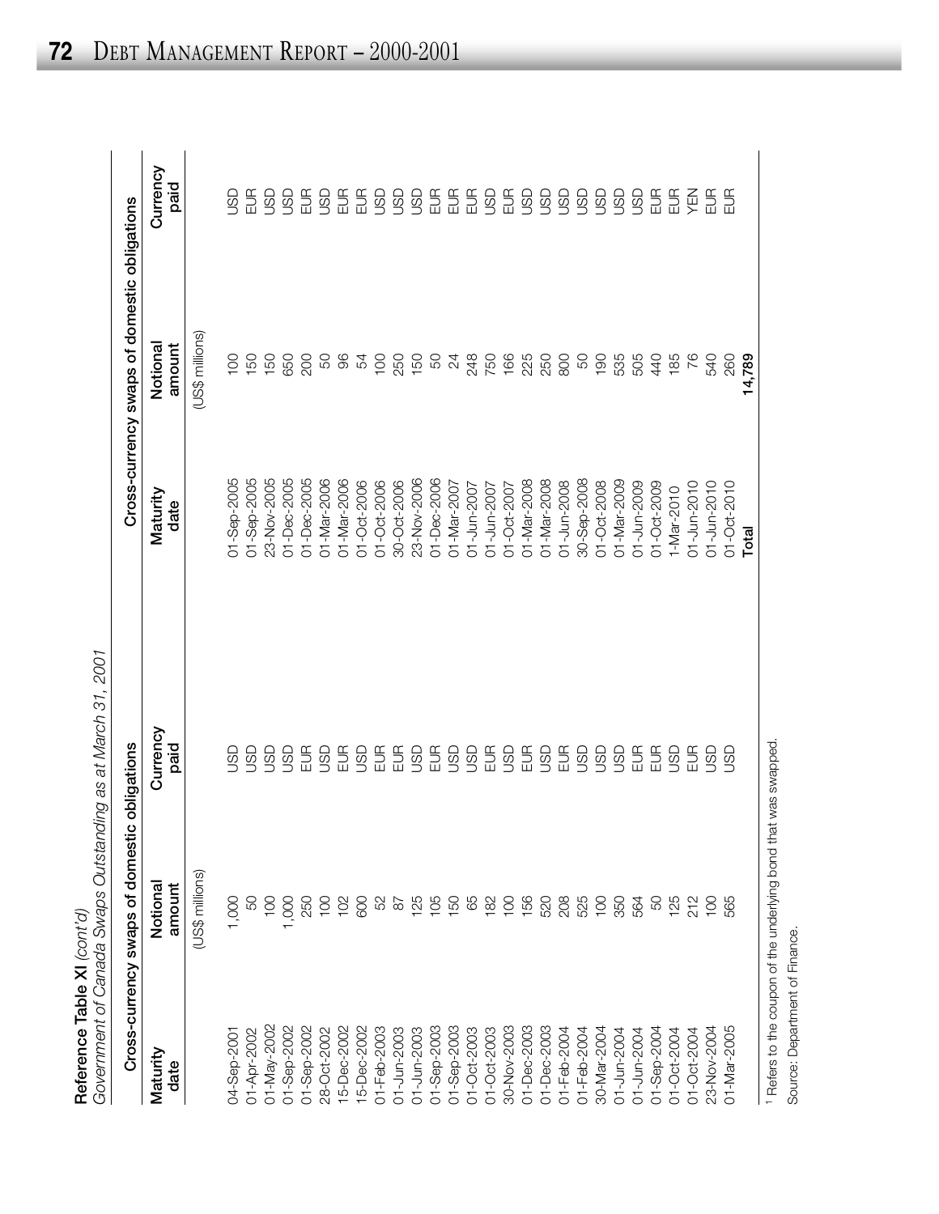**Reference Table XI** *(cont'd)*
*Government of Canada Swaps Outstanding as at March 31, 2001*

| Cross-currency swaps of domestic obligations | | | Cross-currency swaps of domestic obligations | | |
|---|---|---|---|---|---|
| Maturity date | Notional amount | Currency paid | Maturity date | Notional amount | Currency paid |
| | (US$ millions) | | | (US$ millions) | |
| 04-Sep-2001 | 1,000 | USD | 01-Sep-2005 | 100 | USD |
| 01-Apr-2002 | 50 | USD | 01-Sep-2005 | 150 | EUR |
| 01-May-2002 | 100 | USD | 23-Nov-2005 | 150 | USD |
| 01-Sep-2002 | 1,000 | USD | 01-Dec-2005 | 650 | USD |
| 01-Sep-2002 | 250 | EUR | 01-Dec-2005 | 200 | EUR |
| 28-Oct-2002 | 100 | USD | 01-Mar-2006 | 50 | USD |
| 15-Dec-2002 | 102 | EUR | 01-Mar-2006 | 96 | EUR |
| 15-Dec-2002 | 600 | USD | 01-Oct-2006 | 54 | EUR |
| 01-Feb-2003 | 52 | EUR | 01-Oct-2006 | 100 | USD |
| 01-Jun-2003 | 87 | EUR | 30-Oct-2006 | 250 | USD |
| 01-Jun-2003 | 125 | USD | 23-Nov-2006 | 150 | USD |
| 01-Sep-2003 | 105 | EUR | 01-Dec-2006 | 50 | EUR |
| 01-Sep-2003 | 150 | USD | 01-Mar-2007 | 24 | EUR |
| 01-Oct-2003 | 65 | USD | 01-Jun-2007 | 248 | EUR |
| 01-Oct-2003 | 182 | EUR | 01-Jun-2007 | 750 | USD |
| 30-Nov-2003 | 100 | USD | 01-Oct-2007 | 166 | EUR |
| 01-Dec-2003 | 156 | EUR | 01-Mar-2008 | 225 | USD |
| 01-Dec-2003 | 520 | USD | 01-Mar-2008 | 250 | USD |
| 01-Feb-2004 | 208 | EUR | 01-Jun-2008 | 800 | USD |
| 01-Feb-2004 | 525 | USD | 30-Sep-2008 | 50 | USD |
| 30-Mar-2004 | 100 | USD | 01-Oct-2008 | 190 | USD |
| 01-Jun-2004 | 350 | USD | 01-Mar-2009 | 535 | USD |
| 01-Jun-2004 | 564 | EUR | 01-Jun-2009 | 505 | USD |
| 01-Sep-2004 | 50 | EUR | 01-Oct-2009 | 440 | EUR |
| 01-Oct-2004 | 125 | USD | 1-Mar-2010 | 185 | EUR |
| 01-Oct-2004 | 212 | EUR | 01-Jun-2010 | 76 | YEN |
| 23-Nov-2004 | 100 | USD | 01-Jun-2010 | 540 | EUR |
| 01-Mar-2005 | 565 | USD | 01-Oct-2010 | 260 | EUR |
| | | | **Total** | **14,789** | |

[1] Refers to the coupon of the underlying bond that was swapped.

Source: Department of Finance.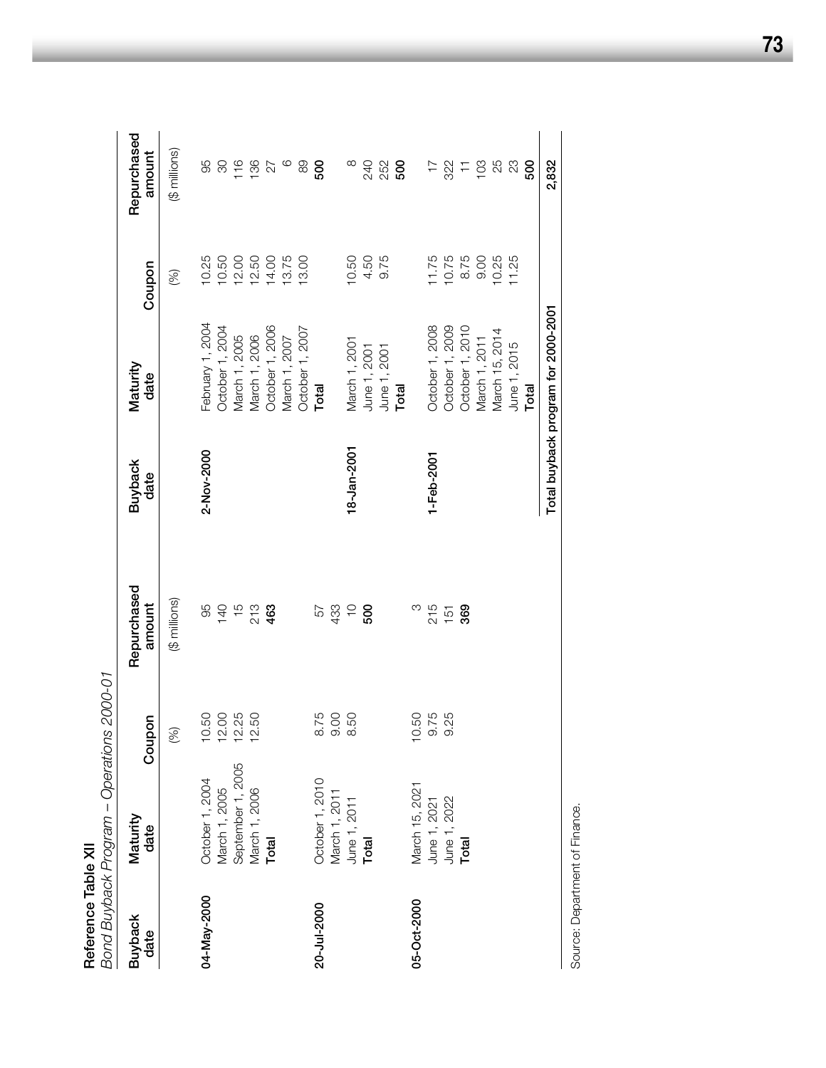**Reference Table XII**

*Bond Buyback Program – Operations 2000-01*

| Buyback date | Maturity date | Coupon | Repurchased amount |
|---|---|---|---|
| | | (%) | ($ millions) |
| **04-May-2000** | October 1, 2004 | 10.50 | 95 |
| | March 1, 2005 | 12.00 | 140 |
| | September 1, 2005 | 12.25 | 15 |
| | March 1, 2006 | 12.50 | 213 |
| | **Total** | | **463** |
| **20-Jul-2000** | October 1, 2010 | 8.75 | 57 |
| | March 1, 2011 | 9.00 | 433 |
| | June 1, 2011 | 8.50 | 10 |
| | **Total** | | **500** |
| **05-Oct-2000** | March 15, 2021 | 10.50 | 3 |
| | June 1, 2021 | 9.75 | 215 |
| | June 1, 2022 | 9.25 | 151 |
| | **Total** | | **369** |
| **2-Nov-2000** | February 1, 2004 | 10.25 | 95 |
| | October 1, 2004 | 10.50 | 30 |
| | March 1, 2005 | 12.00 | 116 |
| | March 1, 2006 | 12.50 | 136 |
| | October 1, 2006 | 14.00 | 27 |
| | March 1, 2007 | 13.75 | 6 |
| | October 1, 2007 | 13.00 | 89 |
| | **Total** | | **500** |
| **18-Jan-2001** | March 1, 2001 | 10.50 | 8 |
| | June 1, 2001 | 4.50 | 240 |
| | June 1, 2001 | 9.75 | 252 |
| | **Total** | | **500** |
| **1-Feb-2001** | October 1, 2008 | 11.75 | 17 |
| | October 1, 2009 | 10.75 | 322 |
| | October 1, 2010 | 8.75 | 11 |
| | March 1, 2011 | 9.00 | 103 |
| | March 15, 2014 | 10.25 | 25 |
| | June 1, 2015 | 11.25 | 23 |
| | **Total** | | **500** |
| **Total buyback program for 2000-2001** | | | **2,832** |

Source: Department of Finance.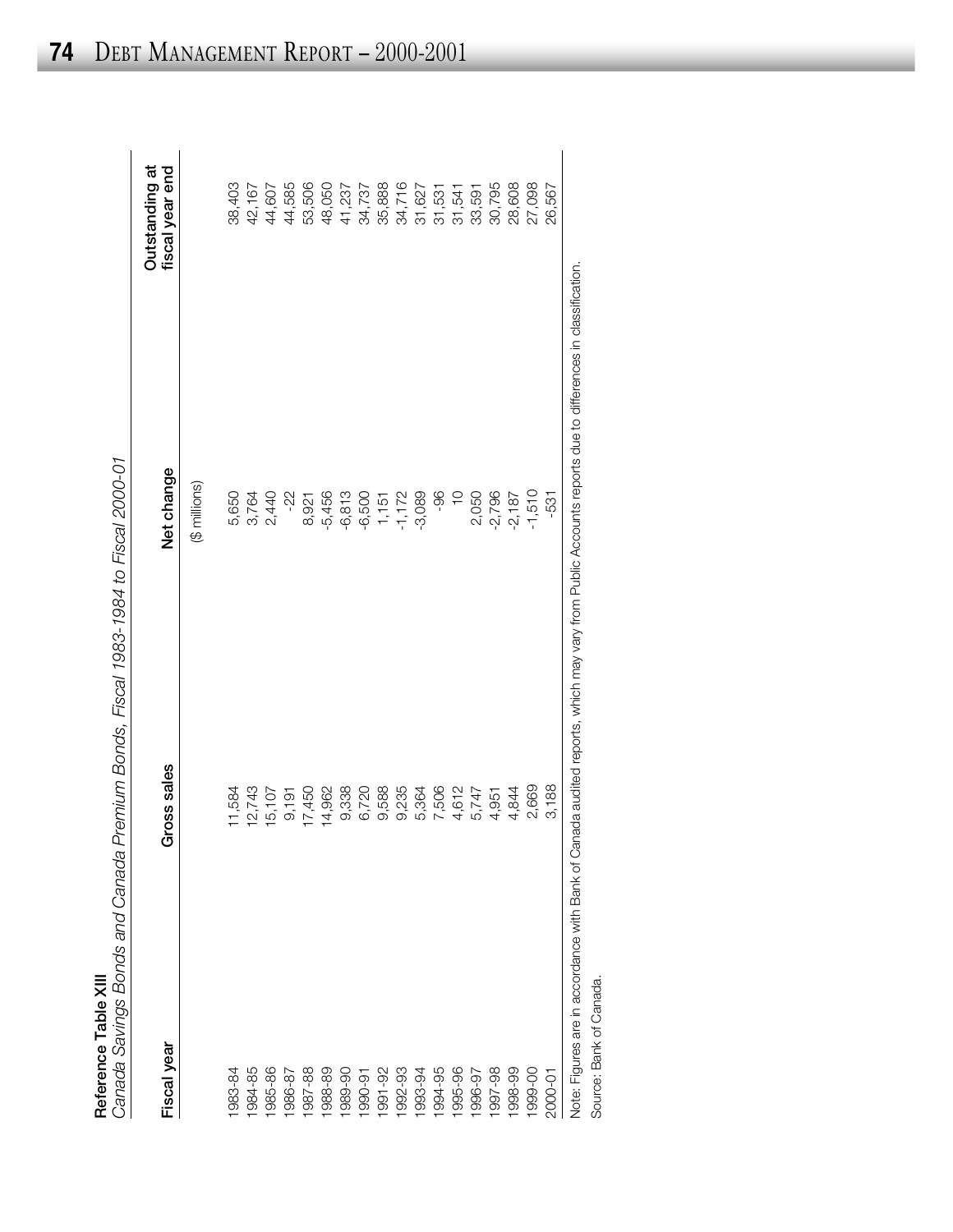**Reference Table XIII**
*Canada Savings Bonds and Canada Premium Bonds, Fiscal 1983-1984 to Fiscal 2000-01*

| Fiscal year | Gross sales | Net change | Outstanding at fiscal year end |
|---|---|---|---|
| | | ($ millions) | |
| 1983-84 | 11,584 | 5,650 | 38,403 |
| 1984-85 | 12,743 | 3,764 | 42,167 |
| 1985-86 | 15,107 | 2,440 | 44,607 |
| 1986-87 | 9,191 | -22 | 44,585 |
| 1987-88 | 17,450 | 8,921 | 53,506 |
| 1988-89 | 14,962 | -5,456 | 48,050 |
| 1989-90 | 9,338 | -6,813 | 41,237 |
| 1990-91 | 6,720 | -6,500 | 34,737 |
| 1991-92 | 9,588 | 1,151 | 35,888 |
| 1992-93 | 9,235 | -1,172 | 34,716 |
| 1993-94 | 5,364 | -3,089 | 31,627 |
| 1994-95 | 7,506 | -96 | 31,531 |
| 1995-96 | 4,612 | 10 | 31,541 |
| 1996-97 | 5,747 | 2,050 | 33,591 |
| 1997-98 | 4,951 | -2,796 | 30,795 |
| 1998-99 | 4,844 | -2,187 | 28,608 |
| 1999-00 | 2,669 | -1,510 | 27,098 |
| 2000-01 | 3,188 | -531 | 26,567 |

Note: Figures are in accordance with Bank of Canada audited reports, which may vary from Public Accounts reports due to differences in classification.

Source: Bank of Canada.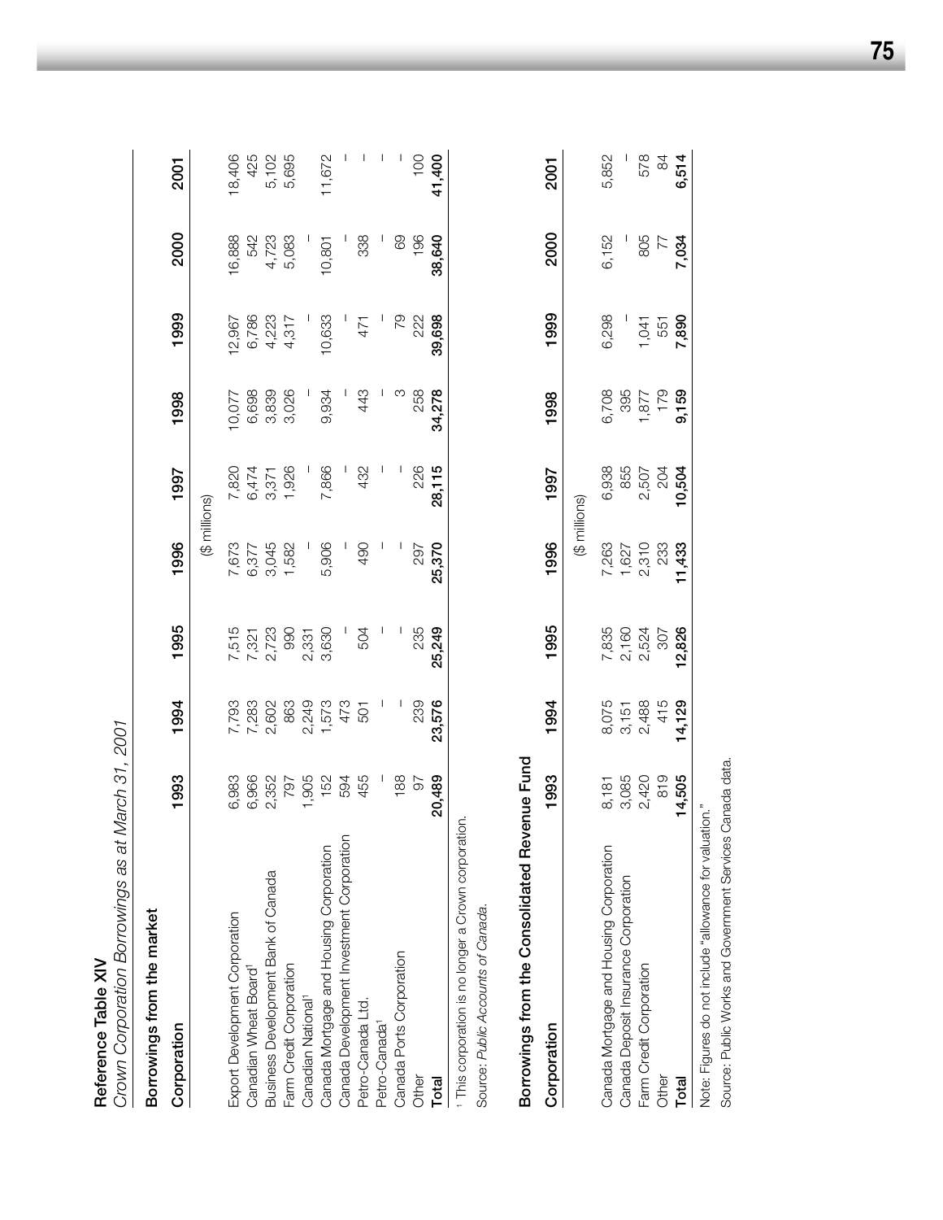## Reference Table XIV

*Crown Corporation Borrowings as at March 31, 2001*

### Borrowings from the market

| Corporation | 1993 | 1994 | 1995 | 1996 | 1997 | 1998 | 1999 | 2000 | 2001 |
|---|---|---|---|---|---|---|---|---|---|
| | | | | ($ millions) | | | | | |
| Export Development Corporation | 6,983 | 7,793 | 7,515 | 7,673 | 7,820 | 10,077 | 12,967 | 16,888 | 18,406 |
| Canadian Wheat Board[1] | 6,966 | 7,283 | 7,321 | 6,377 | 6,474 | 6,698 | 6,786 | 542 | 425 |
| Business Development Bank of Canada | 2,352 | 2,602 | 2,723 | 3,045 | 3,371 | 3,839 | 4,223 | 4,723 | 5,102 |
| Farm Credit Corporation | 797 | 863 | 990 | 1,582 | 1,926 | 3,026 | 4,317 | 5,083 | 5,695 |
| Canadian National[1] | 1,905 | 2,249 | 2,331 | – | – | – | – | – | – |
| Canada Mortgage and Housing Corporation | 152 | 1,573 | 3,630 | 5,906 | 7,866 | 9,934 | 10,633 | 10,801 | 11,672 |
| Canada Development Investment Corporation | 594 | 473 | – | – | – | – | – | – | – |
| Petro-Canada Ltd. | 455 | 501 | 504 | 490 | 432 | 443 | 471 | 338 | – |
| Petro-Canada[1] | – | – | – | – | – | – | – | – | – |
| Canada Ports Corporation | 188 | – | – | – | – | 3 | 79 | 69 | – |
| Other | 97 | 239 | 235 | 297 | 226 | 258 | 222 | 196 | 100 |
| **Total** | **20,489** | **23,576** | **25,249** | **25,370** | **28,115** | **34,278** | **39,698** | **38,640** | **41,400** |

[1] This corporation is no longer a Crown corporation.

Source: *Public Accounts of Canada*.

### Borrowings from the Consolidated Revenue Fund

| Corporation | 1993 | 1994 | 1995 | 1996 | 1997 | 1998 | 1999 | 2000 | 2001 |
|---|---|---|---|---|---|---|---|---|---|
| | | | | ($ millions) | | | | | |
| Canada Mortgage and Housing Corporation | 8,181 | 8,075 | 7,835 | 7,263 | 6,938 | 6,708 | 6,298 | 6,152 | 5,852 |
| Canada Deposit Insurance Corporation | 3,085 | 3,151 | 2,160 | 1,627 | 855 | 395 | – | – | – |
| Farm Credit Corporation | 2,420 | 2,488 | 2,524 | 2,310 | 2,507 | 1,877 | 1,041 | 805 | 578 |
| Other | 819 | 415 | 307 | 233 | 204 | 179 | 551 | 77 | 84 |
| **Total** | **14,505** | **14,129** | **12,826** | **11,433** | **10,504** | **9,159** | **7,890** | **7,034** | **6,514** |

Note: Figures do not include "allowance for valuation."

Source: Public Works and Government Services Canada data.